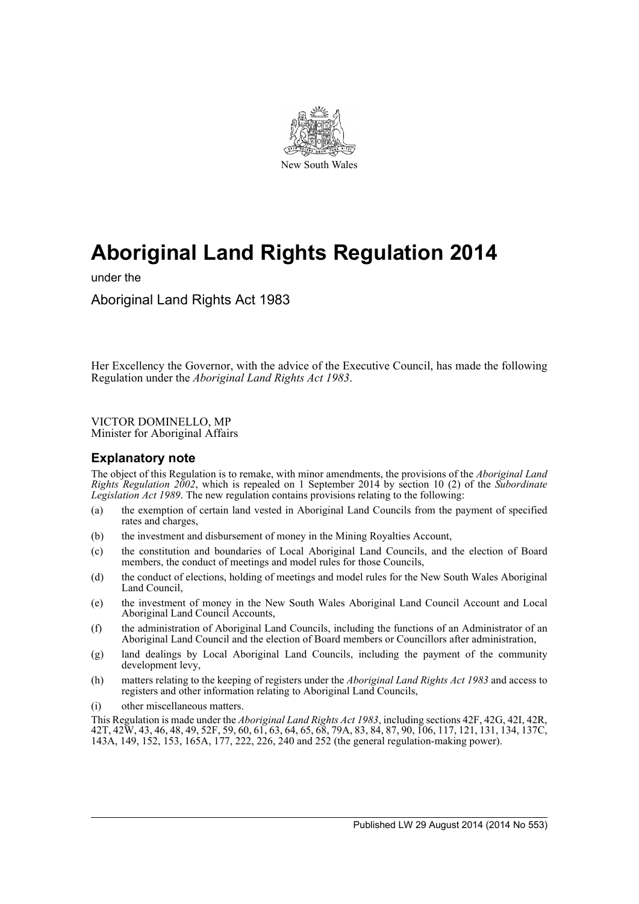New South Wales

# Aboriginal Land Rights Regulation 2014

under the

Aboriginal Land Rights Act 1983

Her Excellency the Governor, with the advice of the Executive Council, has made the following Regulation under the *Aboriginal Land Rights Act 1983*.

VICTOR DOMINELLO, MP
Minister for Aboriginal Affairs

## Explanatory note

The object of this Regulation is to remake, with minor amendments, the provisions of the *Aboriginal Land Rights Regulation 2002*, which is repealed on 1 September 2014 by section 10 (2) of the *Subordinate Legislation Act 1989*. The new regulation contains provisions relating to the following:

(a) the exemption of certain land vested in Aboriginal Land Councils from the payment of specified rates and charges,

(b) the investment and disbursement of money in the Mining Royalties Account,

(c) the constitution and boundaries of Local Aboriginal Land Councils, and the election of Board members, the conduct of meetings and model rules for those Councils,

(d) the conduct of elections, holding of meetings and model rules for the New South Wales Aboriginal Land Council,

(e) the investment of money in the New South Wales Aboriginal Land Council Account and Local Aboriginal Land Council Accounts,

(f) the administration of Aboriginal Land Councils, including the functions of an Administrator of an Aboriginal Land Council and the election of Board members or Councillors after administration,

(g) land dealings by Local Aboriginal Land Councils, including the payment of the community development levy,

(h) matters relating to the keeping of registers under the *Aboriginal Land Rights Act 1983* and access to registers and other information relating to Aboriginal Land Councils,

(i) other miscellaneous matters.

This Regulation is made under the *Aboriginal Land Rights Act 1983*, including sections 42F, 42G, 42I, 42R, 42T, 42W, 43, 46, 48, 49, 52F, 59, 60, 61, 63, 64, 65, 68, 79A, 83, 84, 87, 90, 106, 117, 121, 131, 134, 137C, 143A, 149, 152, 153, 165A, 177, 222, 226, 240 and 252 (the general regulation-making power).

Published LW 29 August 2014 (2014 No 553)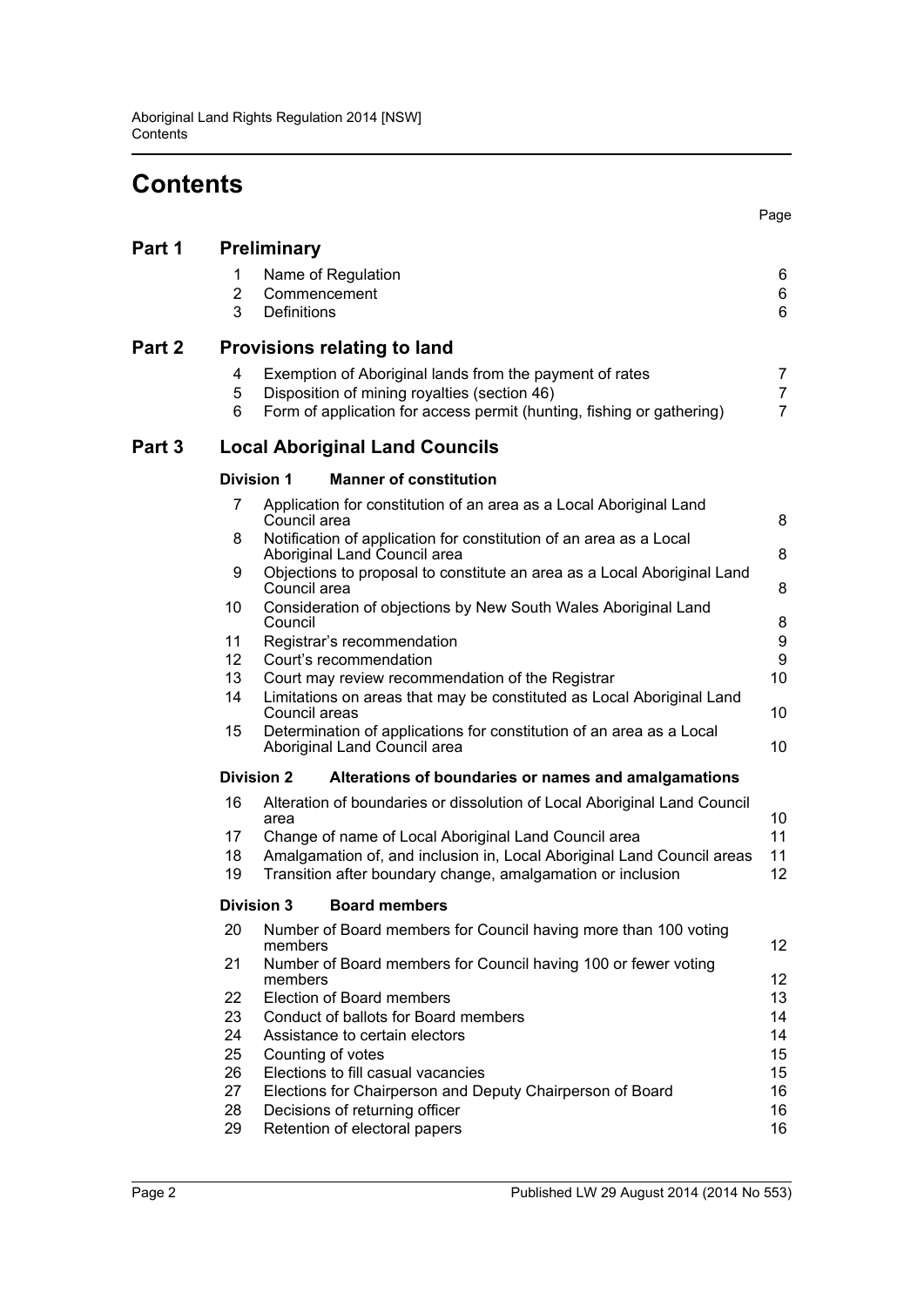# Contents

| | | | Page |
|---|---|---|---|
| **Part 1** | **Preliminary** | | |
| | 1 | Name of Regulation | 6 |
| | 2 | Commencement | 6 |
| | 3 | Definitions | 6 |
| **Part 2** | **Provisions relating to land** | | |
| | 4 | Exemption of Aboriginal lands from the payment of rates | 7 |
| | 5 | Disposition of mining royalties (section 46) | 7 |
| | 6 | Form of application for access permit (hunting, fishing or gathering) | 7 |
| **Part 3** | **Local Aboriginal Land Councils** | | |
| | **Division 1** | **Manner of constitution** | |
| | 7 | Application for constitution of an area as a Local Aboriginal Land Council area | 8 |
| | 8 | Notification of application for constitution of an area as a Local Aboriginal Land Council area | 8 |
| | 9 | Objections to proposal to constitute an area as a Local Aboriginal Land Council area | 8 |
| | 10 | Consideration of objections by New South Wales Aboriginal Land Council | 8 |
| | 11 | Registrar's recommendation | 9 |
| | 12 | Court's recommendation | 9 |
| | 13 | Court may review recommendation of the Registrar | 10 |
| | 14 | Limitations on areas that may be constituted as Local Aboriginal Land Council areas | 10 |
| | 15 | Determination of applications for constitution of an area as a Local Aboriginal Land Council area | 10 |
| | **Division 2** | **Alterations of boundaries or names and amalgamations** | |
| | 16 | Alteration of boundaries or dissolution of Local Aboriginal Land Council area | 10 |
| | 17 | Change of name of Local Aboriginal Land Council area | 11 |
| | 18 | Amalgamation of, and inclusion in, Local Aboriginal Land Council areas | 11 |
| | 19 | Transition after boundary change, amalgamation or inclusion | 12 |
| | **Division 3** | **Board members** | |
| | 20 | Number of Board members for Council having more than 100 voting members | 12 |
| | 21 | Number of Board members for Council having 100 or fewer voting members | 12 |
| | 22 | Election of Board members | 13 |
| | 23 | Conduct of ballots for Board members | 14 |
| | 24 | Assistance to certain electors | 14 |
| | 25 | Counting of votes | 15 |
| | 26 | Elections to fill casual vacancies | 15 |
| | 27 | Elections for Chairperson and Deputy Chairperson of Board | 16 |
| | 28 | Decisions of returning officer | 16 |
| | 29 | Retention of electoral papers | 16 |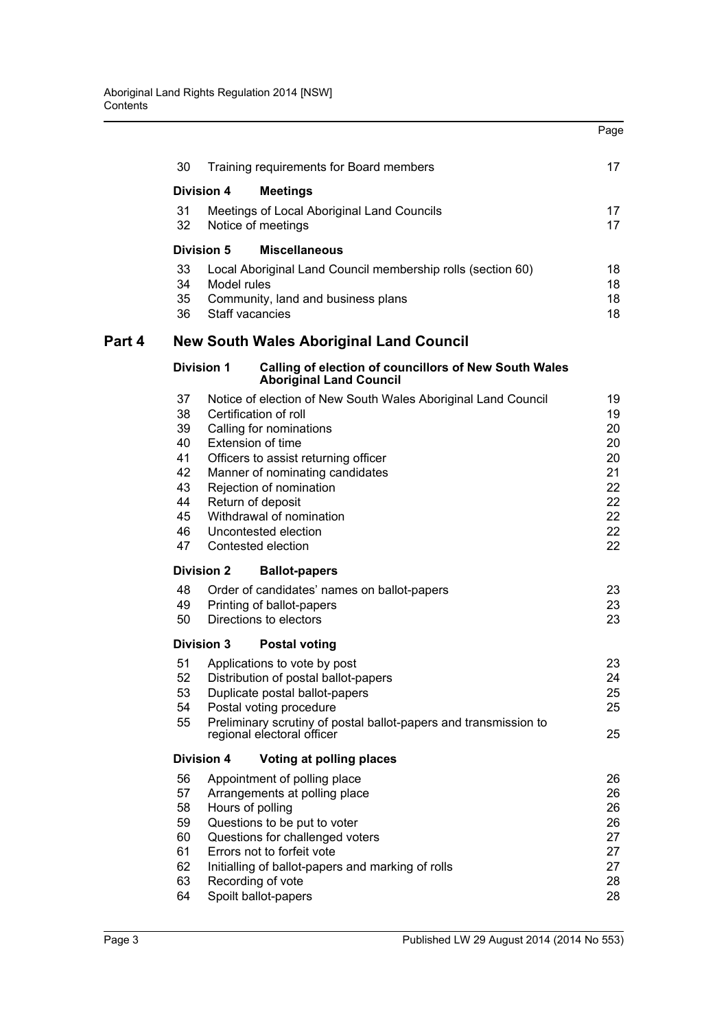| | | Page |
|---|---|---|
| 30 | Training requirements for Board members | 17 |
| **Division 4** | **Meetings** | |
| 31 | Meetings of Local Aboriginal Land Councils | 17 |
| 32 | Notice of meetings | 17 |
| **Division 5** | **Miscellaneous** | |
| 33 | Local Aboriginal Land Council membership rolls (section 60) | 18 |
| 34 | Model rules | 18 |
| 35 | Community, land and business plans | 18 |
| 36 | Staff vacancies | 18 |

## Part 4 New South Wales Aboriginal Land Council

| | | Page |
|---|---|---|
| **Division 1** | **Calling of election of councillors of New South Wales Aboriginal Land Council** | |
| 37 | Notice of election of New South Wales Aboriginal Land Council | 19 |
| 38 | Certification of roll | 19 |
| 39 | Calling for nominations | 20 |
| 40 | Extension of time | 20 |
| 41 | Officers to assist returning officer | 20 |
| 42 | Manner of nominating candidates | 21 |
| 43 | Rejection of nomination | 22 |
| 44 | Return of deposit | 22 |
| 45 | Withdrawal of nomination | 22 |
| 46 | Uncontested election | 22 |
| 47 | Contested election | 22 |
| **Division 2** | **Ballot-papers** | |
| 48 | Order of candidates' names on ballot-papers | 23 |
| 49 | Printing of ballot-papers | 23 |
| 50 | Directions to electors | 23 |
| **Division 3** | **Postal voting** | |
| 51 | Applications to vote by post | 23 |
| 52 | Distribution of postal ballot-papers | 24 |
| 53 | Duplicate postal ballot-papers | 25 |
| 54 | Postal voting procedure | 25 |
| 55 | Preliminary scrutiny of postal ballot-papers and transmission to regional electoral officer | 25 |
| **Division 4** | **Voting at polling places** | |
| 56 | Appointment of polling place | 26 |
| 57 | Arrangements at polling place | 26 |
| 58 | Hours of polling | 26 |
| 59 | Questions to be put to voter | 26 |
| 60 | Questions for challenged voters | 27 |
| 61 | Errors not to forfeit vote | 27 |
| 62 | Initialling of ballot-papers and marking of rolls | 27 |
| 63 | Recording of vote | 28 |
| 64 | Spoilt ballot-papers | 28 |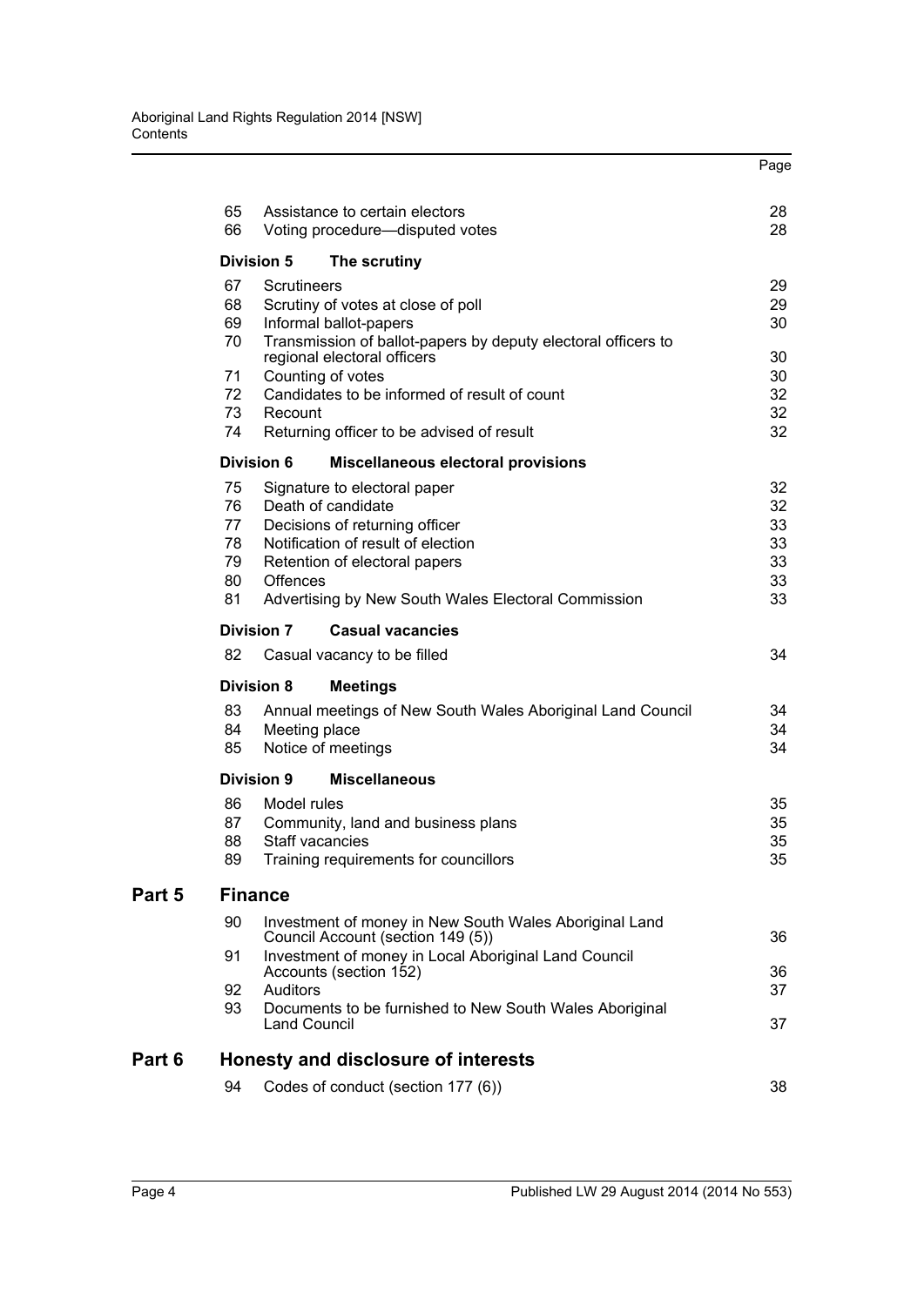| | | Page |
|---|---|---|
| 65 | Assistance to certain electors | 28 |
| 66 | Voting procedure—disputed votes | 28 |
| **Division 5** | **The scrutiny** | |
| 67 | Scrutineers | 29 |
| 68 | Scrutiny of votes at close of poll | 29 |
| 69 | Informal ballot-papers | 30 |
| 70 | Transmission of ballot-papers by deputy electoral officers to regional electoral officers | 30 |
| 71 | Counting of votes | 30 |
| 72 | Candidates to be informed of result of count | 32 |
| 73 | Recount | 32 |
| 74 | Returning officer to be advised of result | 32 |
| **Division 6** | **Miscellaneous electoral provisions** | |
| 75 | Signature to electoral paper | 32 |
| 76 | Death of candidate | 32 |
| 77 | Decisions of returning officer | 33 |
| 78 | Notification of result of election | 33 |
| 79 | Retention of electoral papers | 33 |
| 80 | Offences | 33 |
| 81 | Advertising by New South Wales Electoral Commission | 33 |
| **Division 7** | **Casual vacancies** | |
| 82 | Casual vacancy to be filled | 34 |
| **Division 8** | **Meetings** | |
| 83 | Annual meetings of New South Wales Aboriginal Land Council | 34 |
| 84 | Meeting place | 34 |
| 85 | Notice of meetings | 34 |
| **Division 9** | **Miscellaneous** | |
| 86 | Model rules | 35 |
| 87 | Community, land and business plans | 35 |
| 88 | Staff vacancies | 35 |
| 89 | Training requirements for councillors | 35 |

## Part 5 Finance

| | | |
|---|---|---|
| 90 | Investment of money in New South Wales Aboriginal Land Council Account (section 149 (5)) | 36 |
| 91 | Investment of money in Local Aboriginal Land Council Accounts (section 152) | 36 |
| 92 | Auditors | 37 |
| 93 | Documents to be furnished to New South Wales Aboriginal Land Council | 37 |

## Part 6 Honesty and disclosure of interests

| | | |
|---|---|---|
| 94 | Codes of conduct (section 177 (6)) | 38 |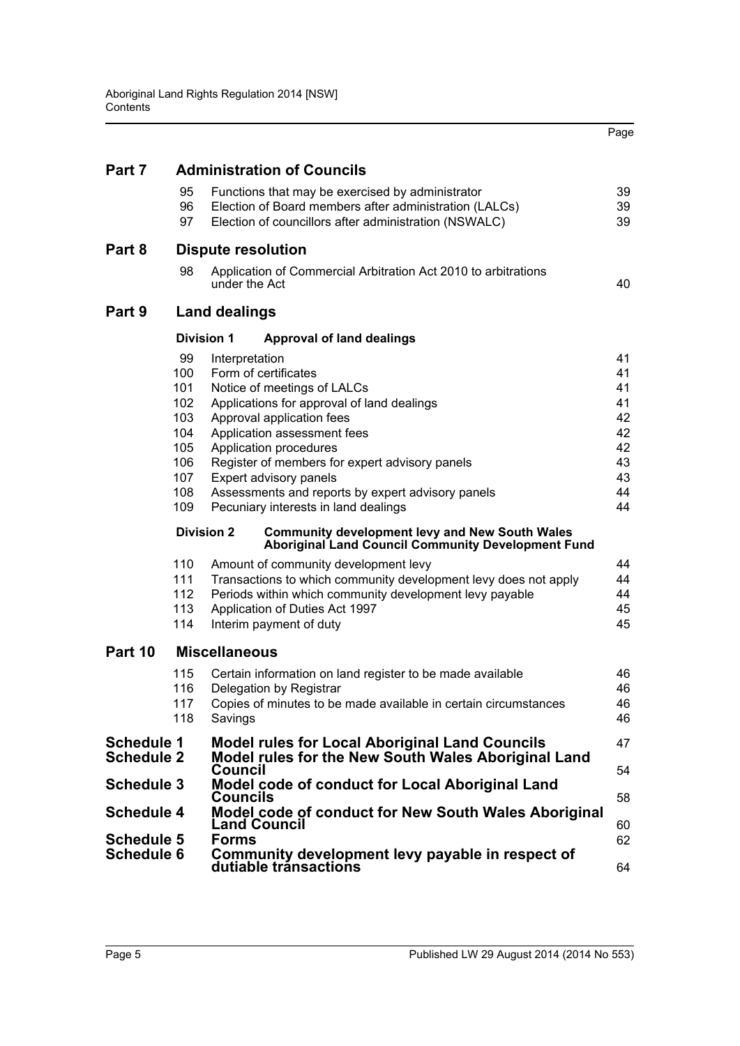| | | | Page |
|---|---|---|---|
| **Part 7** | **Administration of Councils** | | |
| | 95 | Functions that may be exercised by administrator | 39 |
| | 96 | Election of Board members after administration (LALCs) | 39 |
| | 97 | Election of councillors after administration (NSWALC) | 39 |
| **Part 8** | **Dispute resolution** | | |
| | 98 | Application of Commercial Arbitration Act 2010 to arbitrations under the Act | 40 |
| **Part 9** | **Land dealings** | | |
| | **Division 1** | **Approval of land dealings** | |
| | 99 | Interpretation | 41 |
| | 100 | Form of certificates | 41 |
| | 101 | Notice of meetings of LALCs | 41 |
| | 102 | Applications for approval of land dealings | 41 |
| | 103 | Approval application fees | 42 |
| | 104 | Application assessment fees | 42 |
| | 105 | Application procedures | 42 |
| | 106 | Register of members for expert advisory panels | 43 |
| | 107 | Expert advisory panels | 43 |
| | 108 | Assessments and reports by expert advisory panels | 44 |
| | 109 | Pecuniary interests in land dealings | 44 |
| | **Division 2** | **Community development levy and New South Wales Aboriginal Land Council Community Development Fund** | |
| | 110 | Amount of community development levy | 44 |
| | 111 | Transactions to which community development levy does not apply | 44 |
| | 112 | Periods within which community development levy payable | 44 |
| | 113 | Application of Duties Act 1997 | 45 |
| | 114 | Interim payment of duty | 45 |
| **Part 10** | **Miscellaneous** | | |
| | 115 | Certain information on land register to be made available | 46 |
| | 116 | Delegation by Registrar | 46 |
| | 117 | Copies of minutes to be made available in certain circumstances | 46 |
| | 118 | Savings | 46 |
| **Schedule 1** | **Model rules for Local Aboriginal Land Councils** | | 47 |
| **Schedule 2** | **Model rules for the New South Wales Aboriginal Land Council** | | 54 |
| **Schedule 3** | **Model code of conduct for Local Aboriginal Land Councils** | | 58 |
| **Schedule 4** | **Model code of conduct for New South Wales Aboriginal Land Council** | | 60 |
| **Schedule 5** | **Forms** | | 62 |
| **Schedule 6** | **Community development levy payable in respect of dutiable transactions** | | 64 |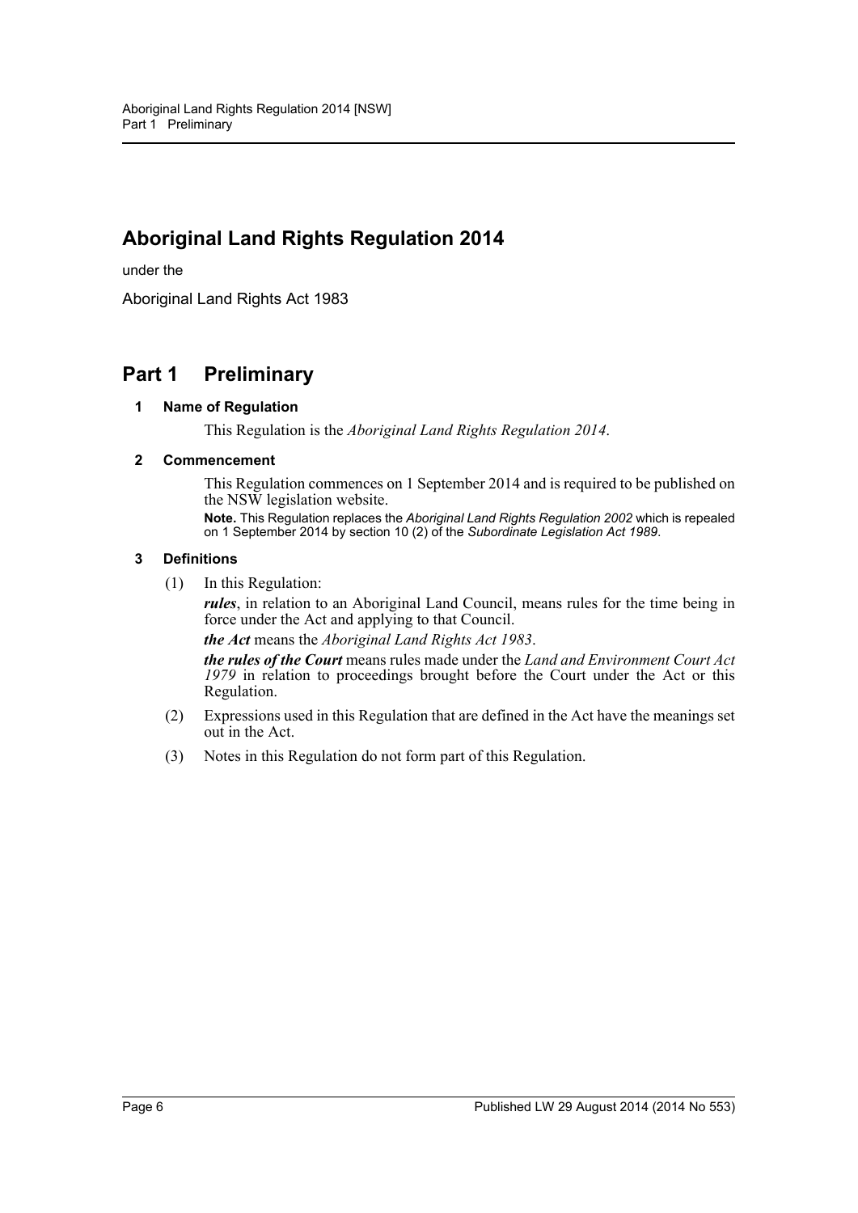# Aboriginal Land Rights Regulation 2014

under the

Aboriginal Land Rights Act 1983

## Part 1 Preliminary

### 1 Name of Regulation

This Regulation is the *Aboriginal Land Rights Regulation 2014*.

### 2 Commencement

This Regulation commences on 1 September 2014 and is required to be published on the NSW legislation website.

**Note.** This Regulation replaces the *Aboriginal Land Rights Regulation 2002* which is repealed on 1 September 2014 by section 10 (2) of the *Subordinate Legislation Act 1989*.

### 3 Definitions

(1) In this Regulation:

***rules***, in relation to an Aboriginal Land Council, means rules for the time being in force under the Act and applying to that Council.

***the Act*** means the *Aboriginal Land Rights Act 1983*.

***the rules of the Court*** means rules made under the *Land and Environment Court Act 1979* in relation to proceedings brought before the Court under the Act or this Regulation.

(2) Expressions used in this Regulation that are defined in the Act have the meanings set out in the Act.

(3) Notes in this Regulation do not form part of this Regulation.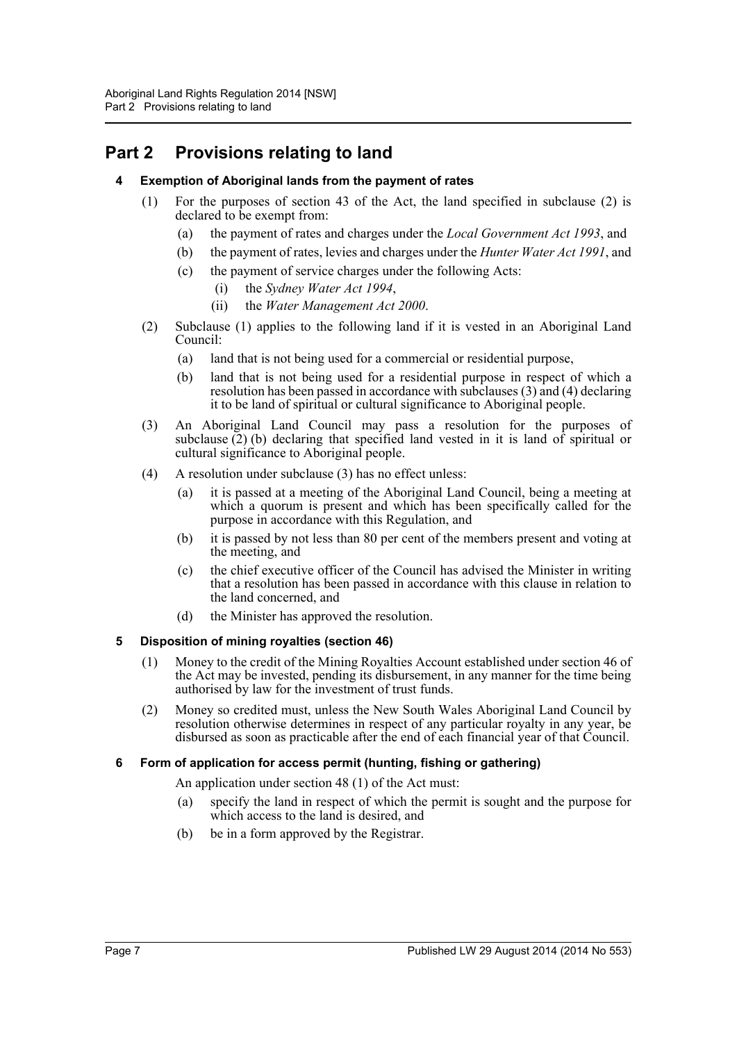# Part 2 Provisions relating to land

## 4 Exemption of Aboriginal lands from the payment of rates

(1) For the purposes of section 43 of the Act, the land specified in subclause (2) is declared to be exempt from:

- (a) the payment of rates and charges under the *Local Government Act 1993*, and
- (b) the payment of rates, levies and charges under the *Hunter Water Act 1991*, and
- (c) the payment of service charges under the following Acts:
  - (i) the *Sydney Water Act 1994*,
  - (ii) the *Water Management Act 2000*.

(2) Subclause (1) applies to the following land if it is vested in an Aboriginal Land Council:

- (a) land that is not being used for a commercial or residential purpose,
- (b) land that is not being used for a residential purpose in respect of which a resolution has been passed in accordance with subclauses (3) and (4) declaring it to be land of spiritual or cultural significance to Aboriginal people.

(3) An Aboriginal Land Council may pass a resolution for the purposes of subclause (2) (b) declaring that specified land vested in it is land of spiritual or cultural significance to Aboriginal people.

(4) A resolution under subclause (3) has no effect unless:

- (a) it is passed at a meeting of the Aboriginal Land Council, being a meeting at which a quorum is present and which has been specifically called for the purpose in accordance with this Regulation, and
- (b) it is passed by not less than 80 per cent of the members present and voting at the meeting, and
- (c) the chief executive officer of the Council has advised the Minister in writing that a resolution has been passed in accordance with this clause in relation to the land concerned, and
- (d) the Minister has approved the resolution.

## 5 Disposition of mining royalties (section 46)

(1) Money to the credit of the Mining Royalties Account established under section 46 of the Act may be invested, pending its disbursement, in any manner for the time being authorised by law for the investment of trust funds.

(2) Money so credited must, unless the New South Wales Aboriginal Land Council by resolution otherwise determines in respect of any particular royalty in any year, be disbursed as soon as practicable after the end of each financial year of that Council.

## 6 Form of application for access permit (hunting, fishing or gathering)

An application under section 48 (1) of the Act must:

- (a) specify the land in respect of which the permit is sought and the purpose for which access to the land is desired, and
- (b) be in a form approved by the Registrar.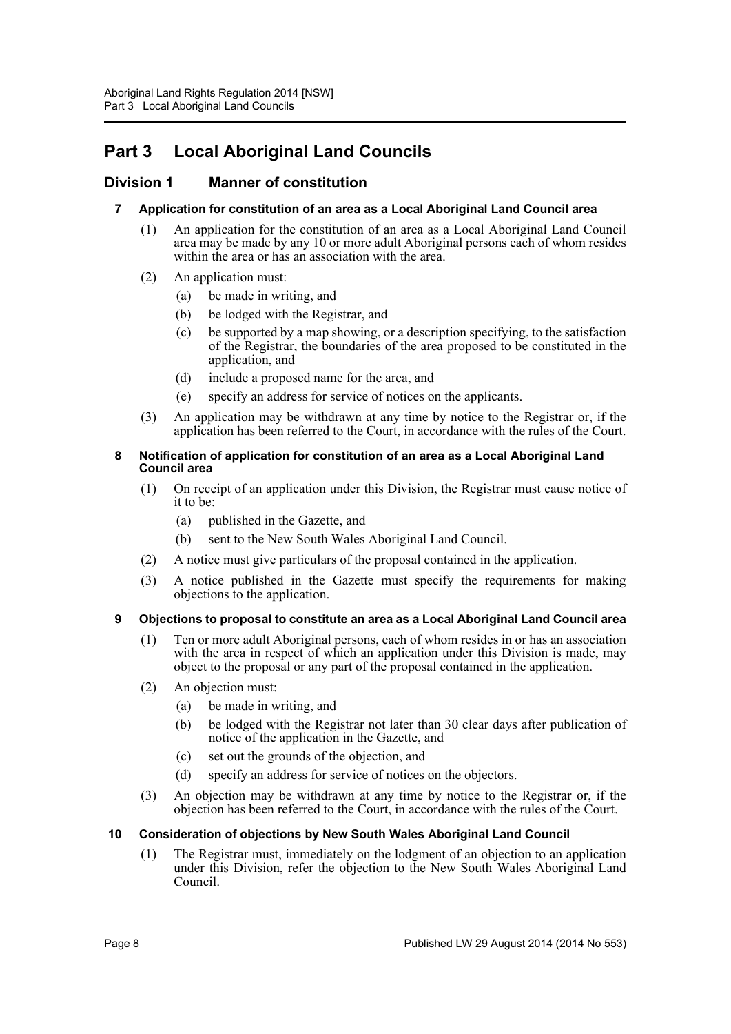# Part 3 Local Aboriginal Land Councils

## Division 1 Manner of constitution

### 7 Application for constitution of an area as a Local Aboriginal Land Council area

(1) An application for the constitution of an area as a Local Aboriginal Land Council area may be made by any 10 or more adult Aboriginal persons each of whom resides within the area or has an association with the area.

(2) An application must:

(a) be made in writing, and

(b) be lodged with the Registrar, and

(c) be supported by a map showing, or a description specifying, to the satisfaction of the Registrar, the boundaries of the area proposed to be constituted in the application, and

(d) include a proposed name for the area, and

(e) specify an address for service of notices on the applicants.

(3) An application may be withdrawn at any time by notice to the Registrar or, if the application has been referred to the Court, in accordance with the rules of the Court.

### 8 Notification of application for constitution of an area as a Local Aboriginal Land Council area

(1) On receipt of an application under this Division, the Registrar must cause notice of it to be:

(a) published in the Gazette, and

(b) sent to the New South Wales Aboriginal Land Council.

(2) A notice must give particulars of the proposal contained in the application.

(3) A notice published in the Gazette must specify the requirements for making objections to the application.

### 9 Objections to proposal to constitute an area as a Local Aboriginal Land Council area

(1) Ten or more adult Aboriginal persons, each of whom resides in or has an association with the area in respect of which an application under this Division is made, may object to the proposal or any part of the proposal contained in the application.

(2) An objection must:

(a) be made in writing, and

(b) be lodged with the Registrar not later than 30 clear days after publication of notice of the application in the Gazette, and

(c) set out the grounds of the objection, and

(d) specify an address for service of notices on the objectors.

(3) An objection may be withdrawn at any time by notice to the Registrar or, if the objection has been referred to the Court, in accordance with the rules of the Court.

### 10 Consideration of objections by New South Wales Aboriginal Land Council

(1) The Registrar must, immediately on the lodgment of an objection to an application under this Division, refer the objection to the New South Wales Aboriginal Land Council.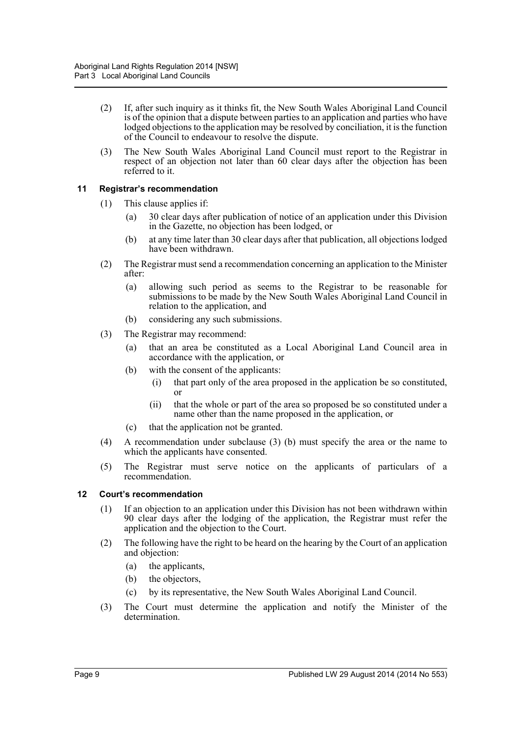(2) If, after such inquiry as it thinks fit, the New South Wales Aboriginal Land Council is of the opinion that a dispute between parties to an application and parties who have lodged objections to the application may be resolved by conciliation, it is the function of the Council to endeavour to resolve the dispute.

(3) The New South Wales Aboriginal Land Council must report to the Registrar in respect of an objection not later than 60 clear days after the objection has been referred to it.

### 11 Registrar's recommendation

(1) This clause applies if:

(a) 30 clear days after publication of notice of an application under this Division in the Gazette, no objection has been lodged, or

(b) at any time later than 30 clear days after that publication, all objections lodged have been withdrawn.

(2) The Registrar must send a recommendation concerning an application to the Minister after:

(a) allowing such period as seems to the Registrar to be reasonable for submissions to be made by the New South Wales Aboriginal Land Council in relation to the application, and

(b) considering any such submissions.

(3) The Registrar may recommend:

(a) that an area be constituted as a Local Aboriginal Land Council area in accordance with the application, or

(b) with the consent of the applicants:

(i) that part only of the area proposed in the application be so constituted, or

(ii) that the whole or part of the area so proposed be so constituted under a name other than the name proposed in the application, or

(c) that the application not be granted.

(4) A recommendation under subclause (3) (b) must specify the area or the name to which the applicants have consented.

(5) The Registrar must serve notice on the applicants of particulars of a recommendation.

### 12 Court's recommendation

(1) If an objection to an application under this Division has not been withdrawn within 90 clear days after the lodging of the application, the Registrar must refer the application and the objection to the Court.

(2) The following have the right to be heard on the hearing by the Court of an application and objection:

(a) the applicants,

(b) the objectors,

(c) by its representative, the New South Wales Aboriginal Land Council.

(3) The Court must determine the application and notify the Minister of the determination.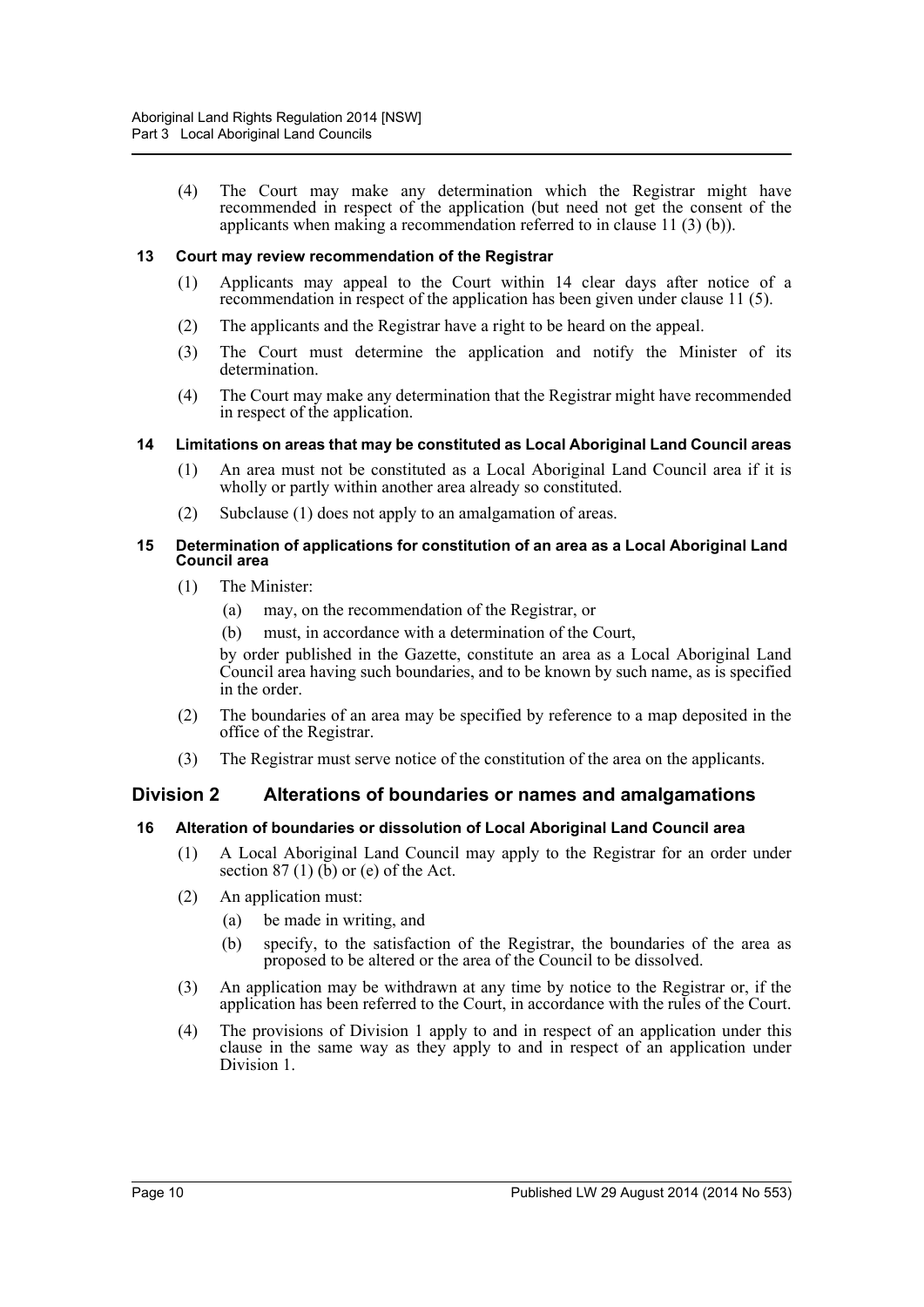(4) The Court may make any determination which the Registrar might have recommended in respect of the application (but need not get the consent of the applicants when making a recommendation referred to in clause 11 (3) (b)).

#### 13 Court may review recommendation of the Registrar

(1) Applicants may appeal to the Court within 14 clear days after notice of a recommendation in respect of the application has been given under clause 11 (5).

(2) The applicants and the Registrar have a right to be heard on the appeal.

(3) The Court must determine the application and notify the Minister of its determination.

(4) The Court may make any determination that the Registrar might have recommended in respect of the application.

#### 14 Limitations on areas that may be constituted as Local Aboriginal Land Council areas

(1) An area must not be constituted as a Local Aboriginal Land Council area if it is wholly or partly within another area already so constituted.

(2) Subclause (1) does not apply to an amalgamation of areas.

#### 15 Determination of applications for constitution of an area as a Local Aboriginal Land Council area

(1) The Minister:

(a) may, on the recommendation of the Registrar, or

(b) must, in accordance with a determination of the Court,

by order published in the Gazette, constitute an area as a Local Aboriginal Land Council area having such boundaries, and to be known by such name, as is specified in the order.

(2) The boundaries of an area may be specified by reference to a map deposited in the office of the Registrar.

(3) The Registrar must serve notice of the constitution of the area on the applicants.

## Division 2 Alterations of boundaries or names and amalgamations

#### 16 Alteration of boundaries or dissolution of Local Aboriginal Land Council area

(1) A Local Aboriginal Land Council may apply to the Registrar for an order under section 87 (1) (b) or (e) of the Act.

(2) An application must:

(a) be made in writing, and

(b) specify, to the satisfaction of the Registrar, the boundaries of the area as proposed to be altered or the area of the Council to be dissolved.

(3) An application may be withdrawn at any time by notice to the Registrar or, if the application has been referred to the Court, in accordance with the rules of the Court.

(4) The provisions of Division 1 apply to and in respect of an application under this clause in the same way as they apply to and in respect of an application under Division 1.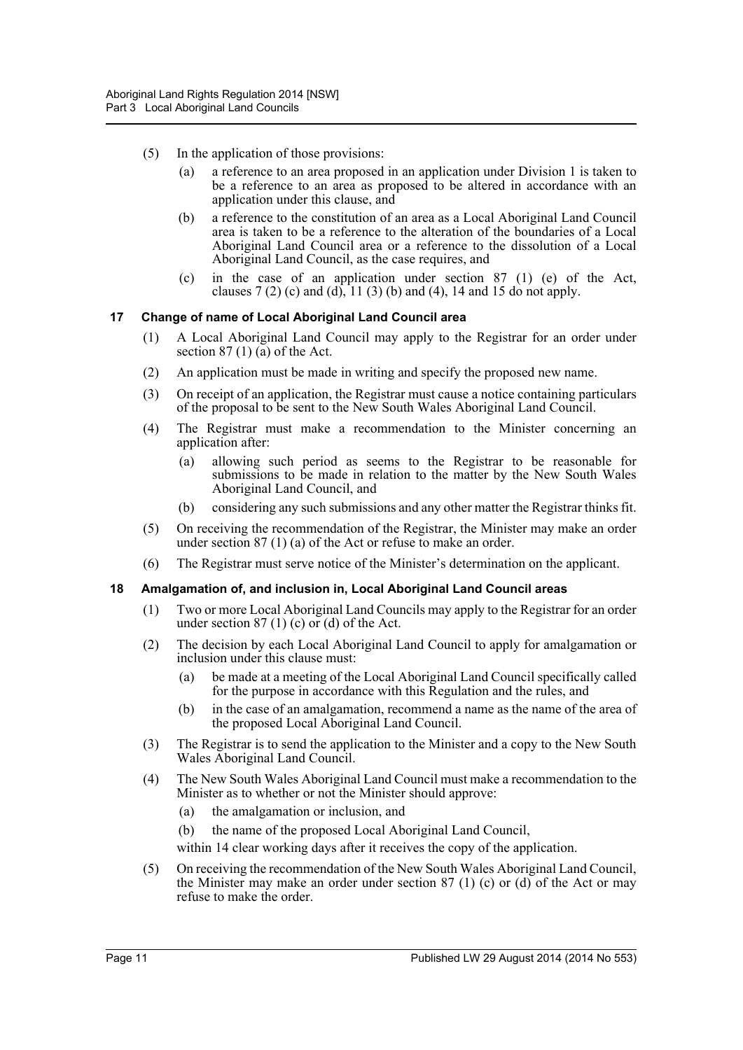(5) In the application of those provisions:

(a) a reference to an area proposed in an application under Division 1 is taken to be a reference to an area as proposed to be altered in accordance with an application under this clause, and

(b) a reference to the constitution of an area as a Local Aboriginal Land Council area is taken to be a reference to the alteration of the boundaries of a Local Aboriginal Land Council area or a reference to the dissolution of a Local Aboriginal Land Council, as the case requires, and

(c) in the case of an application under section 87 (1) (e) of the Act, clauses 7 (2) (c) and (d), 11 (3) (b) and (4), 14 and 15 do not apply.

### 17 Change of name of Local Aboriginal Land Council area

(1) A Local Aboriginal Land Council may apply to the Registrar for an order under section 87 (1) (a) of the Act.

(2) An application must be made in writing and specify the proposed new name.

(3) On receipt of an application, the Registrar must cause a notice containing particulars of the proposal to be sent to the New South Wales Aboriginal Land Council.

(4) The Registrar must make a recommendation to the Minister concerning an application after:

(a) allowing such period as seems to the Registrar to be reasonable for submissions to be made in relation to the matter by the New South Wales Aboriginal Land Council, and

(b) considering any such submissions and any other matter the Registrar thinks fit.

(5) On receiving the recommendation of the Registrar, the Minister may make an order under section 87 (1) (a) of the Act or refuse to make an order.

(6) The Registrar must serve notice of the Minister's determination on the applicant.

### 18 Amalgamation of, and inclusion in, Local Aboriginal Land Council areas

(1) Two or more Local Aboriginal Land Councils may apply to the Registrar for an order under section 87 (1) (c) or (d) of the Act.

(2) The decision by each Local Aboriginal Land Council to apply for amalgamation or inclusion under this clause must:

(a) be made at a meeting of the Local Aboriginal Land Council specifically called for the purpose in accordance with this Regulation and the rules, and

(b) in the case of an amalgamation, recommend a name as the name of the area of the proposed Local Aboriginal Land Council.

(3) The Registrar is to send the application to the Minister and a copy to the New South Wales Aboriginal Land Council.

(4) The New South Wales Aboriginal Land Council must make a recommendation to the Minister as to whether or not the Minister should approve:

(a) the amalgamation or inclusion, and

(b) the name of the proposed Local Aboriginal Land Council,

within 14 clear working days after it receives the copy of the application.

(5) On receiving the recommendation of the New South Wales Aboriginal Land Council, the Minister may make an order under section 87 (1) (c) or (d) of the Act or may refuse to make the order.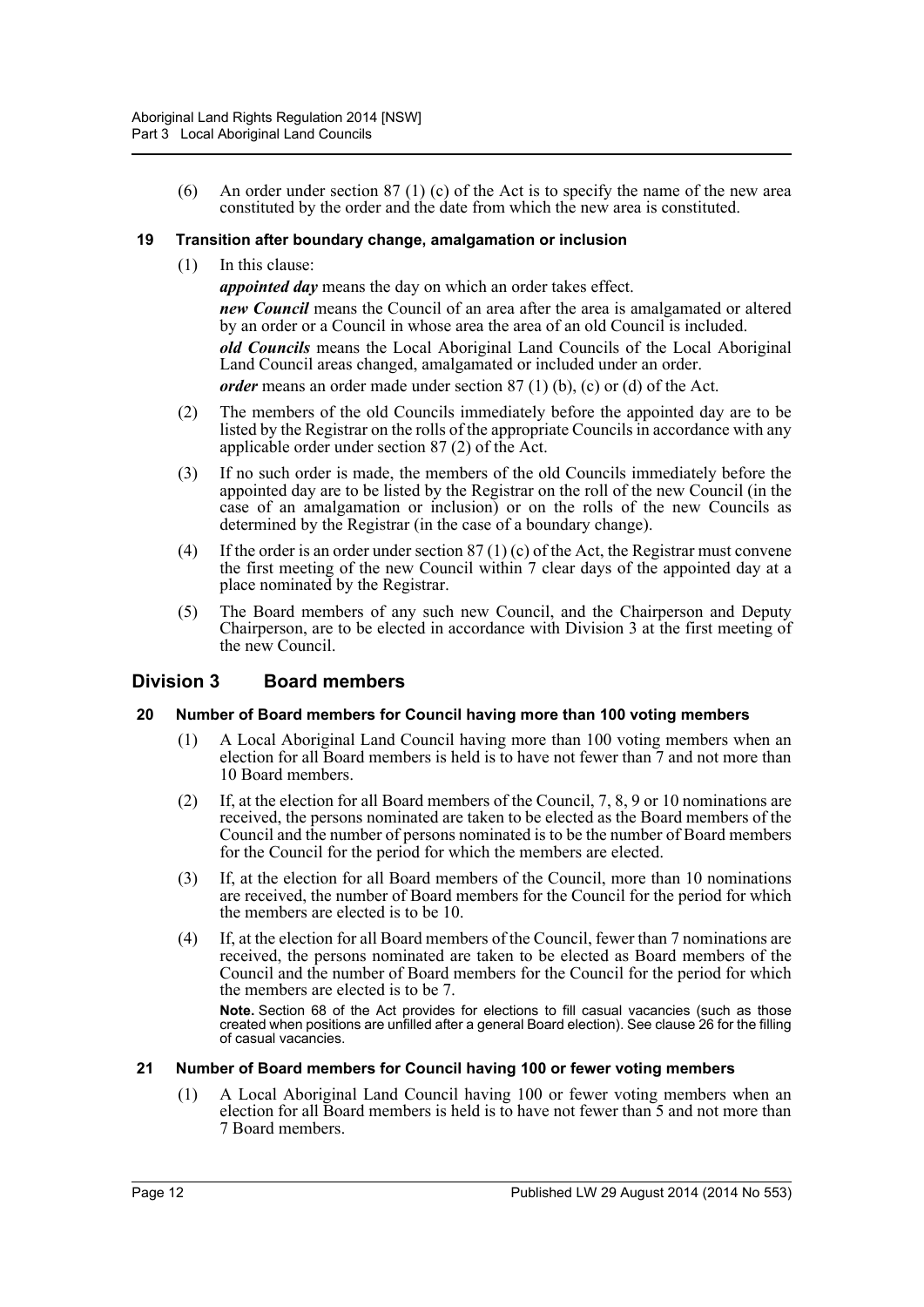(6) An order under section 87 (1) (c) of the Act is to specify the name of the new area constituted by the order and the date from which the new area is constituted.

### 19 Transition after boundary change, amalgamation or inclusion

(1) In this clause:

***appointed day*** means the day on which an order takes effect.

***new Council*** means the Council of an area after the area is amalgamated or altered by an order or a Council in whose area the area of an old Council is included.

***old Councils*** means the Local Aboriginal Land Councils of the Local Aboriginal Land Council areas changed, amalgamated or included under an order.

***order*** means an order made under section 87 (1) (b), (c) or (d) of the Act.

(2) The members of the old Councils immediately before the appointed day are to be listed by the Registrar on the rolls of the appropriate Councils in accordance with any applicable order under section 87 (2) of the Act.

(3) If no such order is made, the members of the old Councils immediately before the appointed day are to be listed by the Registrar on the roll of the new Council (in the case of an amalgamation or inclusion) or on the rolls of the new Councils as determined by the Registrar (in the case of a boundary change).

(4) If the order is an order under section 87 (1) (c) of the Act, the Registrar must convene the first meeting of the new Council within 7 clear days of the appointed day at a place nominated by the Registrar.

(5) The Board members of any such new Council, and the Chairperson and Deputy Chairperson, are to be elected in accordance with Division 3 at the first meeting of the new Council.

## Division 3 Board members

### 20 Number of Board members for Council having more than 100 voting members

(1) A Local Aboriginal Land Council having more than 100 voting members when an election for all Board members is held is to have not fewer than 7 and not more than 10 Board members.

(2) If, at the election for all Board members of the Council, 7, 8, 9 or 10 nominations are received, the persons nominated are taken to be elected as the Board members of the Council and the number of persons nominated is to be the number of Board members for the Council for the period for which the members are elected.

(3) If, at the election for all Board members of the Council, more than 10 nominations are received, the number of Board members for the Council for the period for which the members are elected is to be 10.

(4) If, at the election for all Board members of the Council, fewer than 7 nominations are received, the persons nominated are taken to be elected as Board members of the Council and the number of Board members for the Council for the period for which the members are elected is to be 7.

**Note.** Section 68 of the Act provides for elections to fill casual vacancies (such as those created when positions are unfilled after a general Board election). See clause 26 for the filling of casual vacancies.

### 21 Number of Board members for Council having 100 or fewer voting members

(1) A Local Aboriginal Land Council having 100 or fewer voting members when an election for all Board members is held is to have not fewer than 5 and not more than 7 Board members.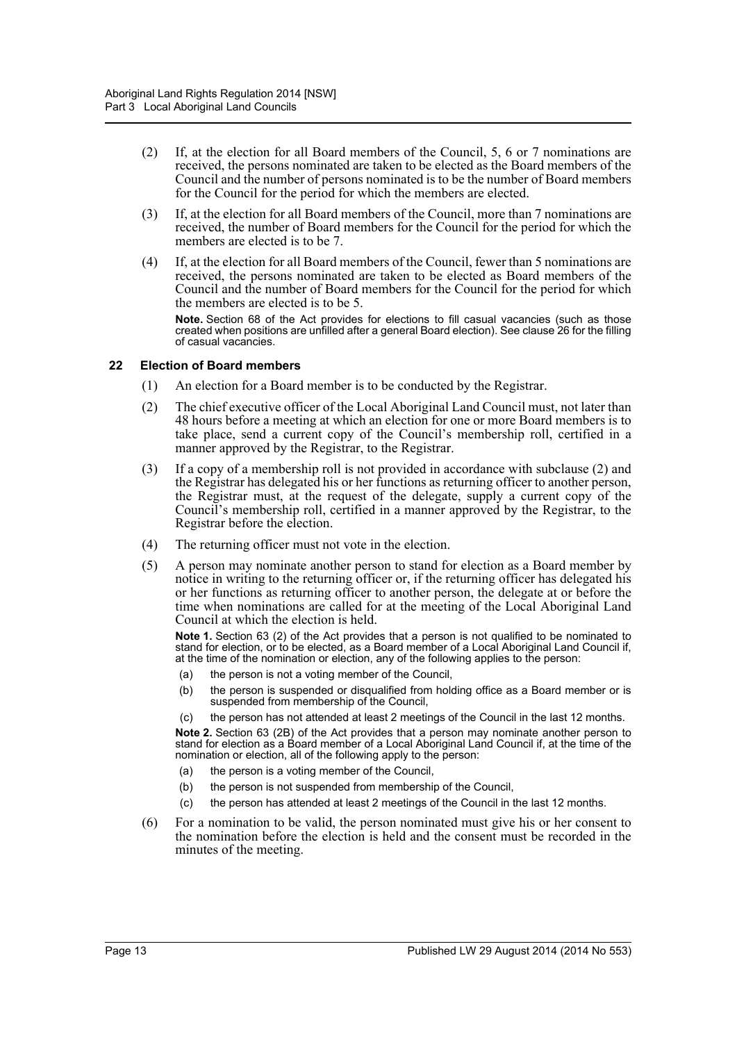(2) If, at the election for all Board members of the Council, 5, 6 or 7 nominations are received, the persons nominated are taken to be elected as the Board members of the Council and the number of persons nominated is to be the number of Board members for the Council for the period for which the members are elected.

(3) If, at the election for all Board members of the Council, more than 7 nominations are received, the number of Board members for the Council for the period for which the members are elected is to be 7.

(4) If, at the election for all Board members of the Council, fewer than 5 nominations are received, the persons nominated are taken to be elected as Board members of the Council and the number of Board members for the Council for the period for which the members are elected is to be 5.

**Note.** Section 68 of the Act provides for elections to fill casual vacancies (such as those created when positions are unfilled after a general Board election). See clause 26 for the filling of casual vacancies.

### 22 Election of Board members

(1) An election for a Board member is to be conducted by the Registrar.

(2) The chief executive officer of the Local Aboriginal Land Council must, not later than 48 hours before a meeting at which an election for one or more Board members is to take place, send a current copy of the Council's membership roll, certified in a manner approved by the Registrar, to the Registrar.

(3) If a copy of a membership roll is not provided in accordance with subclause (2) and the Registrar has delegated his or her functions as returning officer to another person, the Registrar must, at the request of the delegate, supply a current copy of the Council's membership roll, certified in a manner approved by the Registrar, to the Registrar before the election.

(4) The returning officer must not vote in the election.

(5) A person may nominate another person to stand for election as a Board member by notice in writing to the returning officer or, if the returning officer has delegated his or her functions as returning officer to another person, the delegate at or before the time when nominations are called for at the meeting of the Local Aboriginal Land Council at which the election is held.

**Note 1.** Section 63 (2) of the Act provides that a person is not qualified to be nominated to stand for election, or to be elected, as a Board member of a Local Aboriginal Land Council if, at the time of the nomination or election, any of the following applies to the person:

(a) the person is not a voting member of the Council,

(b) the person is suspended or disqualified from holding office as a Board member or is suspended from membership of the Council,

(c) the person has not attended at least 2 meetings of the Council in the last 12 months.

**Note 2.** Section 63 (2B) of the Act provides that a person may nominate another person to stand for election as a Board member of a Local Aboriginal Land Council if, at the time of the nomination or election, all of the following apply to the person:

(a) the person is a voting member of the Council,

(b) the person is not suspended from membership of the Council,

(c) the person has attended at least 2 meetings of the Council in the last 12 months.

(6) For a nomination to be valid, the person nominated must give his or her consent to the nomination before the election is held and the consent must be recorded in the minutes of the meeting.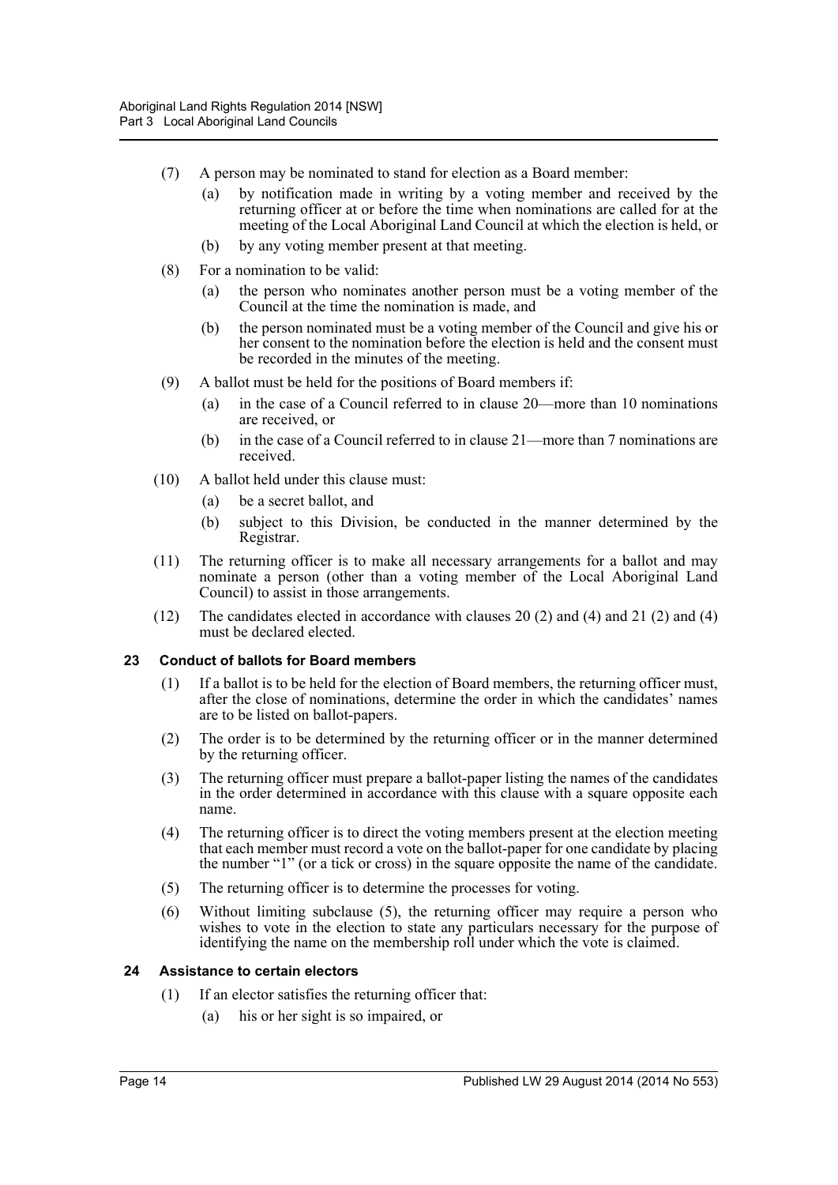(7) A person may be nominated to stand for election as a Board member:

- (a) by notification made in writing by a voting member and received by the returning officer at or before the time when nominations are called for at the meeting of the Local Aboriginal Land Council at which the election is held, or
- (b) by any voting member present at that meeting.

(8) For a nomination to be valid:

- (a) the person who nominates another person must be a voting member of the Council at the time the nomination is made, and
- (b) the person nominated must be a voting member of the Council and give his or her consent to the nomination before the election is held and the consent must be recorded in the minutes of the meeting.

(9) A ballot must be held for the positions of Board members if:

- (a) in the case of a Council referred to in clause 20—more than 10 nominations are received, or
- (b) in the case of a Council referred to in clause 21—more than 7 nominations are received.

(10) A ballot held under this clause must:

- (a) be a secret ballot, and
- (b) subject to this Division, be conducted in the manner determined by the Registrar.

(11) The returning officer is to make all necessary arrangements for a ballot and may nominate a person (other than a voting member of the Local Aboriginal Land Council) to assist in those arrangements.

(12) The candidates elected in accordance with clauses 20 (2) and (4) and 21 (2) and (4) must be declared elected.

### 23 Conduct of ballots for Board members

(1) If a ballot is to be held for the election of Board members, the returning officer must, after the close of nominations, determine the order in which the candidates' names are to be listed on ballot-papers.

(2) The order is to be determined by the returning officer or in the manner determined by the returning officer.

(3) The returning officer must prepare a ballot-paper listing the names of the candidates in the order determined in accordance with this clause with a square opposite each name.

(4) The returning officer is to direct the voting members present at the election meeting that each member must record a vote on the ballot-paper for one candidate by placing the number "1" (or a tick or cross) in the square opposite the name of the candidate.

(5) The returning officer is to determine the processes for voting.

(6) Without limiting subclause (5), the returning officer may require a person who wishes to vote in the election to state any particulars necessary for the purpose of identifying the name on the membership roll under which the vote is claimed.

### 24 Assistance to certain electors

(1) If an elector satisfies the returning officer that:

- (a) his or her sight is so impaired, or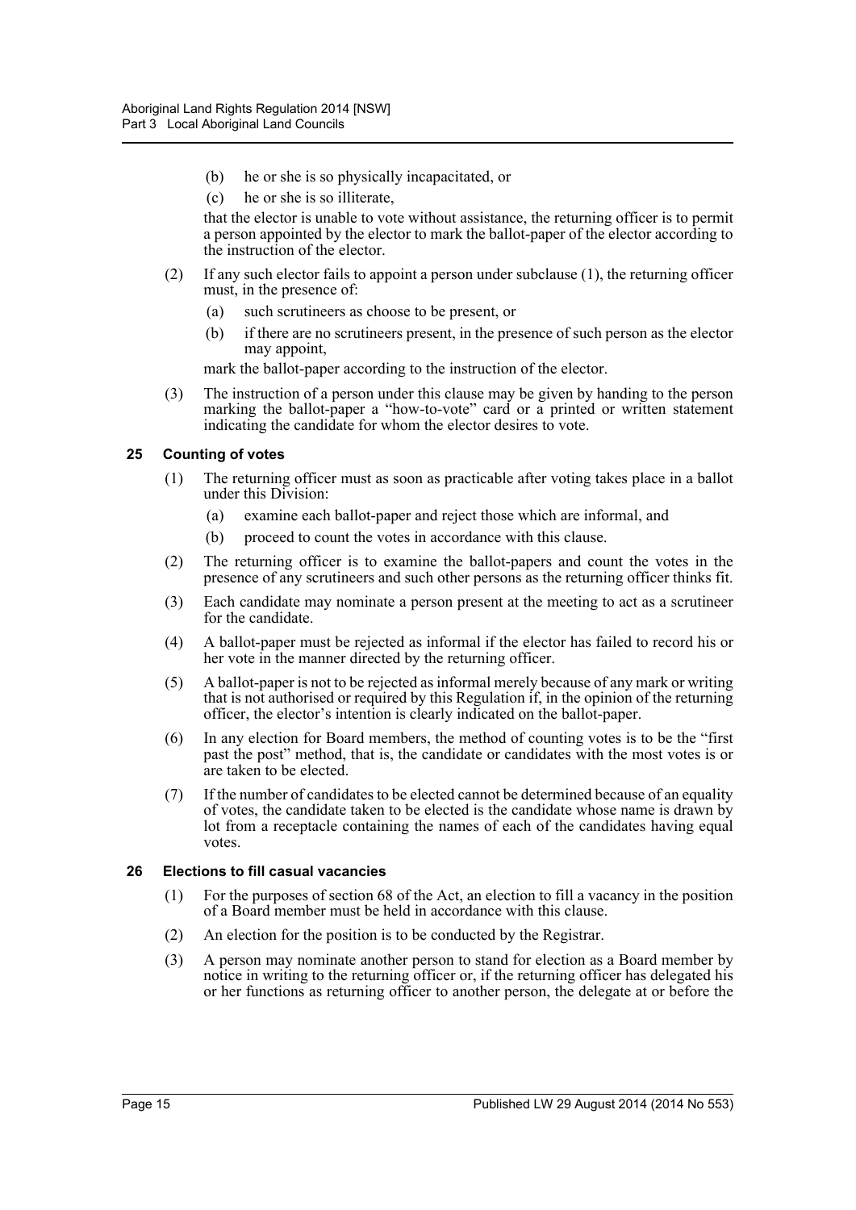(b) he or she is so physically incapacitated, or

(c) he or she is so illiterate,

that the elector is unable to vote without assistance, the returning officer is to permit a person appointed by the elector to mark the ballot-paper of the elector according to the instruction of the elector.

(2) If any such elector fails to appoint a person under subclause (1), the returning officer must, in the presence of:

(a) such scrutineers as choose to be present, or

(b) if there are no scrutineers present, in the presence of such person as the elector may appoint,

mark the ballot-paper according to the instruction of the elector.

(3) The instruction of a person under this clause may be given by handing to the person marking the ballot-paper a "how-to-vote" card or a printed or written statement indicating the candidate for whom the elector desires to vote.

### 25 Counting of votes

(1) The returning officer must as soon as practicable after voting takes place in a ballot under this Division:

(a) examine each ballot-paper and reject those which are informal, and

(b) proceed to count the votes in accordance with this clause.

(2) The returning officer is to examine the ballot-papers and count the votes in the presence of any scrutineers and such other persons as the returning officer thinks fit.

(3) Each candidate may nominate a person present at the meeting to act as a scrutineer for the candidate.

(4) A ballot-paper must be rejected as informal if the elector has failed to record his or her vote in the manner directed by the returning officer.

(5) A ballot-paper is not to be rejected as informal merely because of any mark or writing that is not authorised or required by this Regulation if, in the opinion of the returning officer, the elector's intention is clearly indicated on the ballot-paper.

(6) In any election for Board members, the method of counting votes is to be the "first past the post" method, that is, the candidate or candidates with the most votes is or are taken to be elected.

(7) If the number of candidates to be elected cannot be determined because of an equality of votes, the candidate taken to be elected is the candidate whose name is drawn by lot from a receptacle containing the names of each of the candidates having equal votes.

### 26 Elections to fill casual vacancies

(1) For the purposes of section 68 of the Act, an election to fill a vacancy in the position of a Board member must be held in accordance with this clause.

(2) An election for the position is to be conducted by the Registrar.

(3) A person may nominate another person to stand for election as a Board member by notice in writing to the returning officer or, if the returning officer has delegated his or her functions as returning officer to another person, the delegate at or before the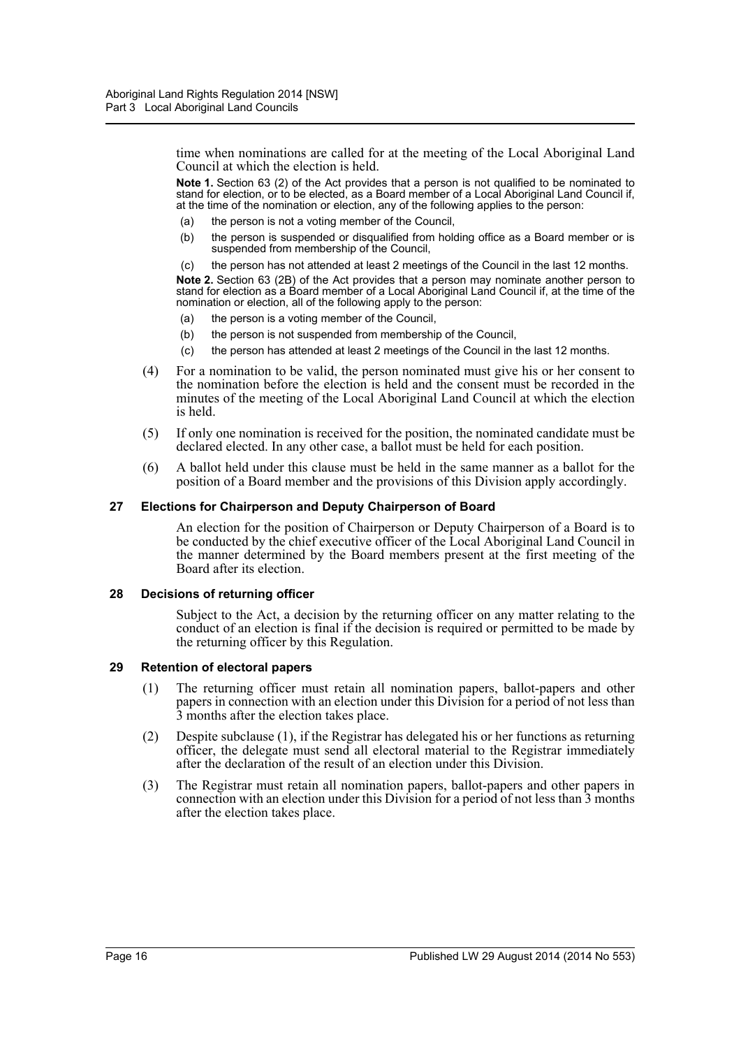time when nominations are called for at the meeting of the Local Aboriginal Land Council at which the election is held.

**Note 1.** Section 63 (2) of the Act provides that a person is not qualified to be nominated to stand for election, or to be elected, as a Board member of a Local Aboriginal Land Council if, at the time of the nomination or election, any of the following applies to the person:

(a) the person is not a voting member of the Council,

(b) the person is suspended or disqualified from holding office as a Board member or is suspended from membership of the Council,

(c) the person has not attended at least 2 meetings of the Council in the last 12 months.

**Note 2.** Section 63 (2B) of the Act provides that a person may nominate another person to stand for election as a Board member of a Local Aboriginal Land Council if, at the time of the nomination or election, all of the following apply to the person:

(a) the person is a voting member of the Council,

(b) the person is not suspended from membership of the Council,

(c) the person has attended at least 2 meetings of the Council in the last 12 months.

(4) For a nomination to be valid, the person nominated must give his or her consent to the nomination before the election is held and the consent must be recorded in the minutes of the meeting of the Local Aboriginal Land Council at which the election is held.

(5) If only one nomination is received for the position, the nominated candidate must be declared elected. In any other case, a ballot must be held for each position.

(6) A ballot held under this clause must be held in the same manner as a ballot for the position of a Board member and the provisions of this Division apply accordingly.

### 27 Elections for Chairperson and Deputy Chairperson of Board

An election for the position of Chairperson or Deputy Chairperson of a Board is to be conducted by the chief executive officer of the Local Aboriginal Land Council in the manner determined by the Board members present at the first meeting of the Board after its election.

### 28 Decisions of returning officer

Subject to the Act, a decision by the returning officer on any matter relating to the conduct of an election is final if the decision is required or permitted to be made by the returning officer by this Regulation.

### 29 Retention of electoral papers

(1) The returning officer must retain all nomination papers, ballot-papers and other papers in connection with an election under this Division for a period of not less than 3 months after the election takes place.

(2) Despite subclause (1), if the Registrar has delegated his or her functions as returning officer, the delegate must send all electoral material to the Registrar immediately after the declaration of the result of an election under this Division.

(3) The Registrar must retain all nomination papers, ballot-papers and other papers in connection with an election under this Division for a period of not less than 3 months after the election takes place.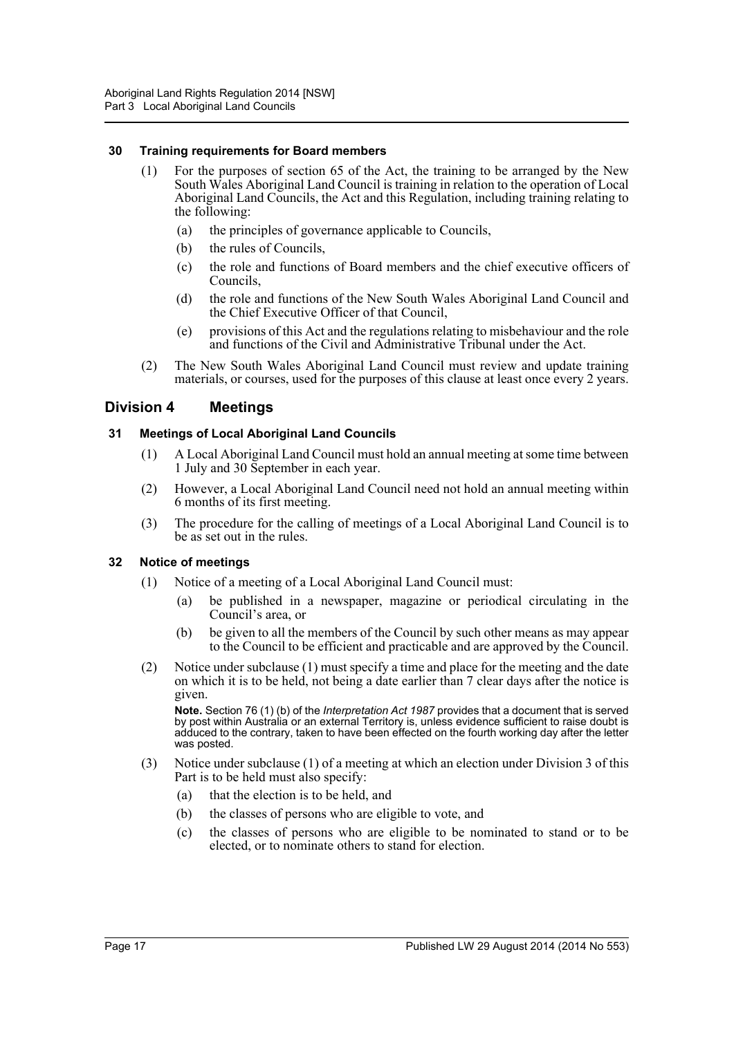### 30 Training requirements for Board members

(1) For the purposes of section 65 of the Act, the training to be arranged by the New South Wales Aboriginal Land Council is training in relation to the operation of Local Aboriginal Land Councils, the Act and this Regulation, including training relating to the following:

- (a) the principles of governance applicable to Councils,
- (b) the rules of Councils,
- (c) the role and functions of Board members and the chief executive officers of Councils,
- (d) the role and functions of the New South Wales Aboriginal Land Council and the Chief Executive Officer of that Council,
- (e) provisions of this Act and the regulations relating to misbehaviour and the role and functions of the Civil and Administrative Tribunal under the Act.

(2) The New South Wales Aboriginal Land Council must review and update training materials, or courses, used for the purposes of this clause at least once every 2 years.

## Division 4 Meetings

### 31 Meetings of Local Aboriginal Land Councils

(1) A Local Aboriginal Land Council must hold an annual meeting at some time between 1 July and 30 September in each year.

(2) However, a Local Aboriginal Land Council need not hold an annual meeting within 6 months of its first meeting.

(3) The procedure for the calling of meetings of a Local Aboriginal Land Council is to be as set out in the rules.

### 32 Notice of meetings

(1) Notice of a meeting of a Local Aboriginal Land Council must:

- (a) be published in a newspaper, magazine or periodical circulating in the Council's area, or
- (b) be given to all the members of the Council by such other means as may appear to the Council to be efficient and practicable and are approved by the Council.

(2) Notice under subclause (1) must specify a time and place for the meeting and the date on which it is to be held, not being a date earlier than 7 clear days after the notice is given.

**Note.** Section 76 (1) (b) of the *Interpretation Act 1987* provides that a document that is served by post within Australia or an external Territory is, unless evidence sufficient to raise doubt is adduced to the contrary, taken to have been effected on the fourth working day after the letter was posted.

(3) Notice under subclause (1) of a meeting at which an election under Division 3 of this Part is to be held must also specify:

- (a) that the election is to be held, and
- (b) the classes of persons who are eligible to vote, and
- (c) the classes of persons who are eligible to be nominated to stand or to be elected, or to nominate others to stand for election.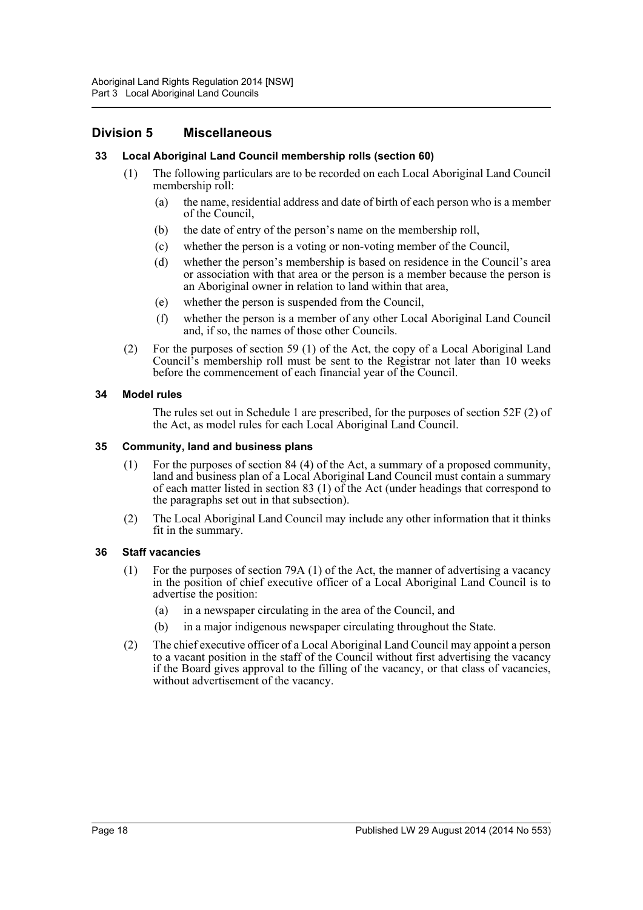## Division 5 Miscellaneous

### 33 Local Aboriginal Land Council membership rolls (section 60)

(1) The following particulars are to be recorded on each Local Aboriginal Land Council membership roll:

(a) the name, residential address and date of birth of each person who is a member of the Council,

(b) the date of entry of the person's name on the membership roll,

(c) whether the person is a voting or non-voting member of the Council,

(d) whether the person's membership is based on residence in the Council's area or association with that area or the person is a member because the person is an Aboriginal owner in relation to land within that area,

(e) whether the person is suspended from the Council,

(f) whether the person is a member of any other Local Aboriginal Land Council and, if so, the names of those other Councils.

(2) For the purposes of section 59 (1) of the Act, the copy of a Local Aboriginal Land Council's membership roll must be sent to the Registrar not later than 10 weeks before the commencement of each financial year of the Council.

### 34 Model rules

The rules set out in Schedule 1 are prescribed, for the purposes of section 52F (2) of the Act, as model rules for each Local Aboriginal Land Council.

### 35 Community, land and business plans

(1) For the purposes of section 84 (4) of the Act, a summary of a proposed community, land and business plan of a Local Aboriginal Land Council must contain a summary of each matter listed in section 83 (1) of the Act (under headings that correspond to the paragraphs set out in that subsection).

(2) The Local Aboriginal Land Council may include any other information that it thinks fit in the summary.

### 36 Staff vacancies

(1) For the purposes of section 79A (1) of the Act, the manner of advertising a vacancy in the position of chief executive officer of a Local Aboriginal Land Council is to advertise the position:

(a) in a newspaper circulating in the area of the Council, and

(b) in a major indigenous newspaper circulating throughout the State.

(2) The chief executive officer of a Local Aboriginal Land Council may appoint a person to a vacant position in the staff of the Council without first advertising the vacancy if the Board gives approval to the filling of the vacancy, or that class of vacancies, without advertisement of the vacancy.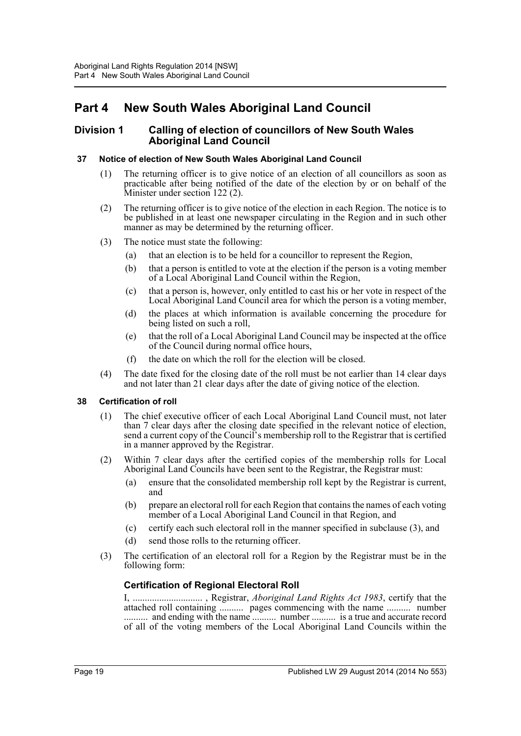# Part 4 New South Wales Aboriginal Land Council

## Division 1 Calling of election of councillors of New South Wales Aboriginal Land Council

### 37 Notice of election of New South Wales Aboriginal Land Council

(1) The returning officer is to give notice of an election of all councillors as soon as practicable after being notified of the date of the election by or on behalf of the Minister under section 122 (2).

(2) The returning officer is to give notice of the election in each Region. The notice is to be published in at least one newspaper circulating in the Region and in such other manner as may be determined by the returning officer.

(3) The notice must state the following:

(a) that an election is to be held for a councillor to represent the Region,

(b) that a person is entitled to vote at the election if the person is a voting member of a Local Aboriginal Land Council within the Region,

(c) that a person is, however, only entitled to cast his or her vote in respect of the Local Aboriginal Land Council area for which the person is a voting member,

(d) the places at which information is available concerning the procedure for being listed on such a roll,

(e) that the roll of a Local Aboriginal Land Council may be inspected at the office of the Council during normal office hours,

(f) the date on which the roll for the election will be closed.

(4) The date fixed for the closing date of the roll must be not earlier than 14 clear days and not later than 21 clear days after the date of giving notice of the election.

### 38 Certification of roll

(1) The chief executive officer of each Local Aboriginal Land Council must, not later than 7 clear days after the closing date specified in the relevant notice of election, send a current copy of the Council's membership roll to the Registrar that is certified in a manner approved by the Registrar.

(2) Within 7 clear days after the certified copies of the membership rolls for Local Aboriginal Land Councils have been sent to the Registrar, the Registrar must:

(a) ensure that the consolidated membership roll kept by the Registrar is current, and

(b) prepare an electoral roll for each Region that contains the names of each voting member of a Local Aboriginal Land Council in that Region, and

(c) certify each such electoral roll in the manner specified in subclause (3), and

(d) send those rolls to the returning officer.

(3) The certification of an electoral roll for a Region by the Registrar must be in the following form:

#### Certification of Regional Electoral Roll

I, ............................ , Registrar, *Aboriginal Land Rights Act 1983*, certify that the attached roll containing .......... pages commencing with the name .......... number .......... and ending with the name .......... number .......... is a true and accurate record of all of the voting members of the Local Aboriginal Land Councils within the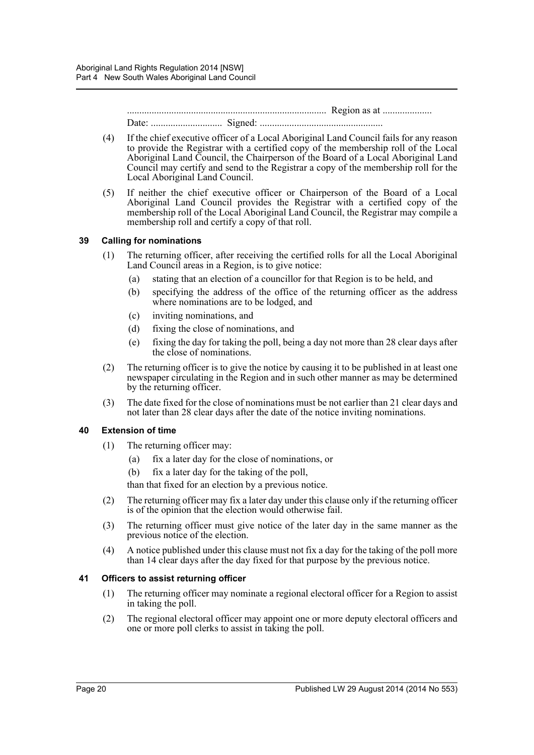................................................................................ Region as at ....................

Date: ............................ Signed: ..................................................

(4) If the chief executive officer of a Local Aboriginal Land Council fails for any reason to provide the Registrar with a certified copy of the membership roll of the Local Aboriginal Land Council, the Chairperson of the Board of a Local Aboriginal Land Council may certify and send to the Registrar a copy of the membership roll for the Local Aboriginal Land Council.

(5) If neither the chief executive officer or Chairperson of the Board of a Local Aboriginal Land Council provides the Registrar with a certified copy of the membership roll of the Local Aboriginal Land Council, the Registrar may compile a membership roll and certify a copy of that roll.

### 39 Calling for nominations

(1) The returning officer, after receiving the certified rolls for all the Local Aboriginal Land Council areas in a Region, is to give notice:

- (a) stating that an election of a councillor for that Region is to be held, and
- (b) specifying the address of the office of the returning officer as the address where nominations are to be lodged, and
- (c) inviting nominations, and
- (d) fixing the close of nominations, and
- (e) fixing the day for taking the poll, being a day not more than 28 clear days after the close of nominations.

(2) The returning officer is to give the notice by causing it to be published in at least one newspaper circulating in the Region and in such other manner as may be determined by the returning officer.

(3) The date fixed for the close of nominations must be not earlier than 21 clear days and not later than 28 clear days after the date of the notice inviting nominations.

### 40 Extension of time

(1) The returning officer may:

- (a) fix a later day for the close of nominations, or
- (b) fix a later day for the taking of the poll,

than that fixed for an election by a previous notice.

(2) The returning officer may fix a later day under this clause only if the returning officer is of the opinion that the election would otherwise fail.

(3) The returning officer must give notice of the later day in the same manner as the previous notice of the election.

(4) A notice published under this clause must not fix a day for the taking of the poll more than 14 clear days after the day fixed for that purpose by the previous notice.

### 41 Officers to assist returning officer

(1) The returning officer may nominate a regional electoral officer for a Region to assist in taking the poll.

(2) The regional electoral officer may appoint one or more deputy electoral officers and one or more poll clerks to assist in taking the poll.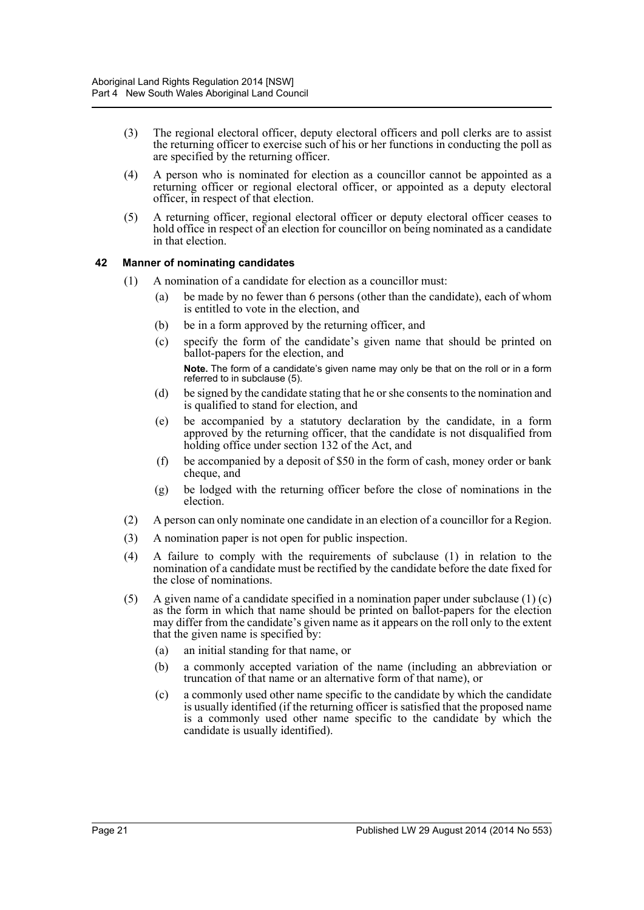(3) The regional electoral officer, deputy electoral officers and poll clerks are to assist the returning officer to exercise such of his or her functions in conducting the poll as are specified by the returning officer.

(4) A person who is nominated for election as a councillor cannot be appointed as a returning officer or regional electoral officer, or appointed as a deputy electoral officer, in respect of that election.

(5) A returning officer, regional electoral officer or deputy electoral officer ceases to hold office in respect of an election for councillor on being nominated as a candidate in that election.

### 42 Manner of nominating candidates

(1) A nomination of a candidate for election as a councillor must:

- (a) be made by no fewer than 6 persons (other than the candidate), each of whom is entitled to vote in the election, and
- (b) be in a form approved by the returning officer, and
- (c) specify the form of the candidate's given name that should be printed on ballot-papers for the election, and

  **Note.** The form of a candidate's given name may only be that on the roll or in a form referred to in subclause (5).

- (d) be signed by the candidate stating that he or she consents to the nomination and is qualified to stand for election, and
- (e) be accompanied by a statutory declaration by the candidate, in a form approved by the returning officer, that the candidate is not disqualified from holding office under section 132 of the Act, and
- (f) be accompanied by a deposit of $50 in the form of cash, money order or bank cheque, and
- (g) be lodged with the returning officer before the close of nominations in the election.

(2) A person can only nominate one candidate in an election of a councillor for a Region.

(3) A nomination paper is not open for public inspection.

(4) A failure to comply with the requirements of subclause (1) in relation to the nomination of a candidate must be rectified by the candidate before the date fixed for the close of nominations.

(5) A given name of a candidate specified in a nomination paper under subclause (1) (c) as the form in which that name should be printed on ballot-papers for the election may differ from the candidate's given name as it appears on the roll only to the extent that the given name is specified by:

- (a) an initial standing for that name, or
- (b) a commonly accepted variation of the name (including an abbreviation or truncation of that name or an alternative form of that name), or
- (c) a commonly used other name specific to the candidate by which the candidate is usually identified (if the returning officer is satisfied that the proposed name is a commonly used other name specific to the candidate by which the candidate is usually identified).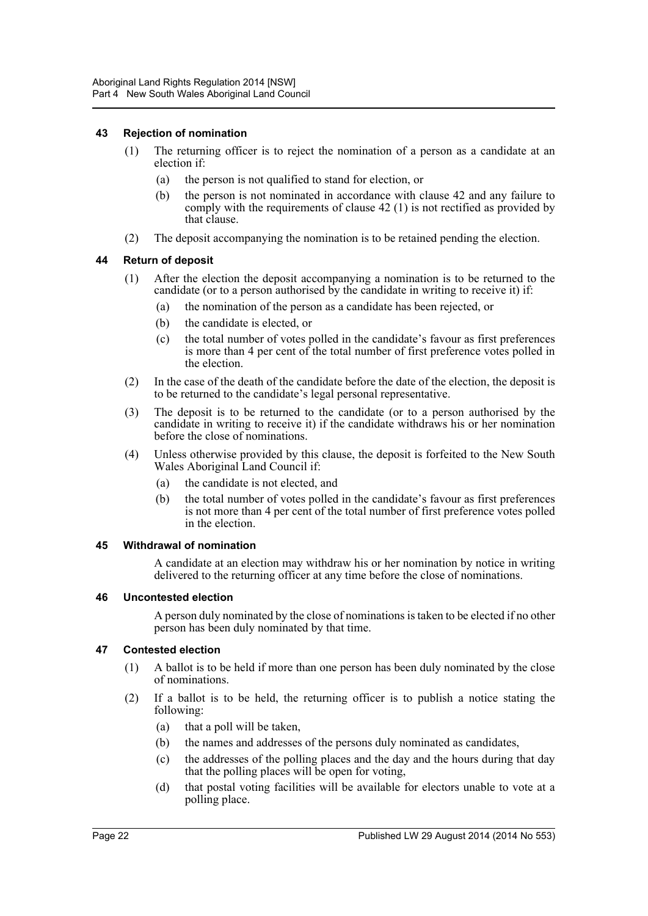### 43 Rejection of nomination

(1) The returning officer is to reject the nomination of a person as a candidate at an election if:

(a) the person is not qualified to stand for election, or

(b) the person is not nominated in accordance with clause 42 and any failure to comply with the requirements of clause 42 (1) is not rectified as provided by that clause.

(2) The deposit accompanying the nomination is to be retained pending the election.

### 44 Return of deposit

(1) After the election the deposit accompanying a nomination is to be returned to the candidate (or to a person authorised by the candidate in writing to receive it) if:

(a) the nomination of the person as a candidate has been rejected, or

(b) the candidate is elected, or

(c) the total number of votes polled in the candidate's favour as first preferences is more than 4 per cent of the total number of first preference votes polled in the election.

(2) In the case of the death of the candidate before the date of the election, the deposit is to be returned to the candidate's legal personal representative.

(3) The deposit is to be returned to the candidate (or to a person authorised by the candidate in writing to receive it) if the candidate withdraws his or her nomination before the close of nominations.

(4) Unless otherwise provided by this clause, the deposit is forfeited to the New South Wales Aboriginal Land Council if:

(a) the candidate is not elected, and

(b) the total number of votes polled in the candidate's favour as first preferences is not more than 4 per cent of the total number of first preference votes polled in the election.

### 45 Withdrawal of nomination

A candidate at an election may withdraw his or her nomination by notice in writing delivered to the returning officer at any time before the close of nominations.

### 46 Uncontested election

A person duly nominated by the close of nominations is taken to be elected if no other person has been duly nominated by that time.

### 47 Contested election

(1) A ballot is to be held if more than one person has been duly nominated by the close of nominations.

(2) If a ballot is to be held, the returning officer is to publish a notice stating the following:

(a) that a poll will be taken,

(b) the names and addresses of the persons duly nominated as candidates,

(c) the addresses of the polling places and the day and the hours during that day that the polling places will be open for voting,

(d) that postal voting facilities will be available for electors unable to vote at a polling place.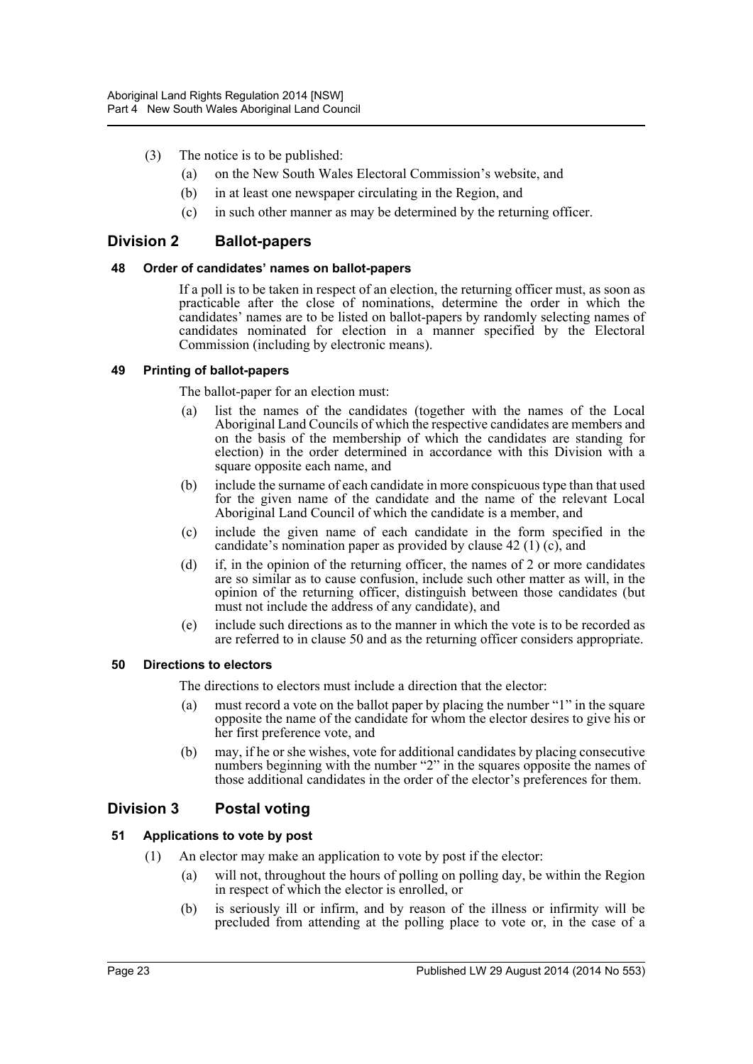(3) The notice is to be published:

(a) on the New South Wales Electoral Commission's website, and

(b) in at least one newspaper circulating in the Region, and

(c) in such other manner as may be determined by the returning officer.

## Division 2 Ballot-papers

### 48 Order of candidates' names on ballot-papers

If a poll is to be taken in respect of an election, the returning officer must, as soon as practicable after the close of nominations, determine the order in which the candidates' names are to be listed on ballot-papers by randomly selecting names of candidates nominated for election in a manner specified by the Electoral Commission (including by electronic means).

### 49 Printing of ballot-papers

The ballot-paper for an election must:

(a) list the names of the candidates (together with the names of the Local Aboriginal Land Councils of which the respective candidates are members and on the basis of the membership of which the candidates are standing for election) in the order determined in accordance with this Division with a square opposite each name, and

(b) include the surname of each candidate in more conspicuous type than that used for the given name of the candidate and the name of the relevant Local Aboriginal Land Council of which the candidate is a member, and

(c) include the given name of each candidate in the form specified in the candidate's nomination paper as provided by clause 42 (1) (c), and

(d) if, in the opinion of the returning officer, the names of 2 or more candidates are so similar as to cause confusion, include such other matter as will, in the opinion of the returning officer, distinguish between those candidates (but must not include the address of any candidate), and

(e) include such directions as to the manner in which the vote is to be recorded as are referred to in clause 50 and as the returning officer considers appropriate.

### 50 Directions to electors

The directions to electors must include a direction that the elector:

(a) must record a vote on the ballot paper by placing the number "1" in the square opposite the name of the candidate for whom the elector desires to give his or her first preference vote, and

(b) may, if he or she wishes, vote for additional candidates by placing consecutive numbers beginning with the number "2" in the squares opposite the names of those additional candidates in the order of the elector's preferences for them.

## Division 3 Postal voting

### 51 Applications to vote by post

(1) An elector may make an application to vote by post if the elector:

(a) will not, throughout the hours of polling on polling day, be within the Region in respect of which the elector is enrolled, or

(b) is seriously ill or infirm, and by reason of the illness or infirmity will be precluded from attending at the polling place to vote or, in the case of a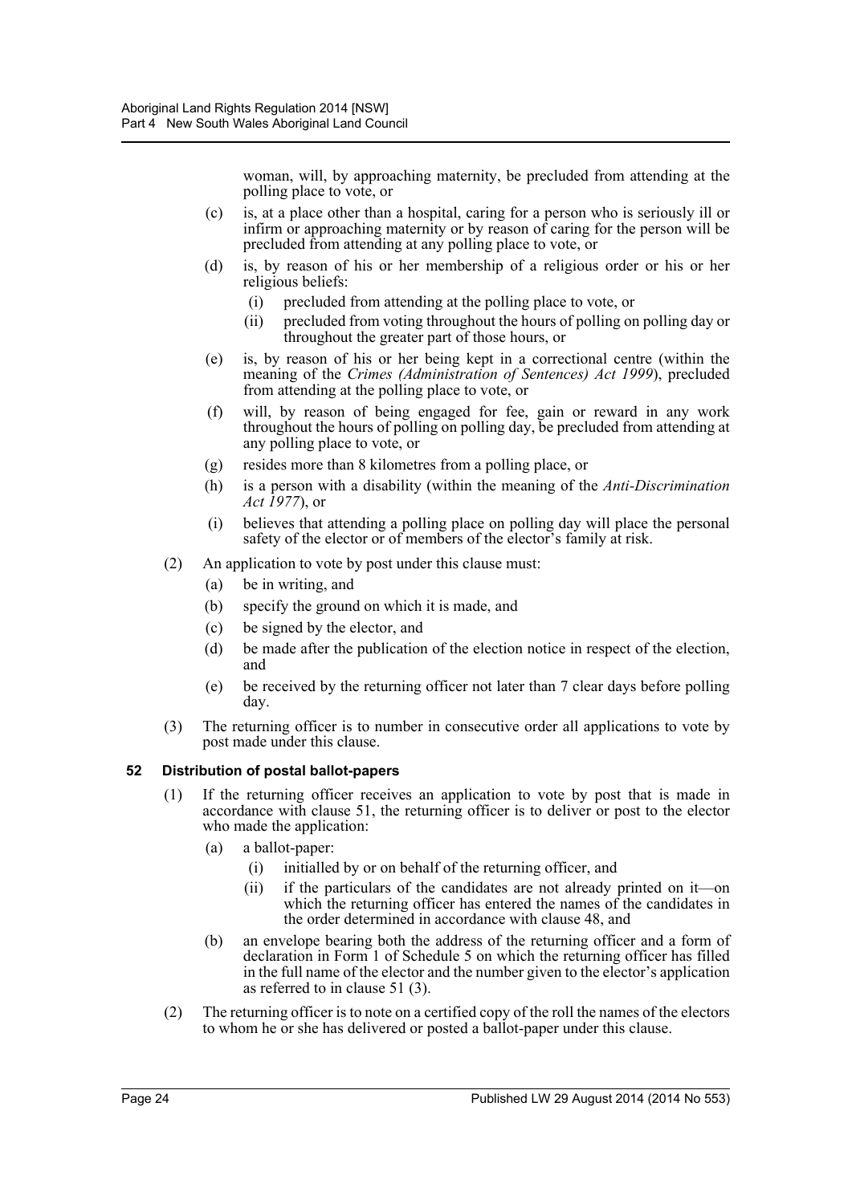woman, will, by approaching maternity, be precluded from attending at the polling place to vote, or

(c) is, at a place other than a hospital, caring for a person who is seriously ill or infirm or approaching maternity or by reason of caring for the person will be precluded from attending at any polling place to vote, or

(d) is, by reason of his or her membership of a religious order or his or her religious beliefs:

  (i) precluded from attending at the polling place to vote, or

  (ii) precluded from voting throughout the hours of polling on polling day or throughout the greater part of those hours, or

(e) is, by reason of his or her being kept in a correctional centre (within the meaning of the *Crimes (Administration of Sentences) Act 1999*), precluded from attending at the polling place to vote, or

(f) will, by reason of being engaged for fee, gain or reward in any work throughout the hours of polling on polling day, be precluded from attending at any polling place to vote, or

(g) resides more than 8 kilometres from a polling place, or

(h) is a person with a disability (within the meaning of the *Anti-Discrimination Act 1977*), or

(i) believes that attending a polling place on polling day will place the personal safety of the elector or of members of the elector's family at risk.

(2) An application to vote by post under this clause must:

  (a) be in writing, and

  (b) specify the ground on which it is made, and

  (c) be signed by the elector, and

  (d) be made after the publication of the election notice in respect of the election, and

  (e) be received by the returning officer not later than 7 clear days before polling day.

(3) The returning officer is to number in consecutive order all applications to vote by post made under this clause.

### 52 Distribution of postal ballot-papers

(1) If the returning officer receives an application to vote by post that is made in accordance with clause 51, the returning officer is to deliver or post to the elector who made the application:

  (a) a ballot-paper:

    (i) initialled by or on behalf of the returning officer, and

    (ii) if the particulars of the candidates are not already printed on it—on which the returning officer has entered the names of the candidates in the order determined in accordance with clause 48, and

  (b) an envelope bearing both the address of the returning officer and a form of declaration in Form 1 of Schedule 5 on which the returning officer has filled in the full name of the elector and the number given to the elector's application as referred to in clause 51 (3).

(2) The returning officer is to note on a certified copy of the roll the names of the electors to whom he or she has delivered or posted a ballot-paper under this clause.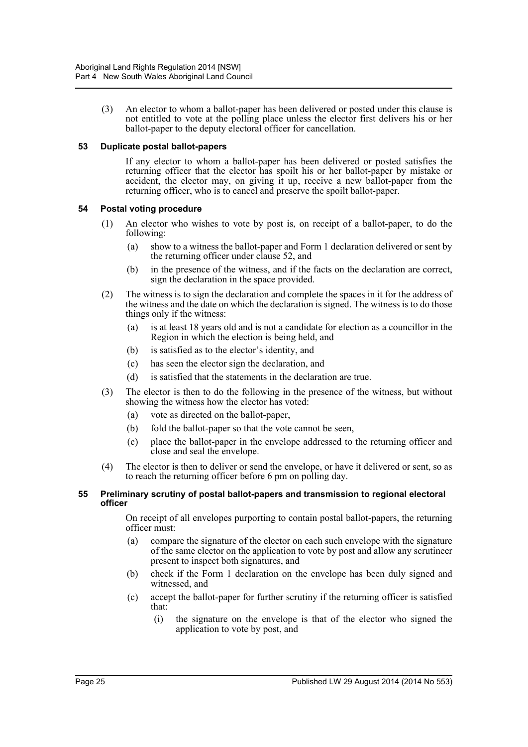(3) An elector to whom a ballot-paper has been delivered or posted under this clause is not entitled to vote at the polling place unless the elector first delivers his or her ballot-paper to the deputy electoral officer for cancellation.

### 53 Duplicate postal ballot-papers

If any elector to whom a ballot-paper has been delivered or posted satisfies the returning officer that the elector has spoilt his or her ballot-paper by mistake or accident, the elector may, on giving it up, receive a new ballot-paper from the returning officer, who is to cancel and preserve the spoilt ballot-paper.

### 54 Postal voting procedure

(1) An elector who wishes to vote by post is, on receipt of a ballot-paper, to do the following:

- (a) show to a witness the ballot-paper and Form 1 declaration delivered or sent by the returning officer under clause 52, and
- (b) in the presence of the witness, and if the facts on the declaration are correct, sign the declaration in the space provided.

(2) The witness is to sign the declaration and complete the spaces in it for the address of the witness and the date on which the declaration is signed. The witness is to do those things only if the witness:

- (a) is at least 18 years old and is not a candidate for election as a councillor in the Region in which the election is being held, and
- (b) is satisfied as to the elector's identity, and
- (c) has seen the elector sign the declaration, and
- (d) is satisfied that the statements in the declaration are true.

(3) The elector is then to do the following in the presence of the witness, but without showing the witness how the elector has voted:

- (a) vote as directed on the ballot-paper,
- (b) fold the ballot-paper so that the vote cannot be seen,
- (c) place the ballot-paper in the envelope addressed to the returning officer and close and seal the envelope.

(4) The elector is then to deliver or send the envelope, or have it delivered or sent, so as to reach the returning officer before 6 pm on polling day.

### 55 Preliminary scrutiny of postal ballot-papers and transmission to regional electoral officer

On receipt of all envelopes purporting to contain postal ballot-papers, the returning officer must:

- (a) compare the signature of the elector on each such envelope with the signature of the same elector on the application to vote by post and allow any scrutineer present to inspect both signatures, and
- (b) check if the Form 1 declaration on the envelope has been duly signed and witnessed, and
- (c) accept the ballot-paper for further scrutiny if the returning officer is satisfied that:
  - (i) the signature on the envelope is that of the elector who signed the application to vote by post, and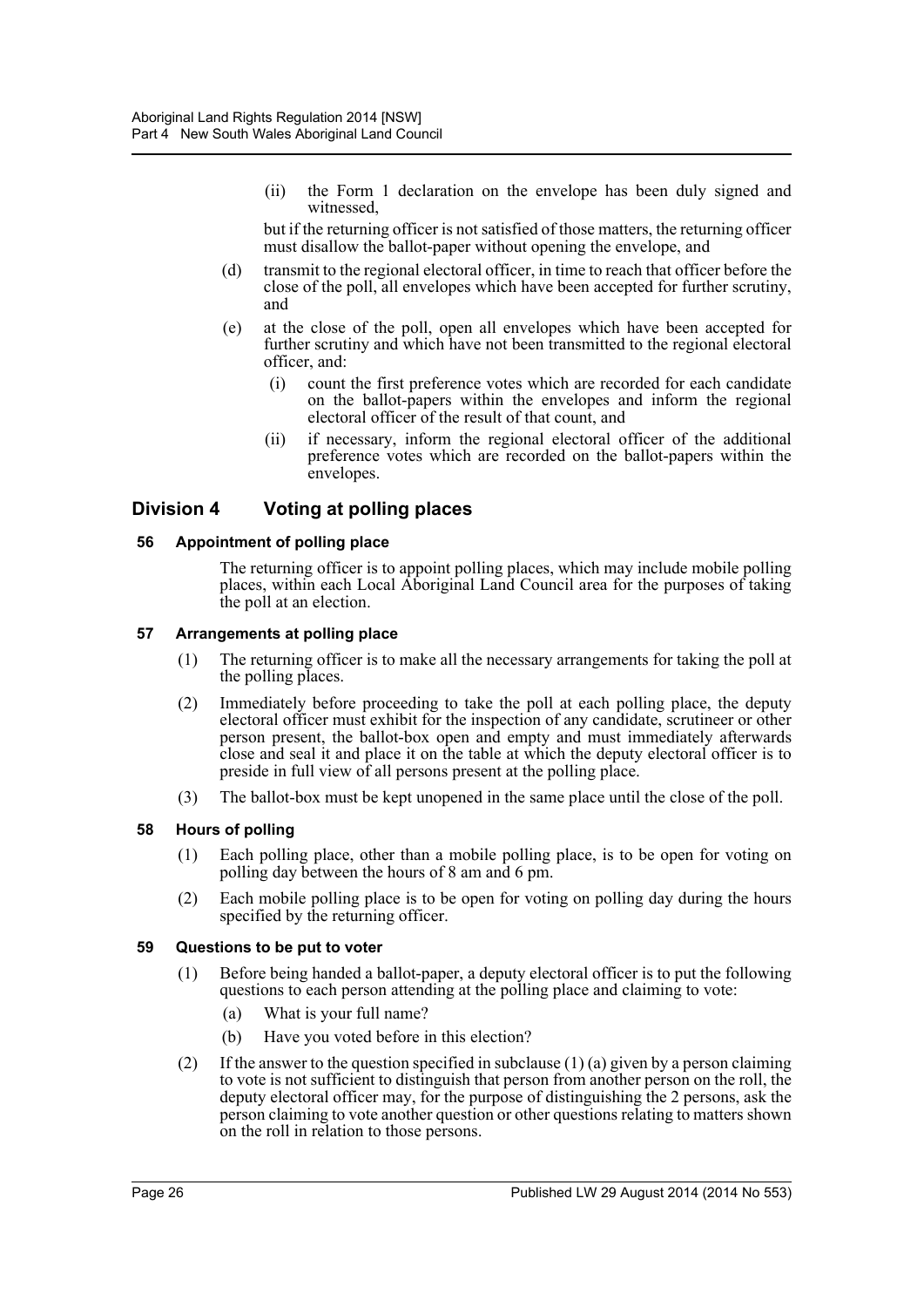(ii) the Form 1 declaration on the envelope has been duly signed and witnessed,

but if the returning officer is not satisfied of those matters, the returning officer must disallow the ballot-paper without opening the envelope, and

(d) transmit to the regional electoral officer, in time to reach that officer before the close of the poll, all envelopes which have been accepted for further scrutiny, and

(e) at the close of the poll, open all envelopes which have been accepted for further scrutiny and which have not been transmitted to the regional electoral officer, and:

(i) count the first preference votes which are recorded for each candidate on the ballot-papers within the envelopes and inform the regional electoral officer of the result of that count, and

(ii) if necessary, inform the regional electoral officer of the additional preference votes which are recorded on the ballot-papers within the envelopes.

## Division 4 Voting at polling places

### 56 Appointment of polling place

The returning officer is to appoint polling places, which may include mobile polling places, within each Local Aboriginal Land Council area for the purposes of taking the poll at an election.

### 57 Arrangements at polling place

(1) The returning officer is to make all the necessary arrangements for taking the poll at the polling places.

(2) Immediately before proceeding to take the poll at each polling place, the deputy electoral officer must exhibit for the inspection of any candidate, scrutineer or other person present, the ballot-box open and empty and must immediately afterwards close and seal it and place it on the table at which the deputy electoral officer is to preside in full view of all persons present at the polling place.

(3) The ballot-box must be kept unopened in the same place until the close of the poll.

### 58 Hours of polling

(1) Each polling place, other than a mobile polling place, is to be open for voting on polling day between the hours of 8 am and 6 pm.

(2) Each mobile polling place is to be open for voting on polling day during the hours specified by the returning officer.

### 59 Questions to be put to voter

(1) Before being handed a ballot-paper, a deputy electoral officer is to put the following questions to each person attending at the polling place and claiming to vote:

(a) What is your full name?

(b) Have you voted before in this election?

(2) If the answer to the question specified in subclause (1) (a) given by a person claiming to vote is not sufficient to distinguish that person from another person on the roll, the deputy electoral officer may, for the purpose of distinguishing the 2 persons, ask the person claiming to vote another question or other questions relating to matters shown on the roll in relation to those persons.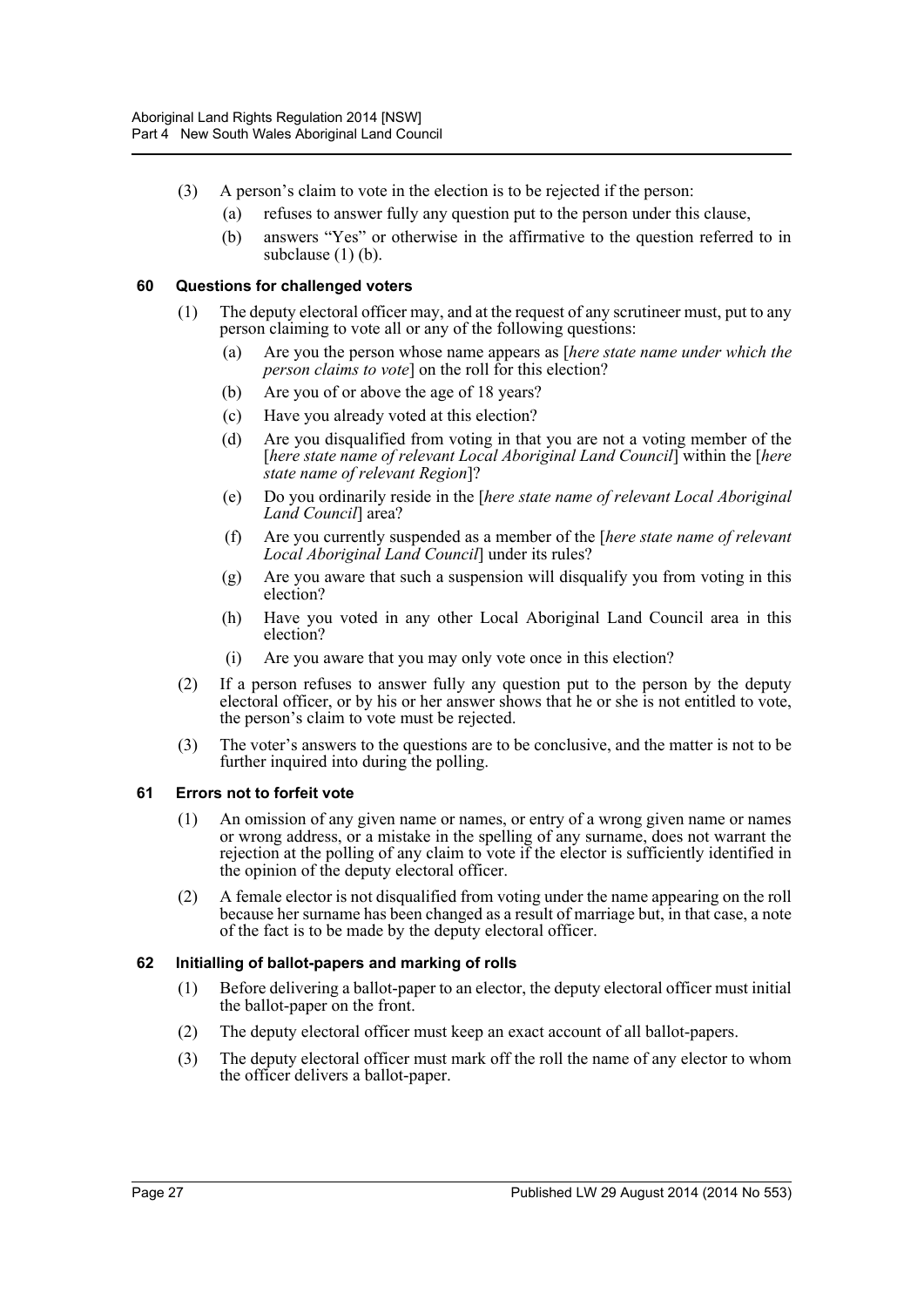(3) A person's claim to vote in the election is to be rejected if the person:

(a) refuses to answer fully any question put to the person under this clause,

(b) answers "Yes" or otherwise in the affirmative to the question referred to in subclause (1) (b).

### 60 Questions for challenged voters

(1) The deputy electoral officer may, and at the request of any scrutineer must, put to any person claiming to vote all or any of the following questions:

(a) Are you the person whose name appears as [*here state name under which the person claims to vote*] on the roll for this election?

(b) Are you of or above the age of 18 years?

(c) Have you already voted at this election?

(d) Are you disqualified from voting in that you are not a voting member of the [*here state name of relevant Local Aboriginal Land Council*] within the [*here state name of relevant Region*]?

(e) Do you ordinarily reside in the [*here state name of relevant Local Aboriginal Land Council*] area?

(f) Are you currently suspended as a member of the [*here state name of relevant Local Aboriginal Land Council*] under its rules?

(g) Are you aware that such a suspension will disqualify you from voting in this election?

(h) Have you voted in any other Local Aboriginal Land Council area in this election?

(i) Are you aware that you may only vote once in this election?

(2) If a person refuses to answer fully any question put to the person by the deputy electoral officer, or by his or her answer shows that he or she is not entitled to vote, the person's claim to vote must be rejected.

(3) The voter's answers to the questions are to be conclusive, and the matter is not to be further inquired into during the polling.

### 61 Errors not to forfeit vote

(1) An omission of any given name or names, or entry of a wrong given name or names or wrong address, or a mistake in the spelling of any surname, does not warrant the rejection at the polling of any claim to vote if the elector is sufficiently identified in the opinion of the deputy electoral officer.

(2) A female elector is not disqualified from voting under the name appearing on the roll because her surname has been changed as a result of marriage but, in that case, a note of the fact is to be made by the deputy electoral officer.

### 62 Initialling of ballot-papers and marking of rolls

(1) Before delivering a ballot-paper to an elector, the deputy electoral officer must initial the ballot-paper on the front.

(2) The deputy electoral officer must keep an exact account of all ballot-papers.

(3) The deputy electoral officer must mark off the roll the name of any elector to whom the officer delivers a ballot-paper.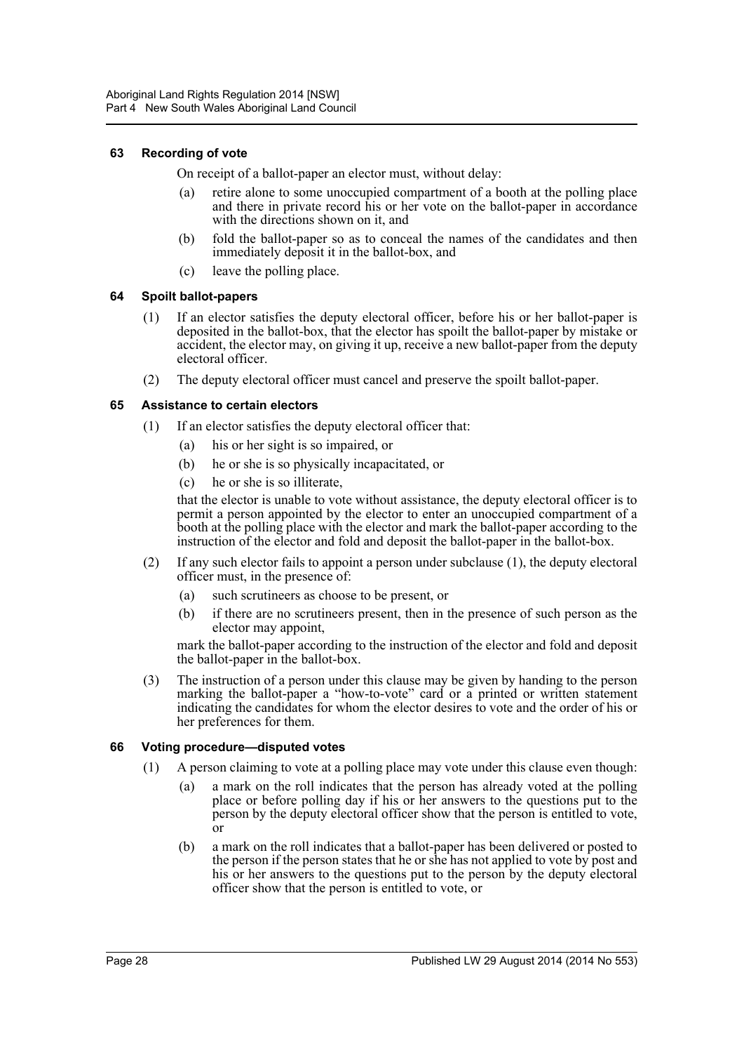### 63 Recording of vote

On receipt of a ballot-paper an elector must, without delay:

(a) retire alone to some unoccupied compartment of a booth at the polling place and there in private record his or her vote on the ballot-paper in accordance with the directions shown on it, and

(b) fold the ballot-paper so as to conceal the names of the candidates and then immediately deposit it in the ballot-box, and

(c) leave the polling place.

### 64 Spoilt ballot-papers

(1) If an elector satisfies the deputy electoral officer, before his or her ballot-paper is deposited in the ballot-box, that the elector has spoilt the ballot-paper by mistake or accident, the elector may, on giving it up, receive a new ballot-paper from the deputy electoral officer.

(2) The deputy electoral officer must cancel and preserve the spoilt ballot-paper.

### 65 Assistance to certain electors

(1) If an elector satisfies the deputy electoral officer that:

(a) his or her sight is so impaired, or

(b) he or she is so physically incapacitated, or

(c) he or she is so illiterate,

that the elector is unable to vote without assistance, the deputy electoral officer is to permit a person appointed by the elector to enter an unoccupied compartment of a booth at the polling place with the elector and mark the ballot-paper according to the instruction of the elector and fold and deposit the ballot-paper in the ballot-box.

(2) If any such elector fails to appoint a person under subclause (1), the deputy electoral officer must, in the presence of:

(a) such scrutineers as choose to be present, or

(b) if there are no scrutineers present, then in the presence of such person as the elector may appoint,

mark the ballot-paper according to the instruction of the elector and fold and deposit the ballot-paper in the ballot-box.

(3) The instruction of a person under this clause may be given by handing to the person marking the ballot-paper a "how-to-vote" card or a printed or written statement indicating the candidates for whom the elector desires to vote and the order of his or her preferences for them.

### 66 Voting procedure—disputed votes

(1) A person claiming to vote at a polling place may vote under this clause even though:

(a) a mark on the roll indicates that the person has already voted at the polling place or before polling day if his or her answers to the questions put to the person by the deputy electoral officer show that the person is entitled to vote, or

(b) a mark on the roll indicates that a ballot-paper has been delivered or posted to the person if the person states that he or she has not applied to vote by post and his or her answers to the questions put to the person by the deputy electoral officer show that the person is entitled to vote, or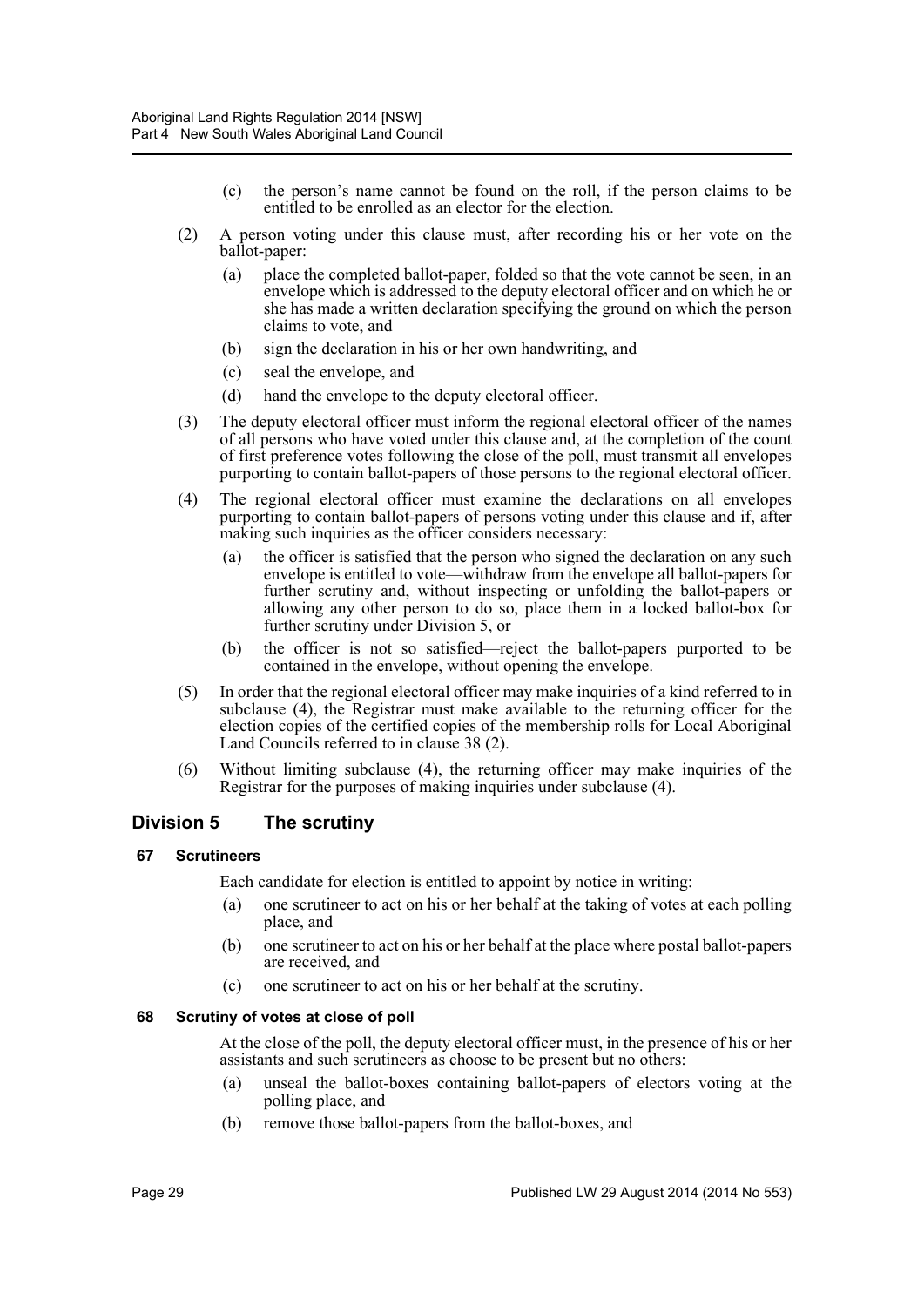(c) the person's name cannot be found on the roll, if the person claims to be entitled to be enrolled as an elector for the election.

(2) A person voting under this clause must, after recording his or her vote on the ballot-paper:

(a) place the completed ballot-paper, folded so that the vote cannot be seen, in an envelope which is addressed to the deputy electoral officer and on which he or she has made a written declaration specifying the ground on which the person claims to vote, and

(b) sign the declaration in his or her own handwriting, and

(c) seal the envelope, and

(d) hand the envelope to the deputy electoral officer.

(3) The deputy electoral officer must inform the regional electoral officer of the names of all persons who have voted under this clause and, at the completion of the count of first preference votes following the close of the poll, must transmit all envelopes purporting to contain ballot-papers of those persons to the regional electoral officer.

(4) The regional electoral officer must examine the declarations on all envelopes purporting to contain ballot-papers of persons voting under this clause and if, after making such inquiries as the officer considers necessary:

(a) the officer is satisfied that the person who signed the declaration on any such envelope is entitled to vote—withdraw from the envelope all ballot-papers for further scrutiny and, without inspecting or unfolding the ballot-papers or allowing any other person to do so, place them in a locked ballot-box for further scrutiny under Division 5, or

(b) the officer is not so satisfied—reject the ballot-papers purported to be contained in the envelope, without opening the envelope.

(5) In order that the regional electoral officer may make inquiries of a kind referred to in subclause (4), the Registrar must make available to the returning officer for the election copies of the certified copies of the membership rolls for Local Aboriginal Land Councils referred to in clause 38 (2).

(6) Without limiting subclause (4), the returning officer may make inquiries of the Registrar for the purposes of making inquiries under subclause (4).

## Division 5 The scrutiny

### 67 Scrutineers

Each candidate for election is entitled to appoint by notice in writing:

(a) one scrutineer to act on his or her behalf at the taking of votes at each polling place, and

(b) one scrutineer to act on his or her behalf at the place where postal ballot-papers are received, and

(c) one scrutineer to act on his or her behalf at the scrutiny.

### 68 Scrutiny of votes at close of poll

At the close of the poll, the deputy electoral officer must, in the presence of his or her assistants and such scrutineers as choose to be present but no others:

(a) unseal the ballot-boxes containing ballot-papers of electors voting at the polling place, and

(b) remove those ballot-papers from the ballot-boxes, and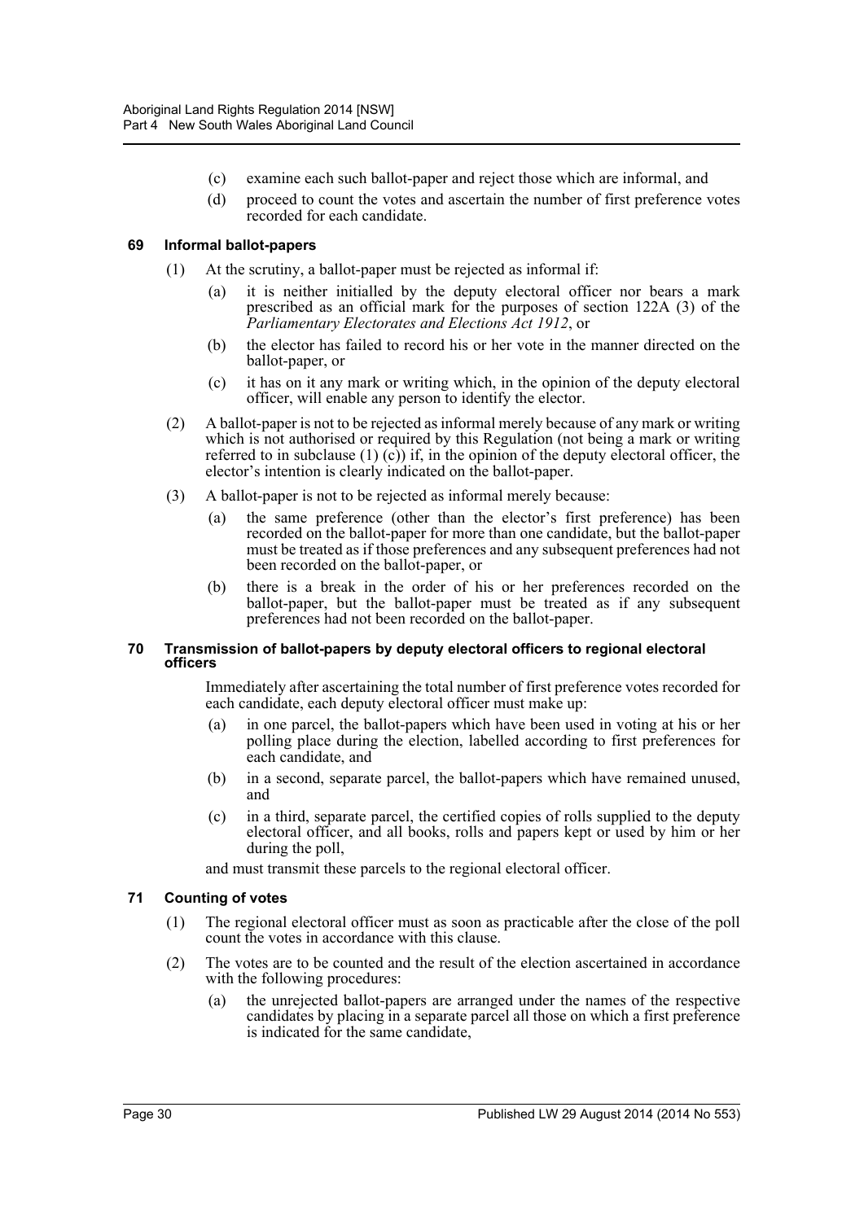- (c) examine each such ballot-paper and reject those which are informal, and
- (d) proceed to count the votes and ascertain the number of first preference votes recorded for each candidate.

### 69 Informal ballot-papers

(1) At the scrutiny, a ballot-paper must be rejected as informal if:

- (a) it is neither initialled by the deputy electoral officer nor bears a mark prescribed as an official mark for the purposes of section 122A (3) of the *Parliamentary Electorates and Elections Act 1912*, or
- (b) the elector has failed to record his or her vote in the manner directed on the ballot-paper, or
- (c) it has on it any mark or writing which, in the opinion of the deputy electoral officer, will enable any person to identify the elector.

(2) A ballot-paper is not to be rejected as informal merely because of any mark or writing which is not authorised or required by this Regulation (not being a mark or writing referred to in subclause (1) (c)) if, in the opinion of the deputy electoral officer, the elector's intention is clearly indicated on the ballot-paper.

(3) A ballot-paper is not to be rejected as informal merely because:

- (a) the same preference (other than the elector's first preference) has been recorded on the ballot-paper for more than one candidate, but the ballot-paper must be treated as if those preferences and any subsequent preferences had not been recorded on the ballot-paper, or
- (b) there is a break in the order of his or her preferences recorded on the ballot-paper, but the ballot-paper must be treated as if any subsequent preferences had not been recorded on the ballot-paper.

### 70 Transmission of ballot-papers by deputy electoral officers to regional electoral officers

Immediately after ascertaining the total number of first preference votes recorded for each candidate, each deputy electoral officer must make up:

- (a) in one parcel, the ballot-papers which have been used in voting at his or her polling place during the election, labelled according to first preferences for each candidate, and
- (b) in a second, separate parcel, the ballot-papers which have remained unused, and
- (c) in a third, separate parcel, the certified copies of rolls supplied to the deputy electoral officer, and all books, rolls and papers kept or used by him or her during the poll,

and must transmit these parcels to the regional electoral officer.

### 71 Counting of votes

(1) The regional electoral officer must as soon as practicable after the close of the poll count the votes in accordance with this clause.

(2) The votes are to be counted and the result of the election ascertained in accordance with the following procedures:

- (a) the unrejected ballot-papers are arranged under the names of the respective candidates by placing in a separate parcel all those on which a first preference is indicated for the same candidate,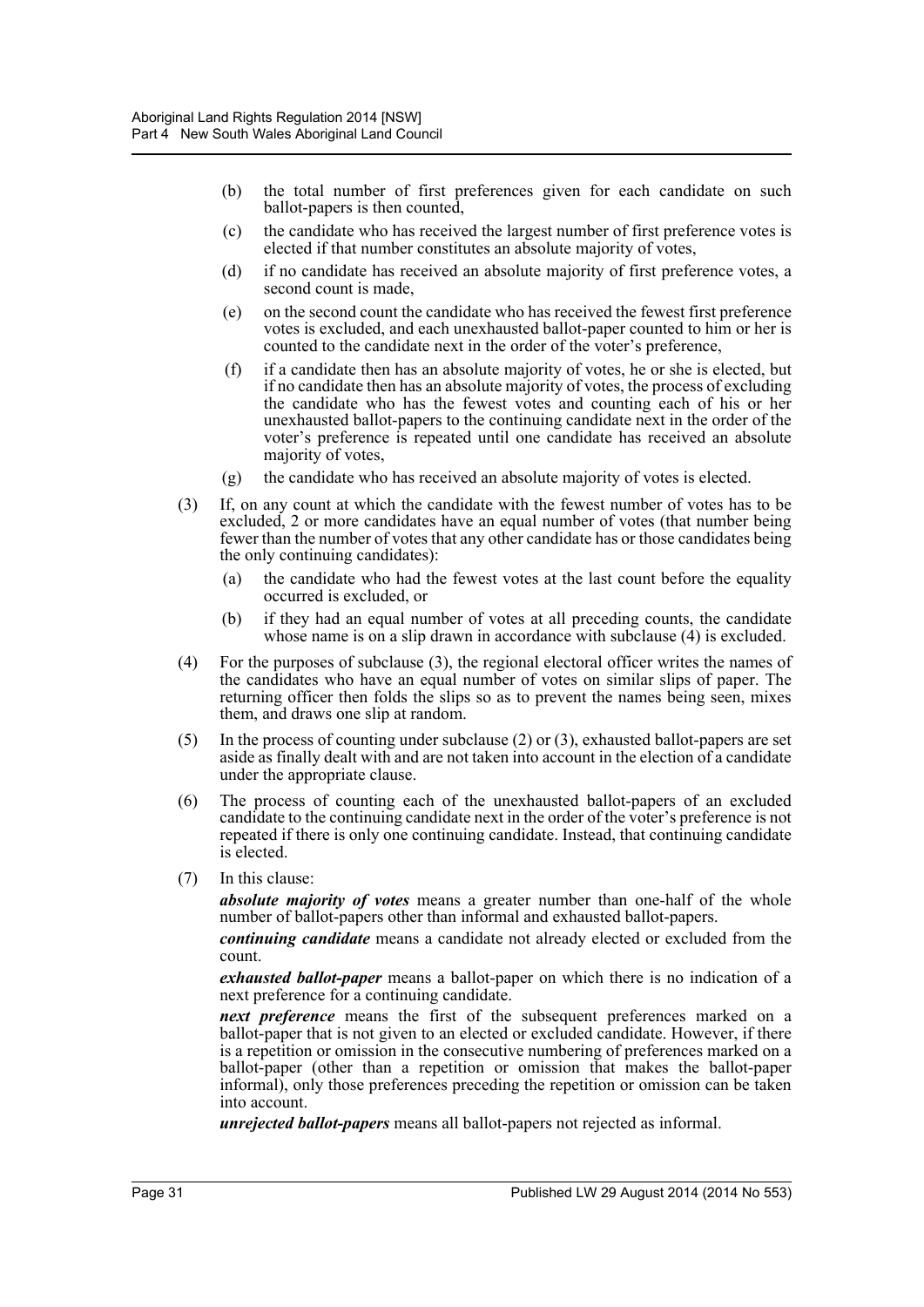(b) the total number of first preferences given for each candidate on such ballot-papers is then counted,

(c) the candidate who has received the largest number of first preference votes is elected if that number constitutes an absolute majority of votes,

(d) if no candidate has received an absolute majority of first preference votes, a second count is made,

(e) on the second count the candidate who has received the fewest first preference votes is excluded, and each unexhausted ballot-paper counted to him or her is counted to the candidate next in the order of the voter's preference,

(f) if a candidate then has an absolute majority of votes, he or she is elected, but if no candidate then has an absolute majority of votes, the process of excluding the candidate who has the fewest votes and counting each of his or her unexhausted ballot-papers to the continuing candidate next in the order of the voter's preference is repeated until one candidate has received an absolute majority of votes,

(g) the candidate who has received an absolute majority of votes is elected.

(3) If, on any count at which the candidate with the fewest number of votes has to be excluded, 2 or more candidates have an equal number of votes (that number being fewer than the number of votes that any other candidate has or those candidates being the only continuing candidates):

(a) the candidate who had the fewest votes at the last count before the equality occurred is excluded, or

(b) if they had an equal number of votes at all preceding counts, the candidate whose name is on a slip drawn in accordance with subclause (4) is excluded.

(4) For the purposes of subclause (3), the regional electoral officer writes the names of the candidates who have an equal number of votes on similar slips of paper. The returning officer then folds the slips so as to prevent the names being seen, mixes them, and draws one slip at random.

(5) In the process of counting under subclause (2) or (3), exhausted ballot-papers are set aside as finally dealt with and are not taken into account in the election of a candidate under the appropriate clause.

(6) The process of counting each of the unexhausted ballot-papers of an excluded candidate to the continuing candidate next in the order of the voter's preference is not repeated if there is only one continuing candidate. Instead, that continuing candidate is elected.

(7) In this clause:

***absolute majority of votes*** means a greater number than one-half of the whole number of ballot-papers other than informal and exhausted ballot-papers.

***continuing candidate*** means a candidate not already elected or excluded from the count.

***exhausted ballot-paper*** means a ballot-paper on which there is no indication of a next preference for a continuing candidate.

***next preference*** means the first of the subsequent preferences marked on a ballot-paper that is not given to an elected or excluded candidate. However, if there is a repetition or omission in the consecutive numbering of preferences marked on a ballot-paper (other than a repetition or omission that makes the ballot-paper informal), only those preferences preceding the repetition or omission can be taken into account.

***unrejected ballot-papers*** means all ballot-papers not rejected as informal.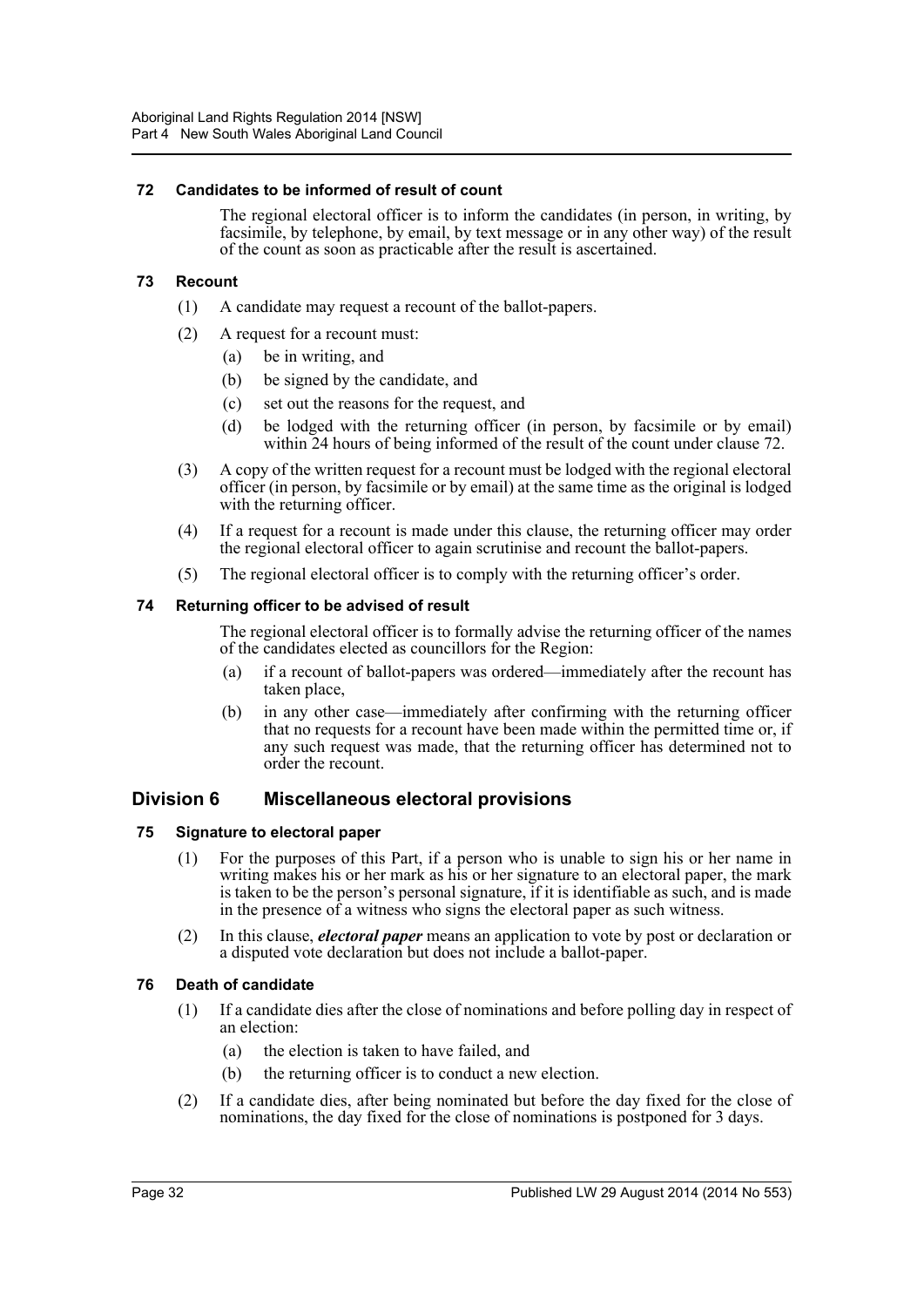### 72 Candidates to be informed of result of count

The regional electoral officer is to inform the candidates (in person, in writing, by facsimile, by telephone, by email, by text message or in any other way) of the result of the count as soon as practicable after the result is ascertained.

### 73 Recount

(1) A candidate may request a recount of the ballot-papers.

(2) A request for a recount must:

- (a) be in writing, and
- (b) be signed by the candidate, and
- (c) set out the reasons for the request, and
- (d) be lodged with the returning officer (in person, by facsimile or by email) within 24 hours of being informed of the result of the count under clause 72.

(3) A copy of the written request for a recount must be lodged with the regional electoral officer (in person, by facsimile or by email) at the same time as the original is lodged with the returning officer.

(4) If a request for a recount is made under this clause, the returning officer may order the regional electoral officer to again scrutinise and recount the ballot-papers.

(5) The regional electoral officer is to comply with the returning officer's order.

### 74 Returning officer to be advised of result

The regional electoral officer is to formally advise the returning officer of the names of the candidates elected as councillors for the Region:

- (a) if a recount of ballot-papers was ordered—immediately after the recount has taken place,
- (b) in any other case—immediately after confirming with the returning officer that no requests for a recount have been made within the permitted time or, if any such request was made, that the returning officer has determined not to order the recount.

## Division 6 Miscellaneous electoral provisions

### 75 Signature to electoral paper

(1) For the purposes of this Part, if a person who is unable to sign his or her name in writing makes his or her mark as his or her signature to an electoral paper, the mark is taken to be the person's personal signature, if it is identifiable as such, and is made in the presence of a witness who signs the electoral paper as such witness.

(2) In this clause, ***electoral paper*** means an application to vote by post or declaration or a disputed vote declaration but does not include a ballot-paper.

### 76 Death of candidate

(1) If a candidate dies after the close of nominations and before polling day in respect of an election:

- (a) the election is taken to have failed, and
- (b) the returning officer is to conduct a new election.

(2) If a candidate dies, after being nominated but before the day fixed for the close of nominations, the day fixed for the close of nominations is postponed for 3 days.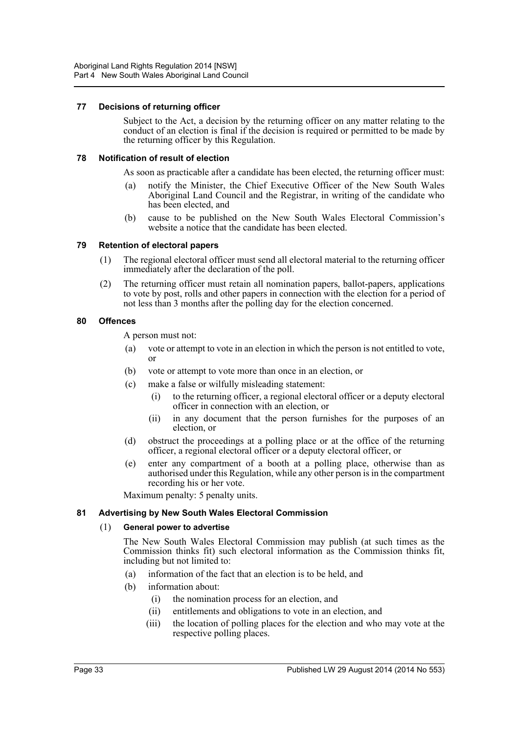### 77 Decisions of returning officer

Subject to the Act, a decision by the returning officer on any matter relating to the conduct of an election is final if the decision is required or permitted to be made by the returning officer by this Regulation.

### 78 Notification of result of election

As soon as practicable after a candidate has been elected, the returning officer must:

(a) notify the Minister, the Chief Executive Officer of the New South Wales Aboriginal Land Council and the Registrar, in writing of the candidate who has been elected, and

(b) cause to be published on the New South Wales Electoral Commission's website a notice that the candidate has been elected.

### 79 Retention of electoral papers

(1) The regional electoral officer must send all electoral material to the returning officer immediately after the declaration of the poll.

(2) The returning officer must retain all nomination papers, ballot-papers, applications to vote by post, rolls and other papers in connection with the election for a period of not less than 3 months after the polling day for the election concerned.

### 80 Offences

A person must not:

(a) vote or attempt to vote in an election in which the person is not entitled to vote, or

(b) vote or attempt to vote more than once in an election, or

(c) make a false or wilfully misleading statement:

  (i) to the returning officer, a regional electoral officer or a deputy electoral officer in connection with an election, or

  (ii) in any document that the person furnishes for the purposes of an election, or

(d) obstruct the proceedings at a polling place or at the office of the returning officer, a regional electoral officer or a deputy electoral officer, or

(e) enter any compartment of a booth at a polling place, otherwise than as authorised under this Regulation, while any other person is in the compartment recording his or her vote.

Maximum penalty: 5 penalty units.

### 81 Advertising by New South Wales Electoral Commission

(1) **General power to advertise**

The New South Wales Electoral Commission may publish (at such times as the Commission thinks fit) such electoral information as the Commission thinks fit, including but not limited to:

(a) information of the fact that an election is to be held, and

(b) information about:

  (i) the nomination process for an election, and

  (ii) entitlements and obligations to vote in an election, and

  (iii) the location of polling places for the election and who may vote at the respective polling places.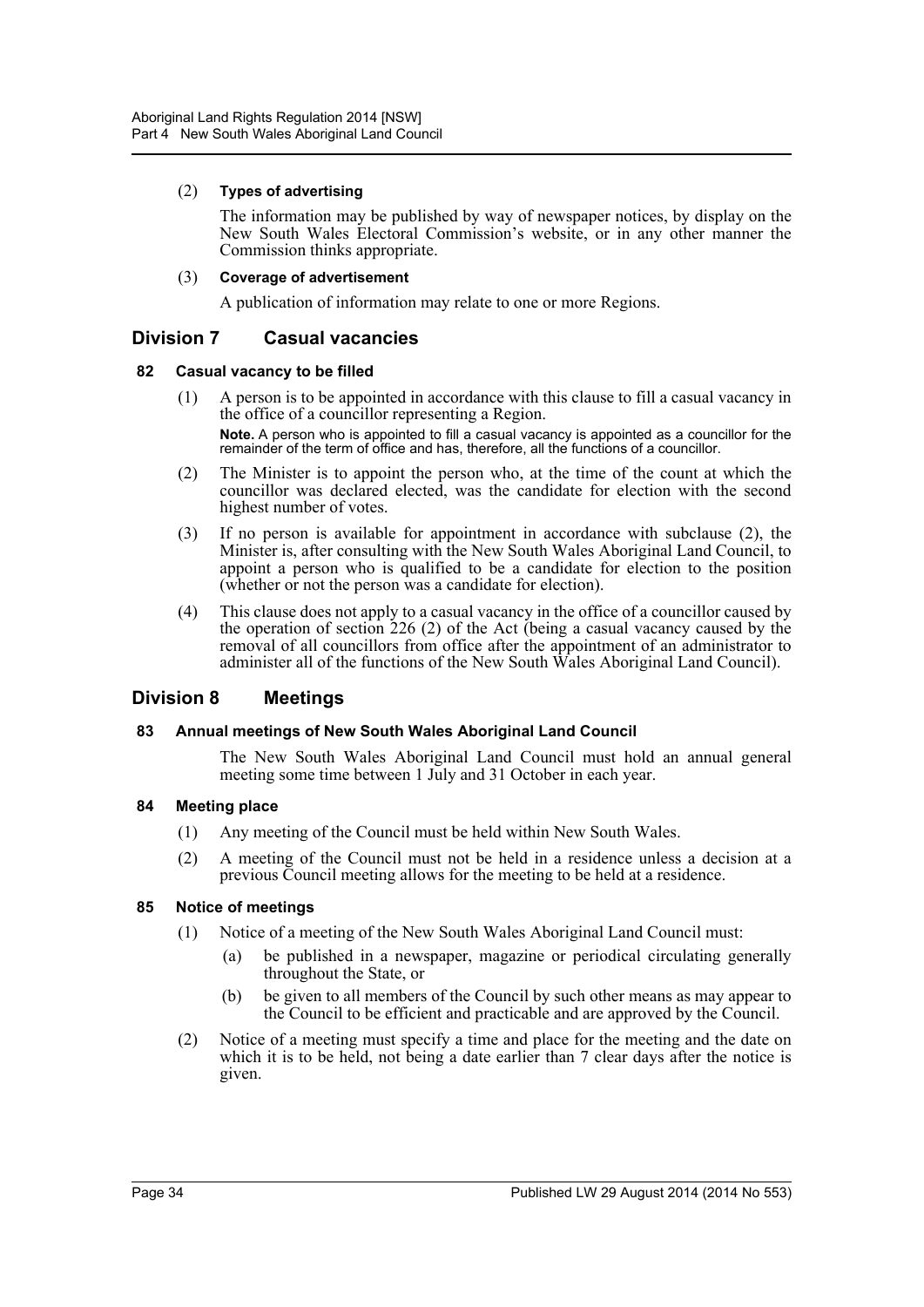(2) **Types of advertising**

The information may be published by way of newspaper notices, by display on the New South Wales Electoral Commission's website, or in any other manner the Commission thinks appropriate.

(3) **Coverage of advertisement**

A publication of information may relate to one or more Regions.

## Division 7 Casual vacancies

### 82 Casual vacancy to be filled

(1) A person is to be appointed in accordance with this clause to fill a casual vacancy in the office of a councillor representing a Region.

**Note.** A person who is appointed to fill a casual vacancy is appointed as a councillor for the remainder of the term of office and has, therefore, all the functions of a councillor.

(2) The Minister is to appoint the person who, at the time of the count at which the councillor was declared elected, was the candidate for election with the second highest number of votes.

(3) If no person is available for appointment in accordance with subclause (2), the Minister is, after consulting with the New South Wales Aboriginal Land Council, to appoint a person who is qualified to be a candidate for election to the position (whether or not the person was a candidate for election).

(4) This clause does not apply to a casual vacancy in the office of a councillor caused by the operation of section 226 (2) of the Act (being a casual vacancy caused by the removal of all councillors from office after the appointment of an administrator to administer all of the functions of the New South Wales Aboriginal Land Council).

## Division 8 Meetings

### 83 Annual meetings of New South Wales Aboriginal Land Council

The New South Wales Aboriginal Land Council must hold an annual general meeting some time between 1 July and 31 October in each year.

### 84 Meeting place

(1) Any meeting of the Council must be held within New South Wales.

(2) A meeting of the Council must not be held in a residence unless a decision at a previous Council meeting allows for the meeting to be held at a residence.

### 85 Notice of meetings

(1) Notice of a meeting of the New South Wales Aboriginal Land Council must:

(a) be published in a newspaper, magazine or periodical circulating generally throughout the State, or

(b) be given to all members of the Council by such other means as may appear to the Council to be efficient and practicable and are approved by the Council.

(2) Notice of a meeting must specify a time and place for the meeting and the date on which it is to be held, not being a date earlier than 7 clear days after the notice is given.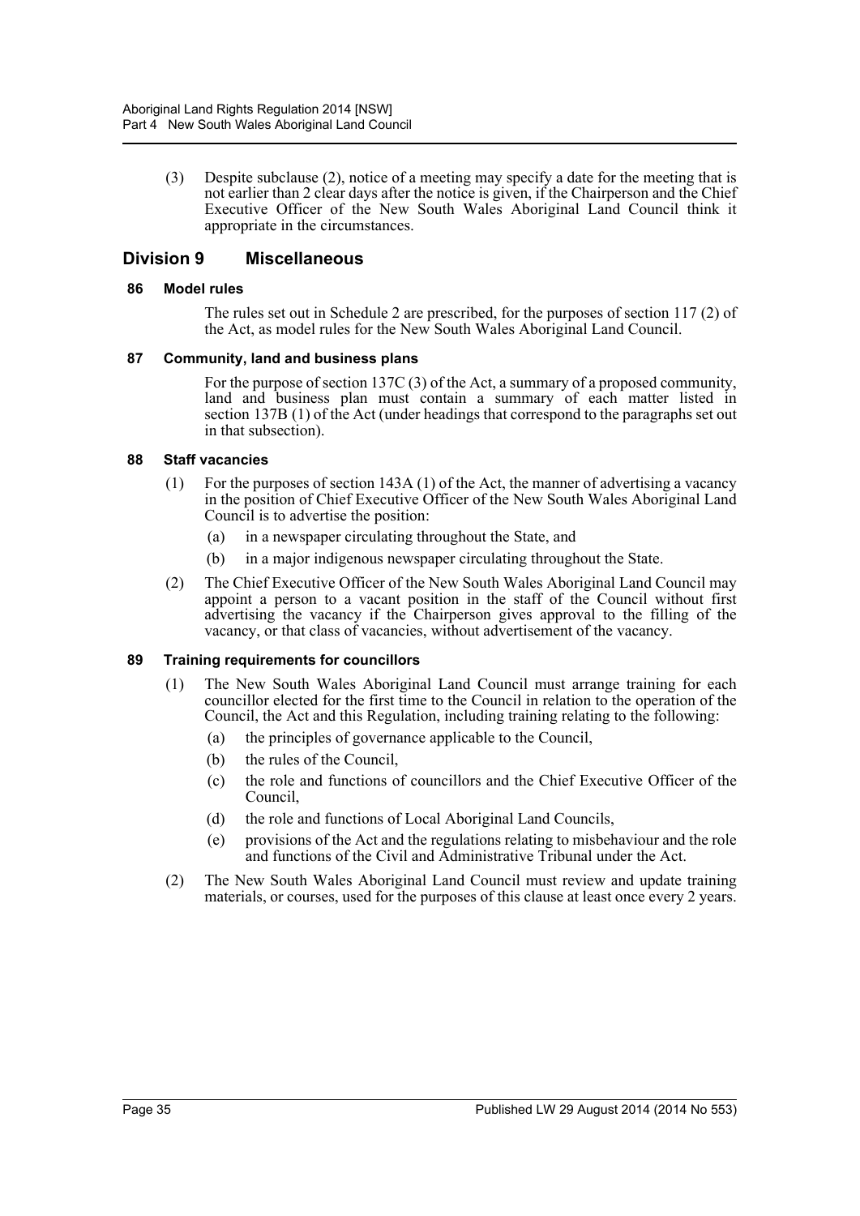(3) Despite subclause (2), notice of a meeting may specify a date for the meeting that is not earlier than 2 clear days after the notice is given, if the Chairperson and the Chief Executive Officer of the New South Wales Aboriginal Land Council think it appropriate in the circumstances.

## Division 9 Miscellaneous

### 86 Model rules

The rules set out in Schedule 2 are prescribed, for the purposes of section 117 (2) of the Act, as model rules for the New South Wales Aboriginal Land Council.

### 87 Community, land and business plans

For the purpose of section 137C (3) of the Act, a summary of a proposed community, land and business plan must contain a summary of each matter listed in section 137B (1) of the Act (under headings that correspond to the paragraphs set out in that subsection).

### 88 Staff vacancies

(1) For the purposes of section 143A (1) of the Act, the manner of advertising a vacancy in the position of Chief Executive Officer of the New South Wales Aboriginal Land Council is to advertise the position:

(a) in a newspaper circulating throughout the State, and

(b) in a major indigenous newspaper circulating throughout the State.

(2) The Chief Executive Officer of the New South Wales Aboriginal Land Council may appoint a person to a vacant position in the staff of the Council without first advertising the vacancy if the Chairperson gives approval to the filling of the vacancy, or that class of vacancies, without advertisement of the vacancy.

### 89 Training requirements for councillors

(1) The New South Wales Aboriginal Land Council must arrange training for each councillor elected for the first time to the Council in relation to the operation of the Council, the Act and this Regulation, including training relating to the following:

(a) the principles of governance applicable to the Council,

(b) the rules of the Council,

(c) the role and functions of councillors and the Chief Executive Officer of the Council,

(d) the role and functions of Local Aboriginal Land Councils,

(e) provisions of the Act and the regulations relating to misbehaviour and the role and functions of the Civil and Administrative Tribunal under the Act.

(2) The New South Wales Aboriginal Land Council must review and update training materials, or courses, used for the purposes of this clause at least once every 2 years.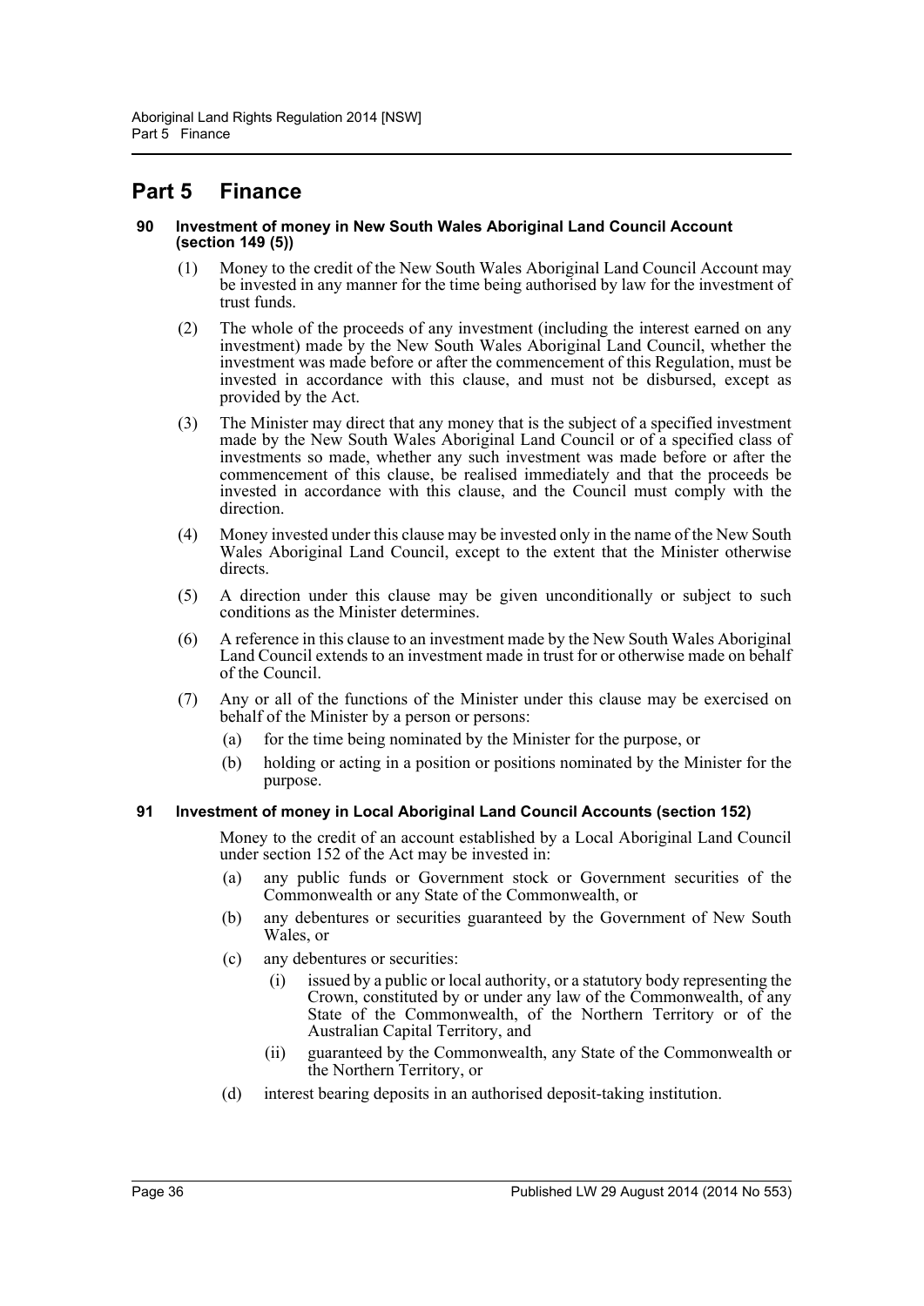# Part 5 Finance

### 90 Investment of money in New South Wales Aboriginal Land Council Account (section 149 (5))

(1) Money to the credit of the New South Wales Aboriginal Land Council Account may be invested in any manner for the time being authorised by law for the investment of trust funds.

(2) The whole of the proceeds of any investment (including the interest earned on any investment) made by the New South Wales Aboriginal Land Council, whether the investment was made before or after the commencement of this Regulation, must be invested in accordance with this clause, and must not be disbursed, except as provided by the Act.

(3) The Minister may direct that any money that is the subject of a specified investment made by the New South Wales Aboriginal Land Council or of a specified class of investments so made, whether any such investment was made before or after the commencement of this clause, be realised immediately and that the proceeds be invested in accordance with this clause, and the Council must comply with the direction.

(4) Money invested under this clause may be invested only in the name of the New South Wales Aboriginal Land Council, except to the extent that the Minister otherwise directs.

(5) A direction under this clause may be given unconditionally or subject to such conditions as the Minister determines.

(6) A reference in this clause to an investment made by the New South Wales Aboriginal Land Council extends to an investment made in trust for or otherwise made on behalf of the Council.

(7) Any or all of the functions of the Minister under this clause may be exercised on behalf of the Minister by a person or persons:

- (a) for the time being nominated by the Minister for the purpose, or
- (b) holding or acting in a position or positions nominated by the Minister for the purpose.

### 91 Investment of money in Local Aboriginal Land Council Accounts (section 152)

Money to the credit of an account established by a Local Aboriginal Land Council under section 152 of the Act may be invested in:

- (a) any public funds or Government stock or Government securities of the Commonwealth or any State of the Commonwealth, or
- (b) any debentures or securities guaranteed by the Government of New South Wales, or
- (c) any debentures or securities:
  - (i) issued by a public or local authority, or a statutory body representing the Crown, constituted by or under any law of the Commonwealth, of any State of the Commonwealth, of the Northern Territory or of the Australian Capital Territory, and
  - (ii) guaranteed by the Commonwealth, any State of the Commonwealth or the Northern Territory, or
- (d) interest bearing deposits in an authorised deposit-taking institution.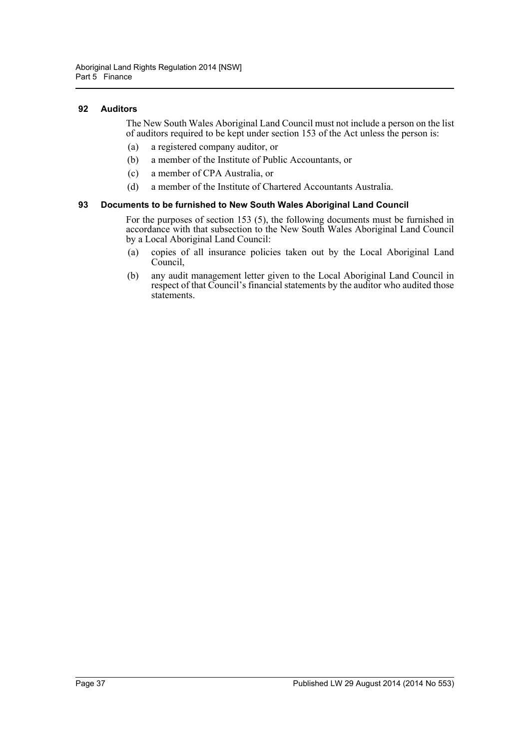### 92 Auditors

The New South Wales Aboriginal Land Council must not include a person on the list of auditors required to be kept under section 153 of the Act unless the person is:

(a) a registered company auditor, or

(b) a member of the Institute of Public Accountants, or

(c) a member of CPA Australia, or

(d) a member of the Institute of Chartered Accountants Australia.

### 93 Documents to be furnished to New South Wales Aboriginal Land Council

For the purposes of section 153 (5), the following documents must be furnished in accordance with that subsection to the New South Wales Aboriginal Land Council by a Local Aboriginal Land Council:

(a) copies of all insurance policies taken out by the Local Aboriginal Land Council,

(b) any audit management letter given to the Local Aboriginal Land Council in respect of that Council's financial statements by the auditor who audited those statements.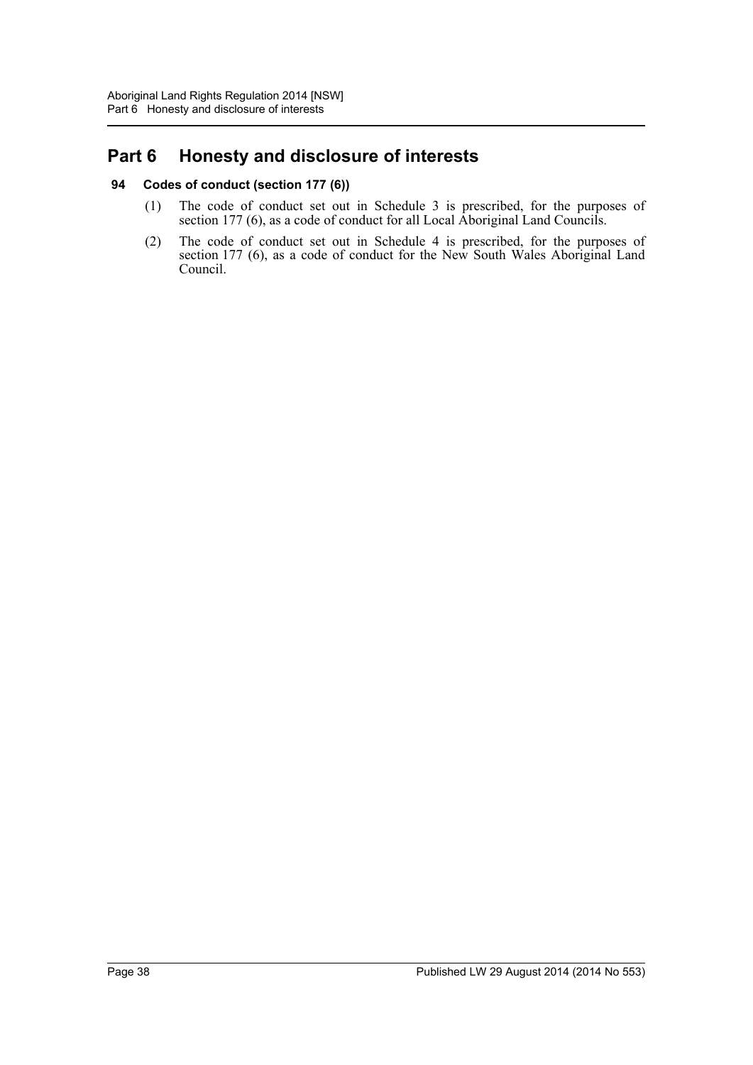# Part 6 Honesty and disclosure of interests

### 94 Codes of conduct (section 177 (6))

(1) The code of conduct set out in Schedule 3 is prescribed, for the purposes of section 177 (6), as a code of conduct for all Local Aboriginal Land Councils.

(2) The code of conduct set out in Schedule 4 is prescribed, for the purposes of section 177 (6), as a code of conduct for the New South Wales Aboriginal Land Council.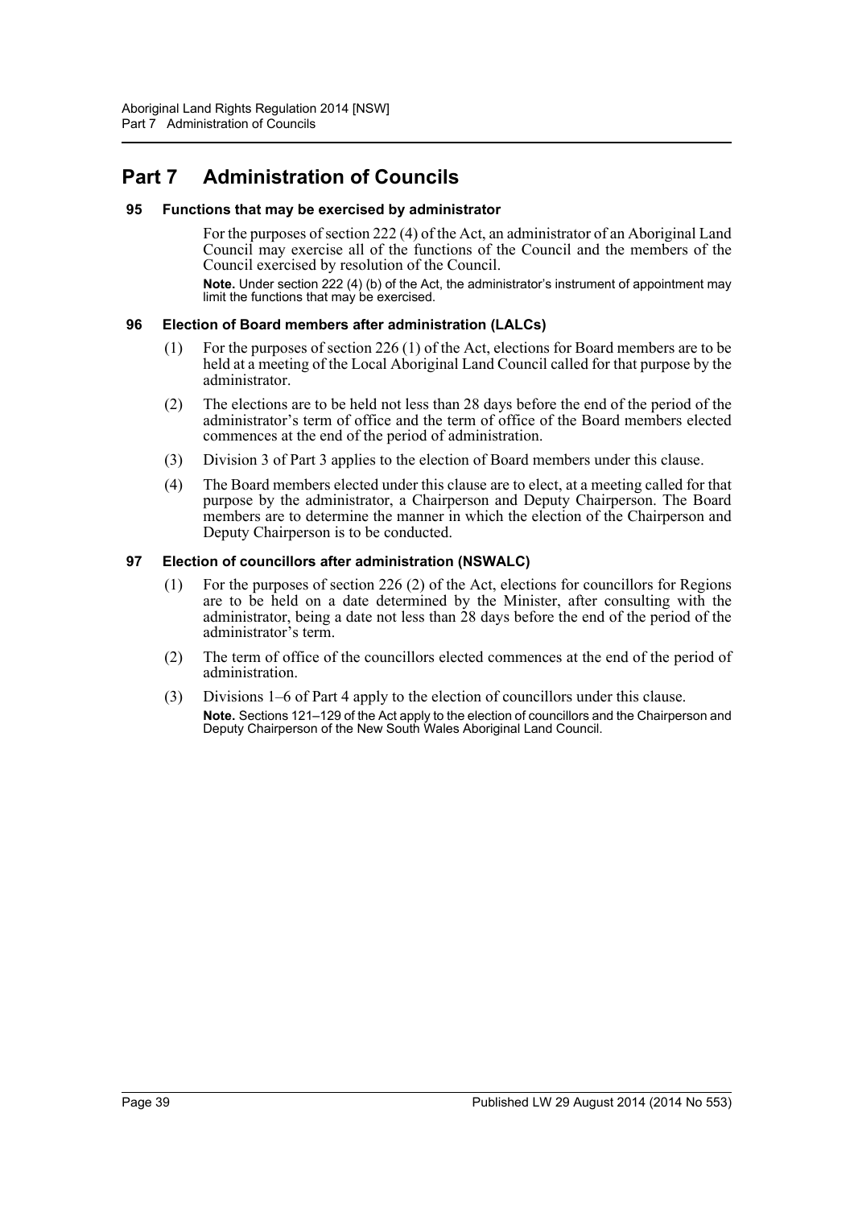# Part 7 Administration of Councils

### 95 Functions that may be exercised by administrator

For the purposes of section 222 (4) of the Act, an administrator of an Aboriginal Land Council may exercise all of the functions of the Council and the members of the Council exercised by resolution of the Council.

**Note.** Under section 222 (4) (b) of the Act, the administrator's instrument of appointment may limit the functions that may be exercised.

### 96 Election of Board members after administration (LALCs)

(1) For the purposes of section 226 (1) of the Act, elections for Board members are to be held at a meeting of the Local Aboriginal Land Council called for that purpose by the administrator.

(2) The elections are to be held not less than 28 days before the end of the period of the administrator's term of office and the term of office of the Board members elected commences at the end of the period of administration.

(3) Division 3 of Part 3 applies to the election of Board members under this clause.

(4) The Board members elected under this clause are to elect, at a meeting called for that purpose by the administrator, a Chairperson and Deputy Chairperson. The Board members are to determine the manner in which the election of the Chairperson and Deputy Chairperson is to be conducted.

### 97 Election of councillors after administration (NSWALC)

(1) For the purposes of section 226 (2) of the Act, elections for councillors for Regions are to be held on a date determined by the Minister, after consulting with the administrator, being a date not less than 28 days before the end of the period of the administrator's term.

(2) The term of office of the councillors elected commences at the end of the period of administration.

(3) Divisions 1–6 of Part 4 apply to the election of councillors under this clause.

**Note.** Sections 121–129 of the Act apply to the election of councillors and the Chairperson and Deputy Chairperson of the New South Wales Aboriginal Land Council.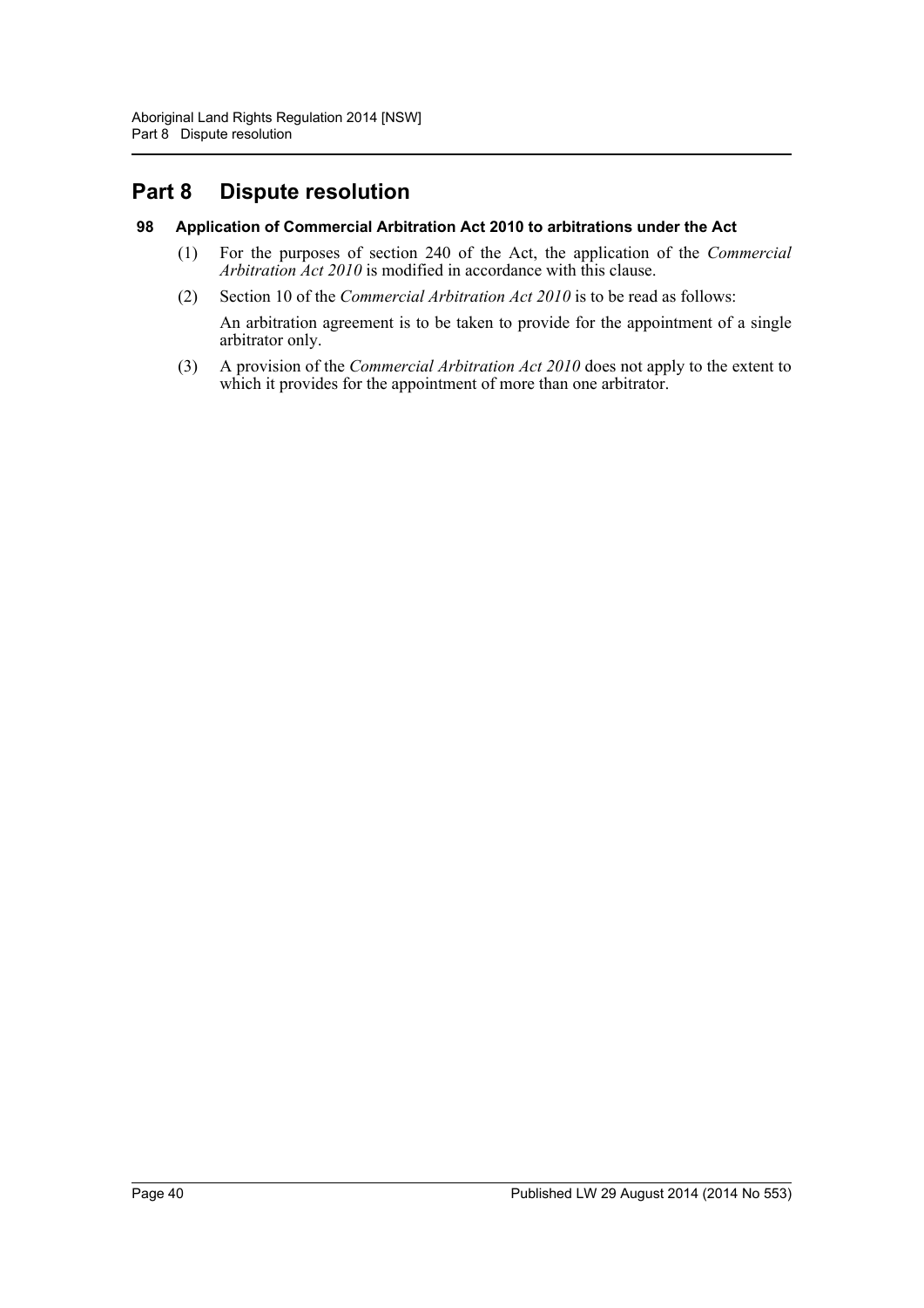# Part 8 Dispute resolution

### 98 Application of Commercial Arbitration Act 2010 to arbitrations under the Act

(1) For the purposes of section 240 of the Act, the application of the *Commercial Arbitration Act 2010* is modified in accordance with this clause.

(2) Section 10 of the *Commercial Arbitration Act 2010* is to be read as follows:

An arbitration agreement is to be taken to provide for the appointment of a single arbitrator only.

(3) A provision of the *Commercial Arbitration Act 2010* does not apply to the extent to which it provides for the appointment of more than one arbitrator.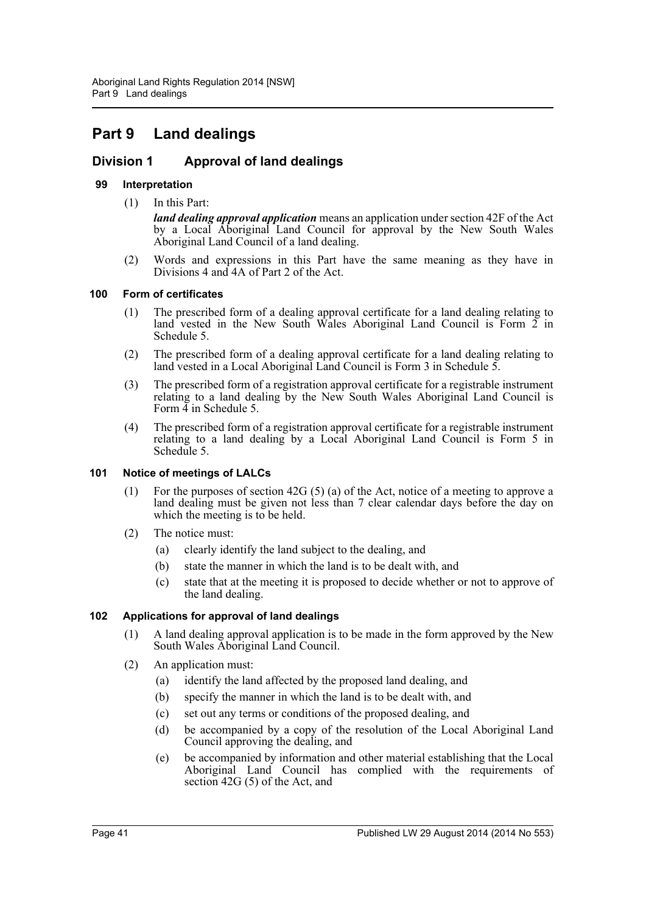# Part 9 Land dealings

## Division 1 Approval of land dealings

### 99 Interpretation

(1) In this Part:

***land dealing approval application*** means an application under section 42F of the Act by a Local Aboriginal Land Council for approval by the New South Wales Aboriginal Land Council of a land dealing.

(2) Words and expressions in this Part have the same meaning as they have in Divisions 4 and 4A of Part 2 of the Act.

### 100 Form of certificates

(1) The prescribed form of a dealing approval certificate for a land dealing relating to land vested in the New South Wales Aboriginal Land Council is Form 2 in Schedule 5.

(2) The prescribed form of a dealing approval certificate for a land dealing relating to land vested in a Local Aboriginal Land Council is Form 3 in Schedule 5.

(3) The prescribed form of a registration approval certificate for a registrable instrument relating to a land dealing by the New South Wales Aboriginal Land Council is Form 4 in Schedule 5.

(4) The prescribed form of a registration approval certificate for a registrable instrument relating to a land dealing by a Local Aboriginal Land Council is Form 5 in Schedule 5.

### 101 Notice of meetings of LALCs

(1) For the purposes of section 42G (5) (a) of the Act, notice of a meeting to approve a land dealing must be given not less than 7 clear calendar days before the day on which the meeting is to be held.

(2) The notice must:

(a) clearly identify the land subject to the dealing, and

(b) state the manner in which the land is to be dealt with, and

(c) state that at the meeting it is proposed to decide whether or not to approve of the land dealing.

### 102 Applications for approval of land dealings

(1) A land dealing approval application is to be made in the form approved by the New South Wales Aboriginal Land Council.

(2) An application must:

(a) identify the land affected by the proposed land dealing, and

(b) specify the manner in which the land is to be dealt with, and

(c) set out any terms or conditions of the proposed dealing, and

(d) be accompanied by a copy of the resolution of the Local Aboriginal Land Council approving the dealing, and

(e) be accompanied by information and other material establishing that the Local Aboriginal Land Council has complied with the requirements of section 42G (5) of the Act, and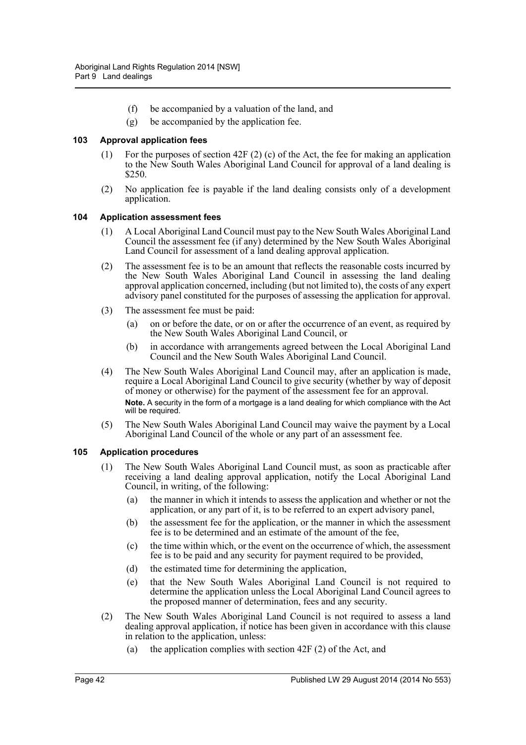(f) be accompanied by a valuation of the land, and

(g) be accompanied by the application fee.

### 103 Approval application fees

(1) For the purposes of section 42F (2) (c) of the Act, the fee for making an application to the New South Wales Aboriginal Land Council for approval of a land dealing is $250.

(2) No application fee is payable if the land dealing consists only of a development application.

### 104 Application assessment fees

(1) A Local Aboriginal Land Council must pay to the New South Wales Aboriginal Land Council the assessment fee (if any) determined by the New South Wales Aboriginal Land Council for assessment of a land dealing approval application.

(2) The assessment fee is to be an amount that reflects the reasonable costs incurred by the New South Wales Aboriginal Land Council in assessing the land dealing approval application concerned, including (but not limited to), the costs of any expert advisory panel constituted for the purposes of assessing the application for approval.

(3) The assessment fee must be paid:

(a) on or before the date, or on or after the occurrence of an event, as required by the New South Wales Aboriginal Land Council, or

(b) in accordance with arrangements agreed between the Local Aboriginal Land Council and the New South Wales Aboriginal Land Council.

(4) The New South Wales Aboriginal Land Council may, after an application is made, require a Local Aboriginal Land Council to give security (whether by way of deposit of money or otherwise) for the payment of the assessment fee for an approval.

**Note.** A security in the form of a mortgage is a land dealing for which compliance with the Act will be required.

(5) The New South Wales Aboriginal Land Council may waive the payment by a Local Aboriginal Land Council of the whole or any part of an assessment fee.

### 105 Application procedures

(1) The New South Wales Aboriginal Land Council must, as soon as practicable after receiving a land dealing approval application, notify the Local Aboriginal Land Council, in writing, of the following:

(a) the manner in which it intends to assess the application and whether or not the application, or any part of it, is to be referred to an expert advisory panel,

(b) the assessment fee for the application, or the manner in which the assessment fee is to be determined and an estimate of the amount of the fee,

(c) the time within which, or the event on the occurrence of which, the assessment fee is to be paid and any security for payment required to be provided,

(d) the estimated time for determining the application,

(e) that the New South Wales Aboriginal Land Council is not required to determine the application unless the Local Aboriginal Land Council agrees to the proposed manner of determination, fees and any security.

(2) The New South Wales Aboriginal Land Council is not required to assess a land dealing approval application, if notice has been given in accordance with this clause in relation to the application, unless:

(a) the application complies with section 42F (2) of the Act, and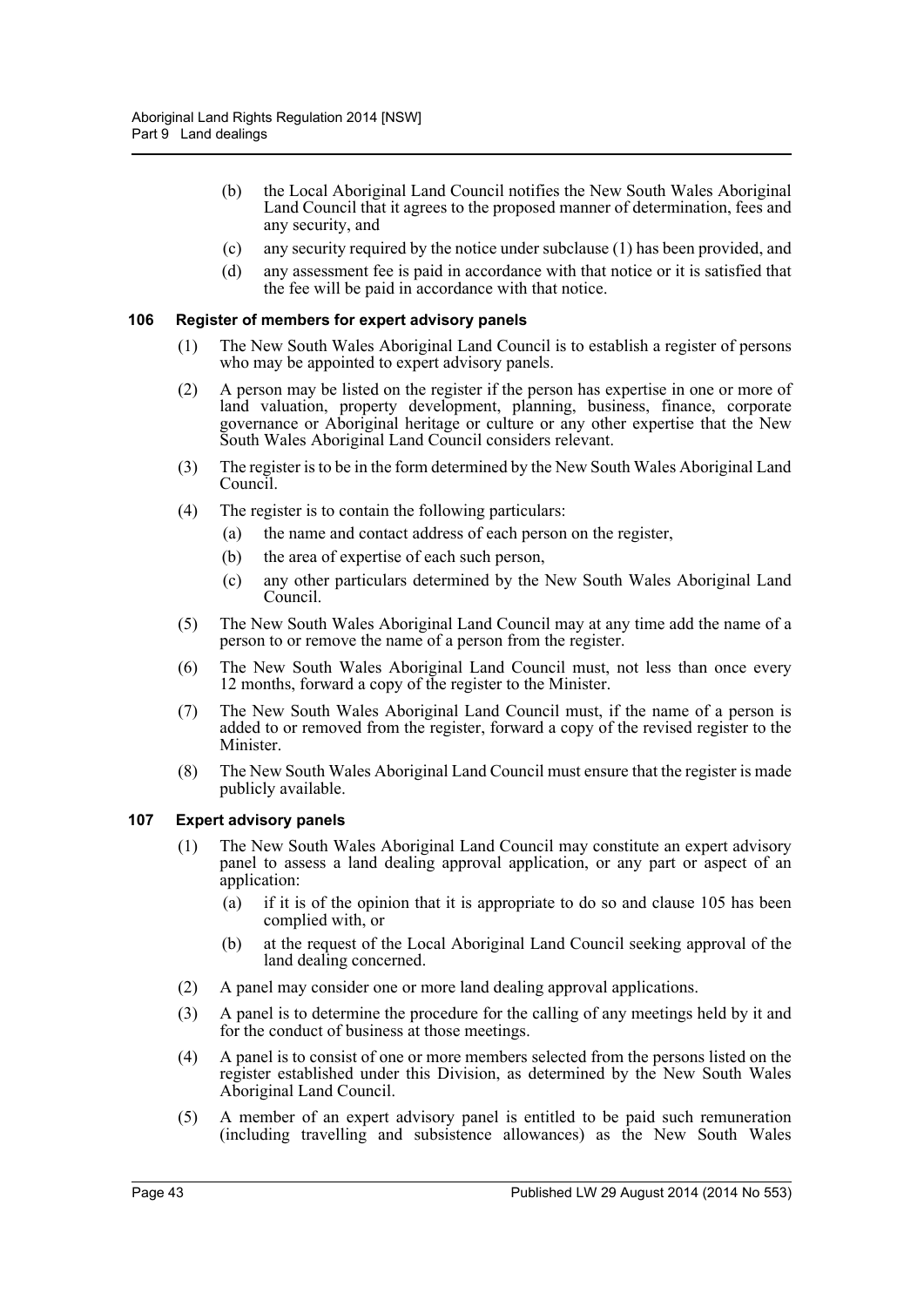- (b) the Local Aboriginal Land Council notifies the New South Wales Aboriginal Land Council that it agrees to the proposed manner of determination, fees and any security, and
- (c) any security required by the notice under subclause (1) has been provided, and
- (d) any assessment fee is paid in accordance with that notice or it is satisfied that the fee will be paid in accordance with that notice.

### 106 Register of members for expert advisory panels

(1) The New South Wales Aboriginal Land Council is to establish a register of persons who may be appointed to expert advisory panels.

(2) A person may be listed on the register if the person has expertise in one or more of land valuation, property development, planning, business, finance, corporate governance or Aboriginal heritage or culture or any other expertise that the New South Wales Aboriginal Land Council considers relevant.

(3) The register is to be in the form determined by the New South Wales Aboriginal Land Council.

(4) The register is to contain the following particulars:

- (a) the name and contact address of each person on the register,
- (b) the area of expertise of each such person,
- (c) any other particulars determined by the New South Wales Aboriginal Land Council.

(5) The New South Wales Aboriginal Land Council may at any time add the name of a person to or remove the name of a person from the register.

(6) The New South Wales Aboriginal Land Council must, not less than once every 12 months, forward a copy of the register to the Minister.

(7) The New South Wales Aboriginal Land Council must, if the name of a person is added to or removed from the register, forward a copy of the revised register to the Minister.

(8) The New South Wales Aboriginal Land Council must ensure that the register is made publicly available.

### 107 Expert advisory panels

(1) The New South Wales Aboriginal Land Council may constitute an expert advisory panel to assess a land dealing approval application, or any part or aspect of an application:

- (a) if it is of the opinion that it is appropriate to do so and clause 105 has been complied with, or
- (b) at the request of the Local Aboriginal Land Council seeking approval of the land dealing concerned.

(2) A panel may consider one or more land dealing approval applications.

(3) A panel is to determine the procedure for the calling of any meetings held by it and for the conduct of business at those meetings.

(4) A panel is to consist of one or more members selected from the persons listed on the register established under this Division, as determined by the New South Wales Aboriginal Land Council.

(5) A member of an expert advisory panel is entitled to be paid such remuneration (including travelling and subsistence allowances) as the New South Wales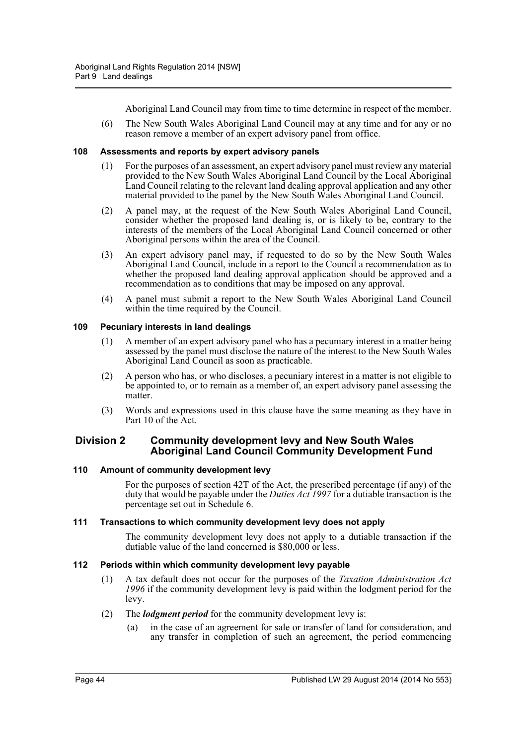Aboriginal Land Council may from time to time determine in respect of the member.

(6) The New South Wales Aboriginal Land Council may at any time and for any or no reason remove a member of an expert advisory panel from office.

### 108 Assessments and reports by expert advisory panels

(1) For the purposes of an assessment, an expert advisory panel must review any material provided to the New South Wales Aboriginal Land Council by the Local Aboriginal Land Council relating to the relevant land dealing approval application and any other material provided to the panel by the New South Wales Aboriginal Land Council.

(2) A panel may, at the request of the New South Wales Aboriginal Land Council, consider whether the proposed land dealing is, or is likely to be, contrary to the interests of the members of the Local Aboriginal Land Council concerned or other Aboriginal persons within the area of the Council.

(3) An expert advisory panel may, if requested to do so by the New South Wales Aboriginal Land Council, include in a report to the Council a recommendation as to whether the proposed land dealing approval application should be approved and a recommendation as to conditions that may be imposed on any approval.

(4) A panel must submit a report to the New South Wales Aboriginal Land Council within the time required by the Council.

### 109 Pecuniary interests in land dealings

(1) A member of an expert advisory panel who has a pecuniary interest in a matter being assessed by the panel must disclose the nature of the interest to the New South Wales Aboriginal Land Council as soon as practicable.

(2) A person who has, or who discloses, a pecuniary interest in a matter is not eligible to be appointed to, or to remain as a member of, an expert advisory panel assessing the matter.

(3) Words and expressions used in this clause have the same meaning as they have in Part 10 of the Act.

## Division 2 Community development levy and New South Wales Aboriginal Land Council Community Development Fund

### 110 Amount of community development levy

For the purposes of section 42T of the Act, the prescribed percentage (if any) of the duty that would be payable under the *Duties Act 1997* for a dutiable transaction is the percentage set out in Schedule 6.

### 111 Transactions to which community development levy does not apply

The community development levy does not apply to a dutiable transaction if the dutiable value of the land concerned is $80,000 or less.

### 112 Periods within which community development levy payable

(1) A tax default does not occur for the purposes of the *Taxation Administration Act 1996* if the community development levy is paid within the lodgment period for the levy.

(2) The ***lodgment period*** for the community development levy is:

(a) in the case of an agreement for sale or transfer of land for consideration, and any transfer in completion of such an agreement, the period commencing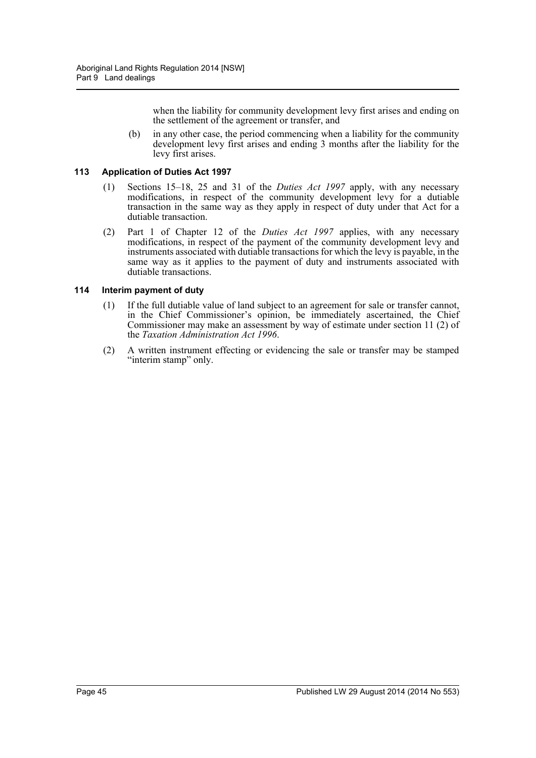when the liability for community development levy first arises and ending on the settlement of the agreement or transfer, and

(b) in any other case, the period commencing when a liability for the community development levy first arises and ending 3 months after the liability for the levy first arises.

### 113 Application of Duties Act 1997

(1) Sections 15–18, 25 and 31 of the *Duties Act 1997* apply, with any necessary modifications, in respect of the community development levy for a dutiable transaction in the same way as they apply in respect of duty under that Act for a dutiable transaction.

(2) Part 1 of Chapter 12 of the *Duties Act 1997* applies, with any necessary modifications, in respect of the payment of the community development levy and instruments associated with dutiable transactions for which the levy is payable, in the same way as it applies to the payment of duty and instruments associated with dutiable transactions.

### 114 Interim payment of duty

(1) If the full dutiable value of land subject to an agreement for sale or transfer cannot, in the Chief Commissioner's opinion, be immediately ascertained, the Chief Commissioner may make an assessment by way of estimate under section 11 (2) of the *Taxation Administration Act 1996*.

(2) A written instrument effecting or evidencing the sale or transfer may be stamped "interim stamp" only.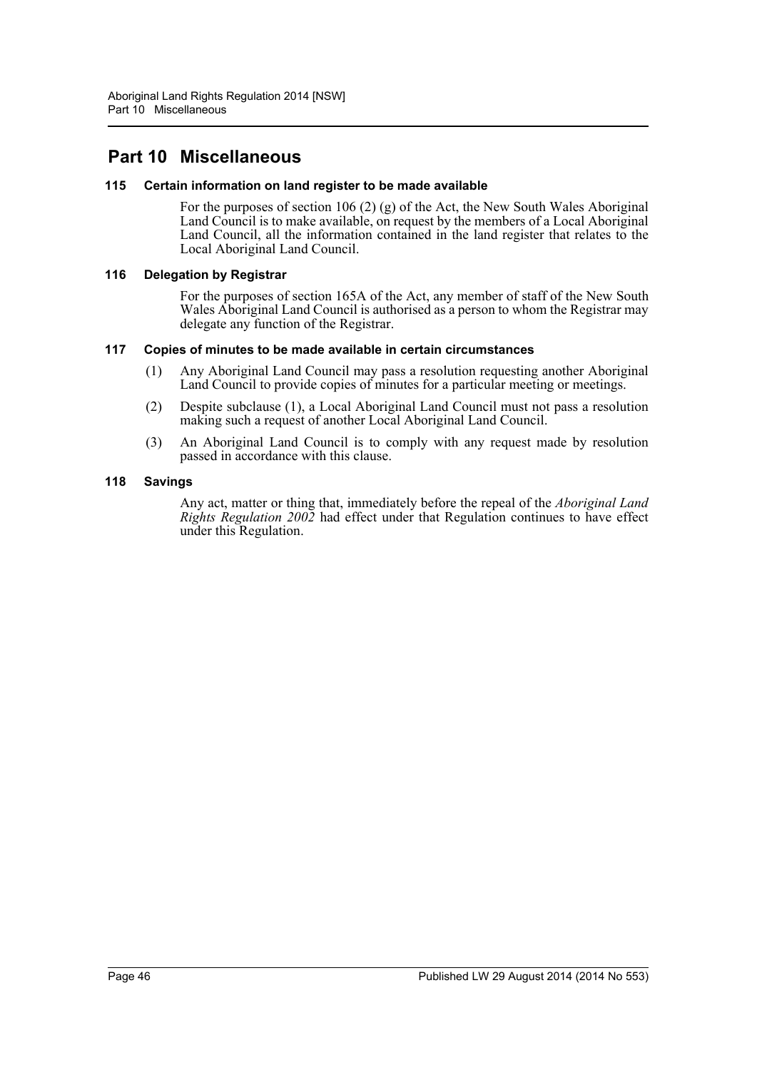# Part 10 Miscellaneous

### 115 Certain information on land register to be made available

For the purposes of section 106 (2) (g) of the Act, the New South Wales Aboriginal Land Council is to make available, on request by the members of a Local Aboriginal Land Council, all the information contained in the land register that relates to the Local Aboriginal Land Council.

### 116 Delegation by Registrar

For the purposes of section 165A of the Act, any member of staff of the New South Wales Aboriginal Land Council is authorised as a person to whom the Registrar may delegate any function of the Registrar.

### 117 Copies of minutes to be made available in certain circumstances

(1) Any Aboriginal Land Council may pass a resolution requesting another Aboriginal Land Council to provide copies of minutes for a particular meeting or meetings.

(2) Despite subclause (1), a Local Aboriginal Land Council must not pass a resolution making such a request of another Local Aboriginal Land Council.

(3) An Aboriginal Land Council is to comply with any request made by resolution passed in accordance with this clause.

### 118 Savings

Any act, matter or thing that, immediately before the repeal of the *Aboriginal Land Rights Regulation 2002* had effect under that Regulation continues to have effect under this Regulation.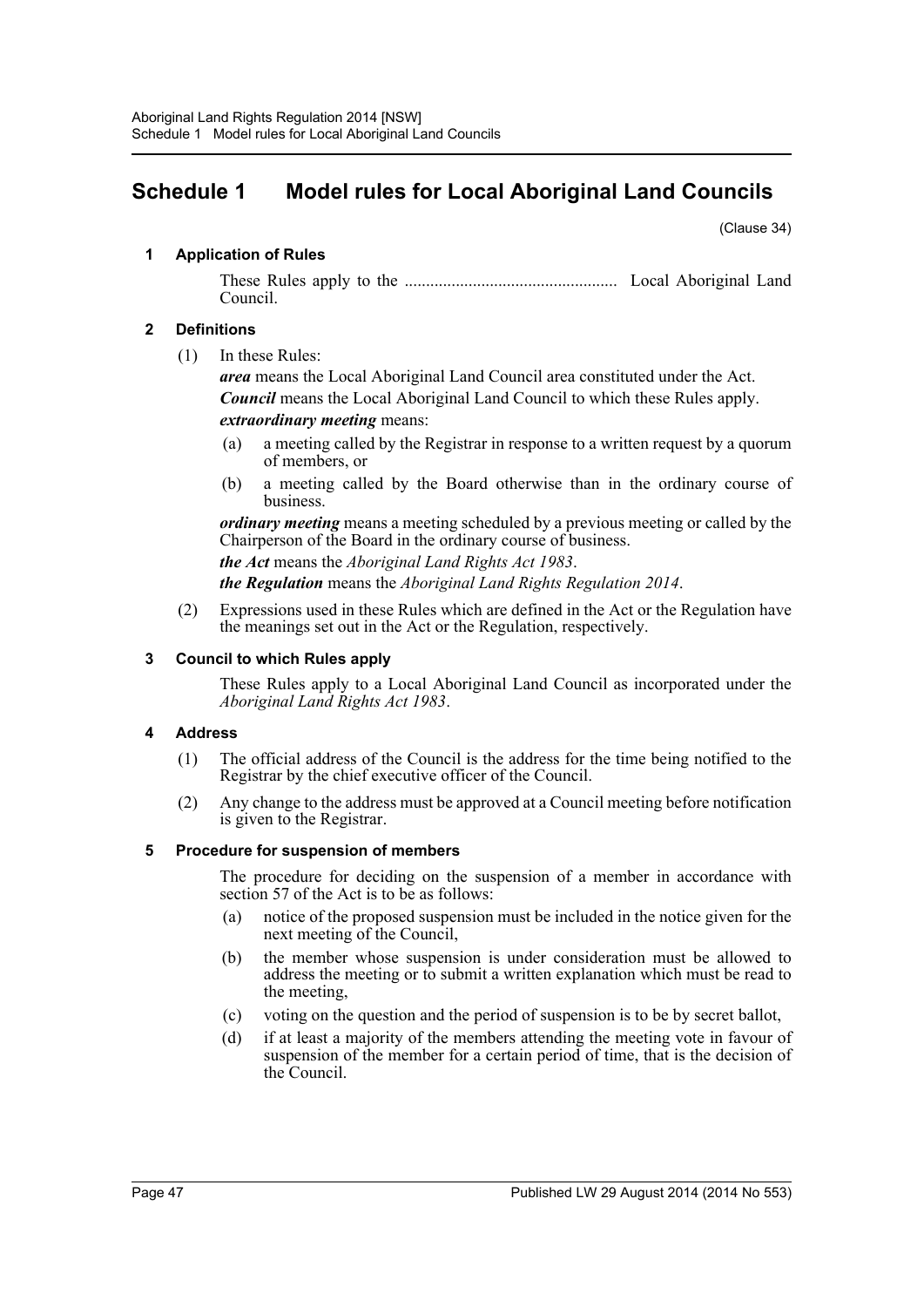# Schedule 1 Model rules for Local Aboriginal Land Councils

(Clause 34)

### 1 Application of Rules

These Rules apply to the ................................................. Local Aboriginal Land Council.

### 2 Definitions

(1) In these Rules:

***area*** means the Local Aboriginal Land Council area constituted under the Act.

***Council*** means the Local Aboriginal Land Council to which these Rules apply.

***extraordinary meeting*** means:

- (a) a meeting called by the Registrar in response to a written request by a quorum of members, or
- (b) a meeting called by the Board otherwise than in the ordinary course of business.

***ordinary meeting*** means a meeting scheduled by a previous meeting or called by the Chairperson of the Board in the ordinary course of business.

***the Act*** means the *Aboriginal Land Rights Act 1983*.

***the Regulation*** means the *Aboriginal Land Rights Regulation 2014*.

(2) Expressions used in these Rules which are defined in the Act or the Regulation have the meanings set out in the Act or the Regulation, respectively.

### 3 Council to which Rules apply

These Rules apply to a Local Aboriginal Land Council as incorporated under the *Aboriginal Land Rights Act 1983*.

### 4 Address

(1) The official address of the Council is the address for the time being notified to the Registrar by the chief executive officer of the Council.

(2) Any change to the address must be approved at a Council meeting before notification is given to the Registrar.

### 5 Procedure for suspension of members

The procedure for deciding on the suspension of a member in accordance with section 57 of the Act is to be as follows:

- (a) notice of the proposed suspension must be included in the notice given for the next meeting of the Council,
- (b) the member whose suspension is under consideration must be allowed to address the meeting or to submit a written explanation which must be read to the meeting,
- (c) voting on the question and the period of suspension is to be by secret ballot,
- (d) if at least a majority of the members attending the meeting vote in favour of suspension of the member for a certain period of time, that is the decision of the Council.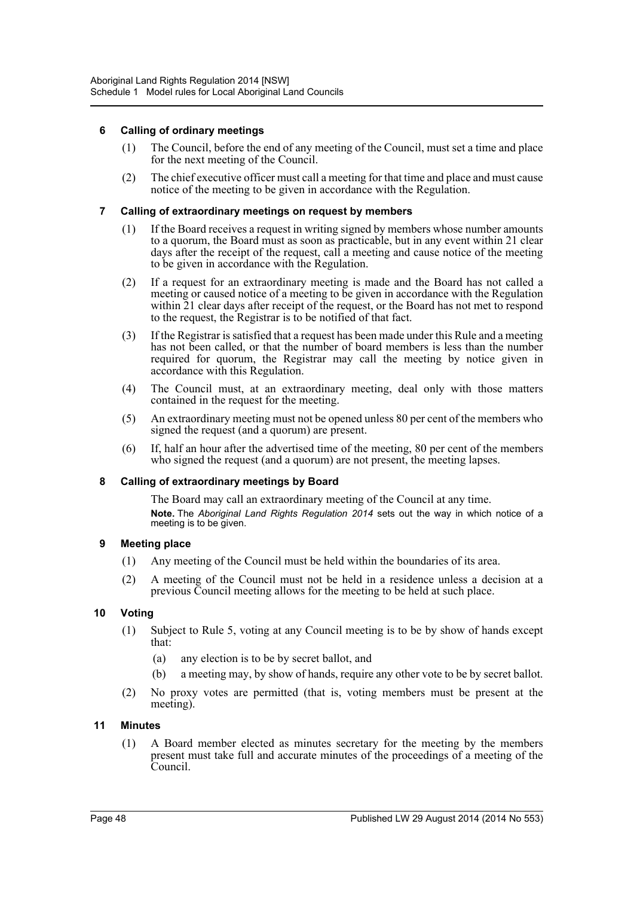### 6 Calling of ordinary meetings

(1) The Council, before the end of any meeting of the Council, must set a time and place for the next meeting of the Council.

(2) The chief executive officer must call a meeting for that time and place and must cause notice of the meeting to be given in accordance with the Regulation.

### 7 Calling of extraordinary meetings on request by members

(1) If the Board receives a request in writing signed by members whose number amounts to a quorum, the Board must as soon as practicable, but in any event within 21 clear days after the receipt of the request, call a meeting and cause notice of the meeting to be given in accordance with the Regulation.

(2) If a request for an extraordinary meeting is made and the Board has not called a meeting or caused notice of a meeting to be given in accordance with the Regulation within 21 clear days after receipt of the request, or the Board has not met to respond to the request, the Registrar is to be notified of that fact.

(3) If the Registrar is satisfied that a request has been made under this Rule and a meeting has not been called, or that the number of board members is less than the number required for quorum, the Registrar may call the meeting by notice given in accordance with this Regulation.

(4) The Council must, at an extraordinary meeting, deal only with those matters contained in the request for the meeting.

(5) An extraordinary meeting must not be opened unless 80 per cent of the members who signed the request (and a quorum) are present.

(6) If, half an hour after the advertised time of the meeting, 80 per cent of the members who signed the request (and a quorum) are not present, the meeting lapses.

### 8 Calling of extraordinary meetings by Board

The Board may call an extraordinary meeting of the Council at any time.

**Note.** The *Aboriginal Land Rights Regulation 2014* sets out the way in which notice of a meeting is to be given.

### 9 Meeting place

(1) Any meeting of the Council must be held within the boundaries of its area.

(2) A meeting of the Council must not be held in a residence unless a decision at a previous Council meeting allows for the meeting to be held at such place.

### 10 Voting

(1) Subject to Rule 5, voting at any Council meeting is to be by show of hands except that:

(a) any election is to be by secret ballot, and

(b) a meeting may, by show of hands, require any other vote to be by secret ballot.

(2) No proxy votes are permitted (that is, voting members must be present at the meeting).

### 11 Minutes

(1) A Board member elected as minutes secretary for the meeting by the members present must take full and accurate minutes of the proceedings of a meeting of the Council.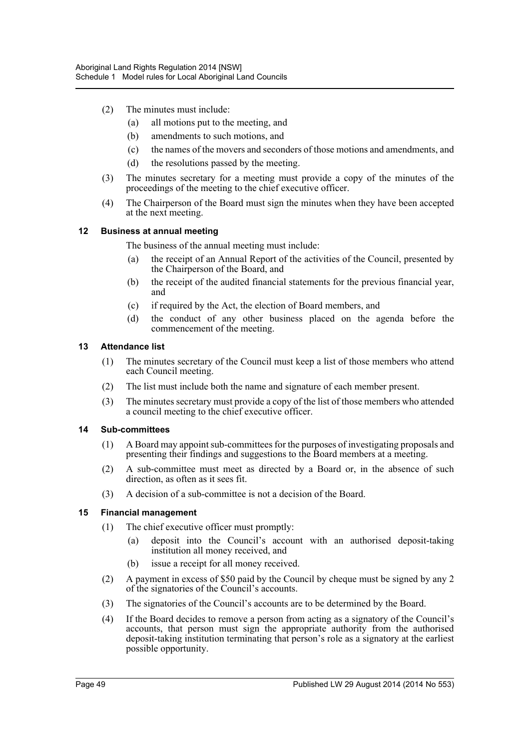(2) The minutes must include:

- (a) all motions put to the meeting, and
- (b) amendments to such motions, and
- (c) the names of the movers and seconders of those motions and amendments, and
- (d) the resolutions passed by the meeting.

(3) The minutes secretary for a meeting must provide a copy of the minutes of the proceedings of the meeting to the chief executive officer.

(4) The Chairperson of the Board must sign the minutes when they have been accepted at the next meeting.

### 12 Business at annual meeting

The business of the annual meeting must include:

- (a) the receipt of an Annual Report of the activities of the Council, presented by the Chairperson of the Board, and
- (b) the receipt of the audited financial statements for the previous financial year, and
- (c) if required by the Act, the election of Board members, and
- (d) the conduct of any other business placed on the agenda before the commencement of the meeting.

### 13 Attendance list

(1) The minutes secretary of the Council must keep a list of those members who attend each Council meeting.

(2) The list must include both the name and signature of each member present.

(3) The minutes secretary must provide a copy of the list of those members who attended a council meeting to the chief executive officer.

### 14 Sub-committees

(1) A Board may appoint sub-committees for the purposes of investigating proposals and presenting their findings and suggestions to the Board members at a meeting.

(2) A sub-committee must meet as directed by a Board or, in the absence of such direction, as often as it sees fit.

(3) A decision of a sub-committee is not a decision of the Board.

### 15 Financial management

(1) The chief executive officer must promptly:

- (a) deposit into the Council's account with an authorised deposit-taking institution all money received, and
- (b) issue a receipt for all money received.

(2) A payment in excess of $50 paid by the Council by cheque must be signed by any 2 of the signatories of the Council's accounts.

(3) The signatories of the Council's accounts are to be determined by the Board.

(4) If the Board decides to remove a person from acting as a signatory of the Council's accounts, that person must sign the appropriate authority from the authorised deposit-taking institution terminating that person's role as a signatory at the earliest possible opportunity.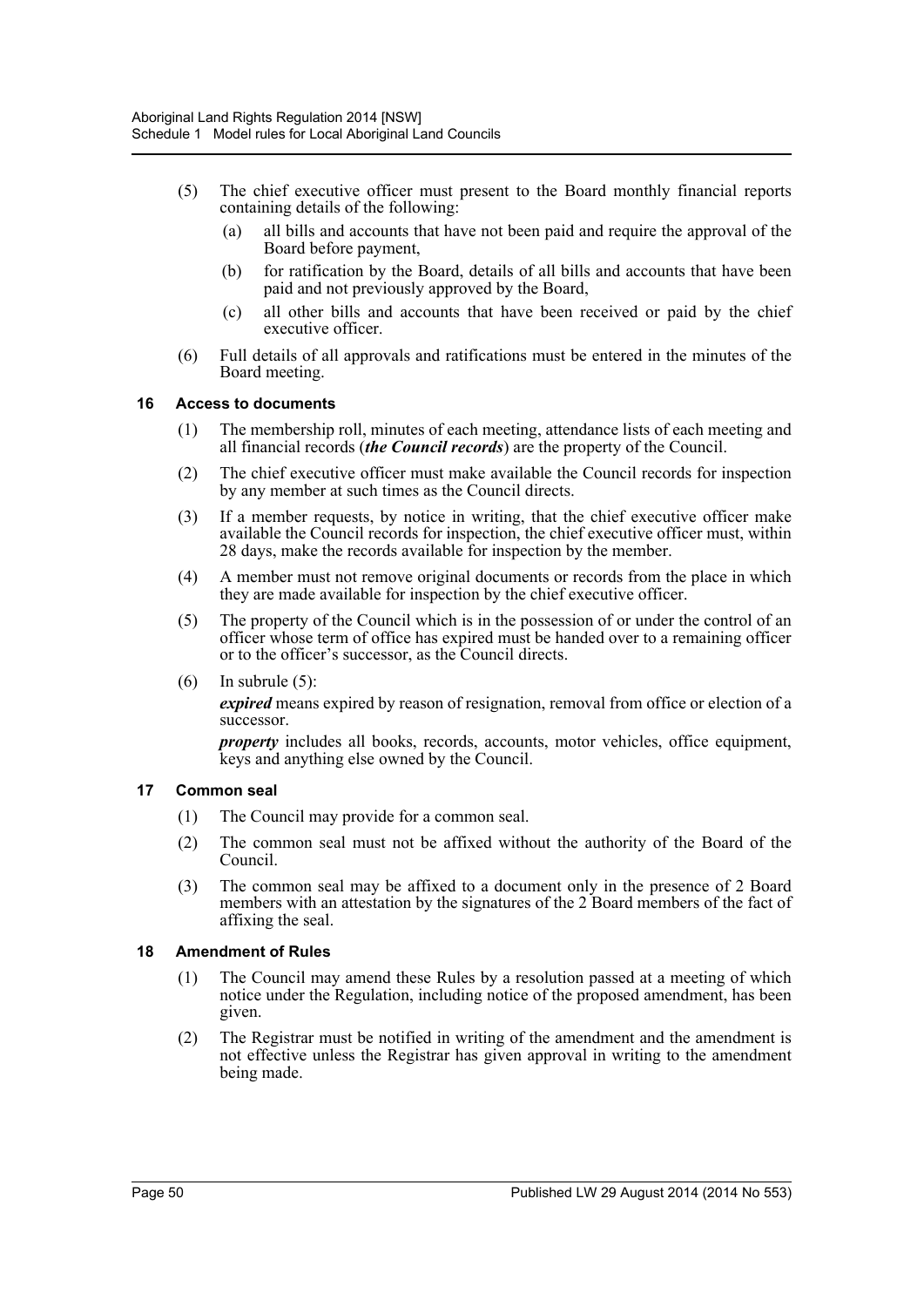(5) The chief executive officer must present to the Board monthly financial reports containing details of the following:

(a) all bills and accounts that have not been paid and require the approval of the Board before payment,

(b) for ratification by the Board, details of all bills and accounts that have been paid and not previously approved by the Board,

(c) all other bills and accounts that have been received or paid by the chief executive officer.

(6) Full details of all approvals and ratifications must be entered in the minutes of the Board meeting.

### 16 Access to documents

(1) The membership roll, minutes of each meeting, attendance lists of each meeting and all financial records (***the Council records***) are the property of the Council.

(2) The chief executive officer must make available the Council records for inspection by any member at such times as the Council directs.

(3) If a member requests, by notice in writing, that the chief executive officer make available the Council records for inspection, the chief executive officer must, within 28 days, make the records available for inspection by the member.

(4) A member must not remove original documents or records from the place in which they are made available for inspection by the chief executive officer.

(5) The property of the Council which is in the possession of or under the control of an officer whose term of office has expired must be handed over to a remaining officer or to the officer's successor, as the Council directs.

(6) In subrule (5):

***expired*** means expired by reason of resignation, removal from office or election of a successor.

***property*** includes all books, records, accounts, motor vehicles, office equipment, keys and anything else owned by the Council.

### 17 Common seal

(1) The Council may provide for a common seal.

(2) The common seal must not be affixed without the authority of the Board of the Council.

(3) The common seal may be affixed to a document only in the presence of 2 Board members with an attestation by the signatures of the 2 Board members of the fact of affixing the seal.

### 18 Amendment of Rules

(1) The Council may amend these Rules by a resolution passed at a meeting of which notice under the Regulation, including notice of the proposed amendment, has been given.

(2) The Registrar must be notified in writing of the amendment and the amendment is not effective unless the Registrar has given approval in writing to the amendment being made.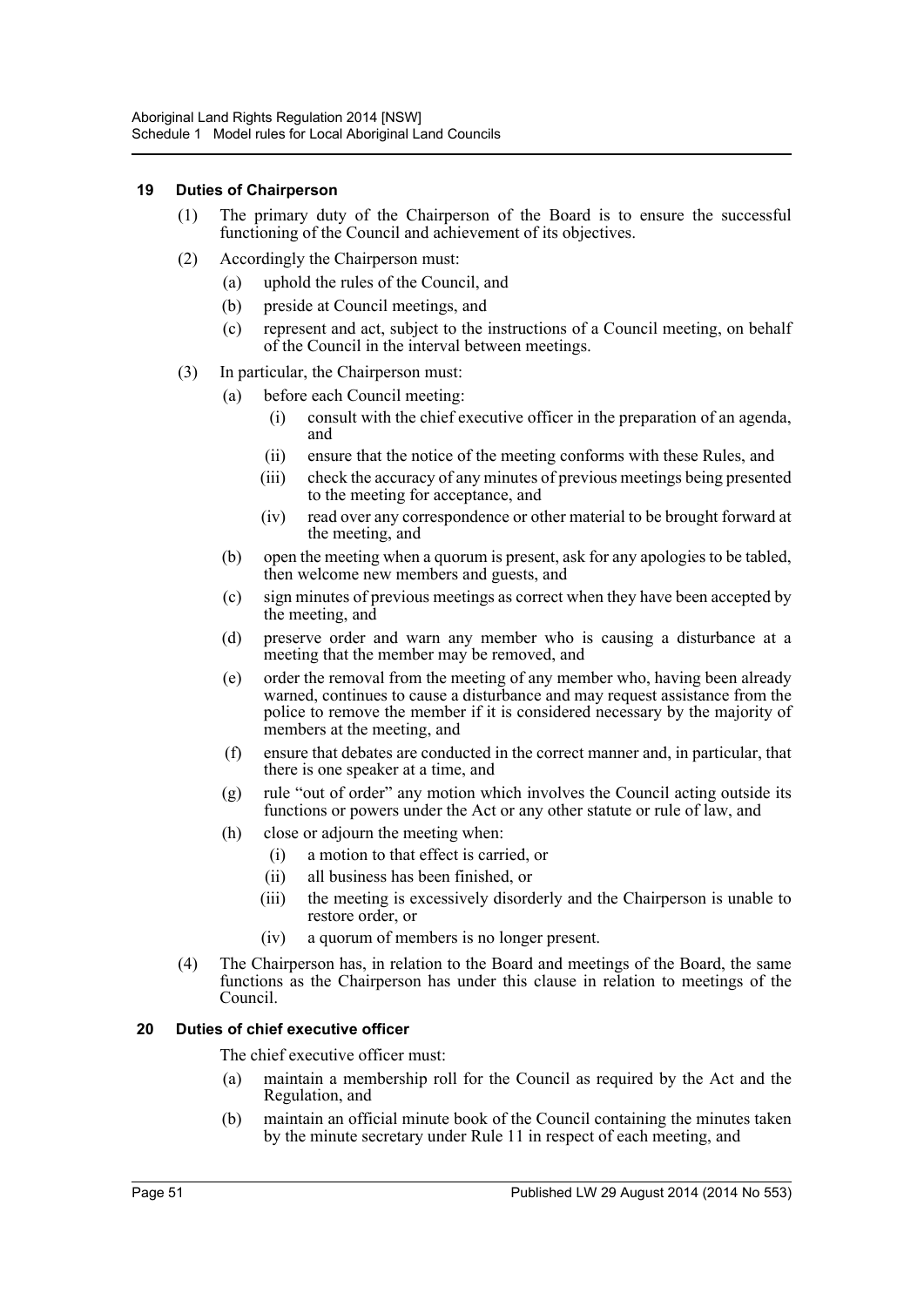## 19 Duties of Chairperson

(1) The primary duty of the Chairperson of the Board is to ensure the successful functioning of the Council and achievement of its objectives.

(2) Accordingly the Chairperson must:

- (a) uphold the rules of the Council, and
- (b) preside at Council meetings, and
- (c) represent and act, subject to the instructions of a Council meeting, on behalf of the Council in the interval between meetings.

(3) In particular, the Chairperson must:

- (a) before each Council meeting:
  - (i) consult with the chief executive officer in the preparation of an agenda, and
  - (ii) ensure that the notice of the meeting conforms with these Rules, and
  - (iii) check the accuracy of any minutes of previous meetings being presented to the meeting for acceptance, and
  - (iv) read over any correspondence or other material to be brought forward at the meeting, and
- (b) open the meeting when a quorum is present, ask for any apologies to be tabled, then welcome new members and guests, and
- (c) sign minutes of previous meetings as correct when they have been accepted by the meeting, and
- (d) preserve order and warn any member who is causing a disturbance at a meeting that the member may be removed, and
- (e) order the removal from the meeting of any member who, having been already warned, continues to cause a disturbance and may request assistance from the police to remove the member if it is considered necessary by the majority of members at the meeting, and
- (f) ensure that debates are conducted in the correct manner and, in particular, that there is one speaker at a time, and
- (g) rule "out of order" any motion which involves the Council acting outside its functions or powers under the Act or any other statute or rule of law, and
- (h) close or adjourn the meeting when:
  - (i) a motion to that effect is carried, or
  - (ii) all business has been finished, or
  - (iii) the meeting is excessively disorderly and the Chairperson is unable to restore order, or
  - (iv) a quorum of members is no longer present.

(4) The Chairperson has, in relation to the Board and meetings of the Board, the same functions as the Chairperson has under this clause in relation to meetings of the Council.

## 20 Duties of chief executive officer

The chief executive officer must:

- (a) maintain a membership roll for the Council as required by the Act and the Regulation, and
- (b) maintain an official minute book of the Council containing the minutes taken by the minute secretary under Rule 11 in respect of each meeting, and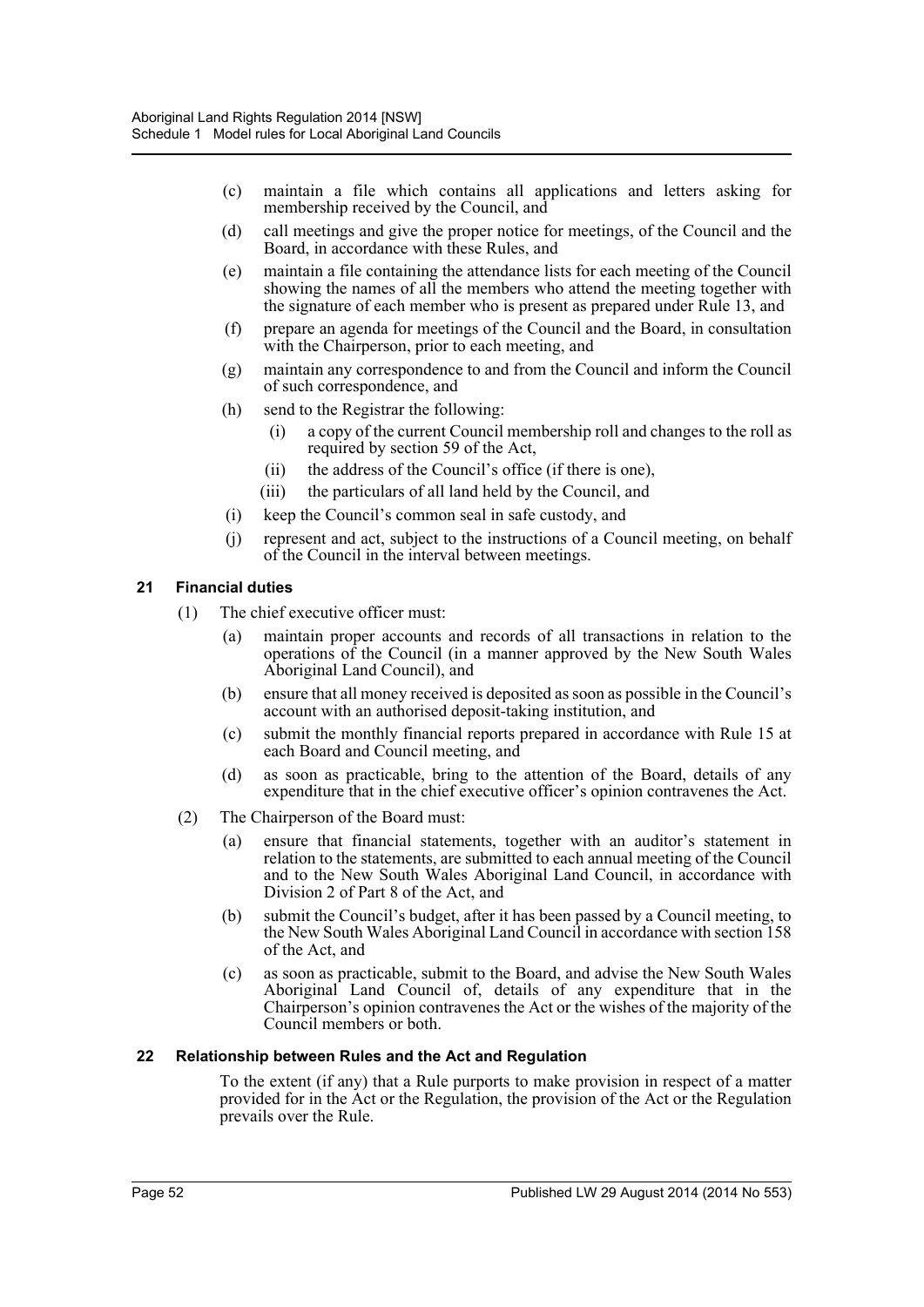(c) maintain a file which contains all applications and letters asking for membership received by the Council, and

(d) call meetings and give the proper notice for meetings, of the Council and the Board, in accordance with these Rules, and

(e) maintain a file containing the attendance lists for each meeting of the Council showing the names of all the members who attend the meeting together with the signature of each member who is present as prepared under Rule 13, and

(f) prepare an agenda for meetings of the Council and the Board, in consultation with the Chairperson, prior to each meeting, and

(g) maintain any correspondence to and from the Council and inform the Council of such correspondence, and

(h) send to the Registrar the following:

   (i) a copy of the current Council membership roll and changes to the roll as required by section 59 of the Act,

   (ii) the address of the Council's office (if there is one),

   (iii) the particulars of all land held by the Council, and

(i) keep the Council's common seal in safe custody, and

(j) represent and act, subject to the instructions of a Council meeting, on behalf of the Council in the interval between meetings.

### 21 Financial duties

(1) The chief executive officer must:

   (a) maintain proper accounts and records of all transactions in relation to the operations of the Council (in a manner approved by the New South Wales Aboriginal Land Council), and

   (b) ensure that all money received is deposited as soon as possible in the Council's account with an authorised deposit-taking institution, and

   (c) submit the monthly financial reports prepared in accordance with Rule 15 at each Board and Council meeting, and

   (d) as soon as practicable, bring to the attention of the Board, details of any expenditure that in the chief executive officer's opinion contravenes the Act.

(2) The Chairperson of the Board must:

   (a) ensure that financial statements, together with an auditor's statement in relation to the statements, are submitted to each annual meeting of the Council and to the New South Wales Aboriginal Land Council, in accordance with Division 2 of Part 8 of the Act, and

   (b) submit the Council's budget, after it has been passed by a Council meeting, to the New South Wales Aboriginal Land Council in accordance with section 158 of the Act, and

   (c) as soon as practicable, submit to the Board, and advise the New South Wales Aboriginal Land Council of, details of any expenditure that in the Chairperson's opinion contravenes the Act or the wishes of the majority of the Council members or both.

### 22 Relationship between Rules and the Act and Regulation

To the extent (if any) that a Rule purports to make provision in respect of a matter provided for in the Act or the Regulation, the provision of the Act or the Regulation prevails over the Rule.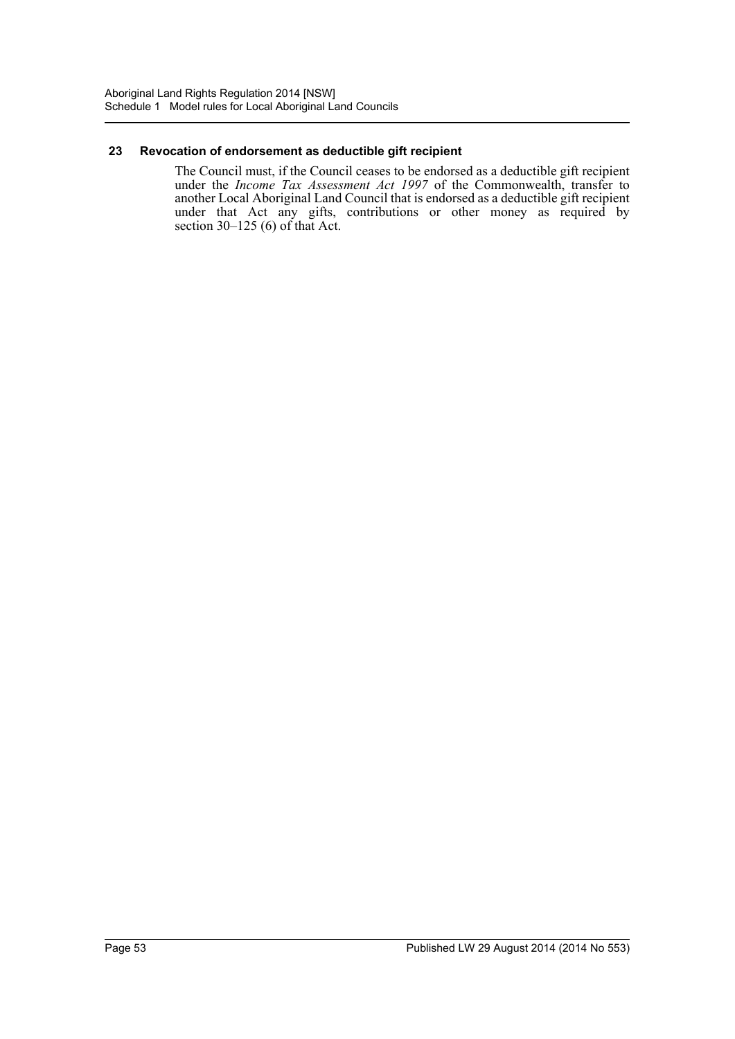### 23 Revocation of endorsement as deductible gift recipient

The Council must, if the Council ceases to be endorsed as a deductible gift recipient under the *Income Tax Assessment Act 1997* of the Commonwealth, transfer to another Local Aboriginal Land Council that is endorsed as a deductible gift recipient under that Act any gifts, contributions or other money as required by section 30–125 (6) of that Act.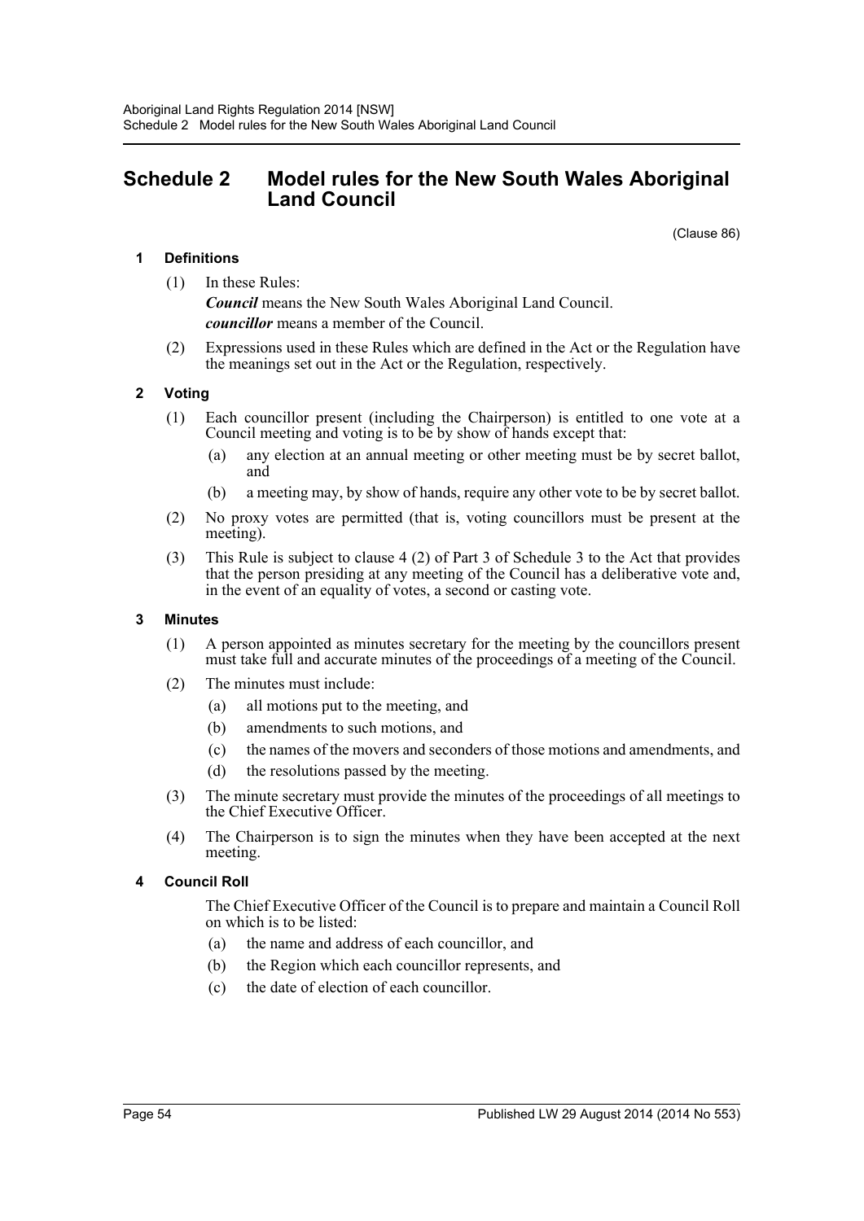# Schedule 2 Model rules for the New South Wales Aboriginal Land Council

(Clause 86)

## 1 Definitions

(1) In these Rules:

***Council*** means the New South Wales Aboriginal Land Council.

***councillor*** means a member of the Council.

(2) Expressions used in these Rules which are defined in the Act or the Regulation have the meanings set out in the Act or the Regulation, respectively.

## 2 Voting

(1) Each councillor present (including the Chairperson) is entitled to one vote at a Council meeting and voting is to be by show of hands except that:

- (a) any election at an annual meeting or other meeting must be by secret ballot, and
- (b) a meeting may, by show of hands, require any other vote to be by secret ballot.

(2) No proxy votes are permitted (that is, voting councillors must be present at the meeting).

(3) This Rule is subject to clause 4 (2) of Part 3 of Schedule 3 to the Act that provides that the person presiding at any meeting of the Council has a deliberative vote and, in the event of an equality of votes, a second or casting vote.

## 3 Minutes

(1) A person appointed as minutes secretary for the meeting by the councillors present must take full and accurate minutes of the proceedings of a meeting of the Council.

(2) The minutes must include:

- (a) all motions put to the meeting, and
- (b) amendments to such motions, and
- (c) the names of the movers and seconders of those motions and amendments, and
- (d) the resolutions passed by the meeting.

(3) The minute secretary must provide the minutes of the proceedings of all meetings to the Chief Executive Officer.

(4) The Chairperson is to sign the minutes when they have been accepted at the next meeting.

## 4 Council Roll

The Chief Executive Officer of the Council is to prepare and maintain a Council Roll on which is to be listed:

- (a) the name and address of each councillor, and
- (b) the Region which each councillor represents, and
- (c) the date of election of each councillor.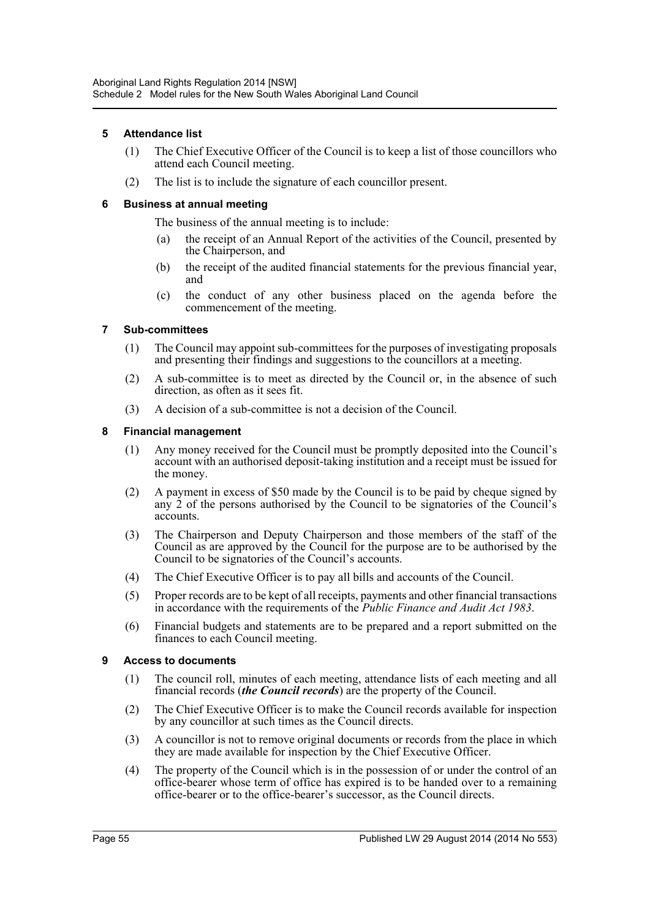### 5 Attendance list

(1) The Chief Executive Officer of the Council is to keep a list of those councillors who attend each Council meeting.

(2) The list is to include the signature of each councillor present.

### 6 Business at annual meeting

The business of the annual meeting is to include:

(a) the receipt of an Annual Report of the activities of the Council, presented by the Chairperson, and

(b) the receipt of the audited financial statements for the previous financial year, and

(c) the conduct of any other business placed on the agenda before the commencement of the meeting.

### 7 Sub-committees

(1) The Council may appoint sub-committees for the purposes of investigating proposals and presenting their findings and suggestions to the councillors at a meeting.

(2) A sub-committee is to meet as directed by the Council or, in the absence of such direction, as often as it sees fit.

(3) A decision of a sub-committee is not a decision of the Council.

### 8 Financial management

(1) Any money received for the Council must be promptly deposited into the Council's account with an authorised deposit-taking institution and a receipt must be issued for the money.

(2) A payment in excess of $50 made by the Council is to be paid by cheque signed by any 2 of the persons authorised by the Council to be signatories of the Council's accounts.

(3) The Chairperson and Deputy Chairperson and those members of the staff of the Council as are approved by the Council for the purpose are to be authorised by the Council to be signatories of the Council's accounts.

(4) The Chief Executive Officer is to pay all bills and accounts of the Council.

(5) Proper records are to be kept of all receipts, payments and other financial transactions in accordance with the requirements of the *Public Finance and Audit Act 1983*.

(6) Financial budgets and statements are to be prepared and a report submitted on the finances to each Council meeting.

### 9 Access to documents

(1) The council roll, minutes of each meeting, attendance lists of each meeting and all financial records (***the Council records***) are the property of the Council.

(2) The Chief Executive Officer is to make the Council records available for inspection by any councillor at such times as the Council directs.

(3) A councillor is not to remove original documents or records from the place in which they are made available for inspection by the Chief Executive Officer.

(4) The property of the Council which is in the possession of or under the control of an office-bearer whose term of office has expired is to be handed over to a remaining office-bearer or to the office-bearer's successor, as the Council directs.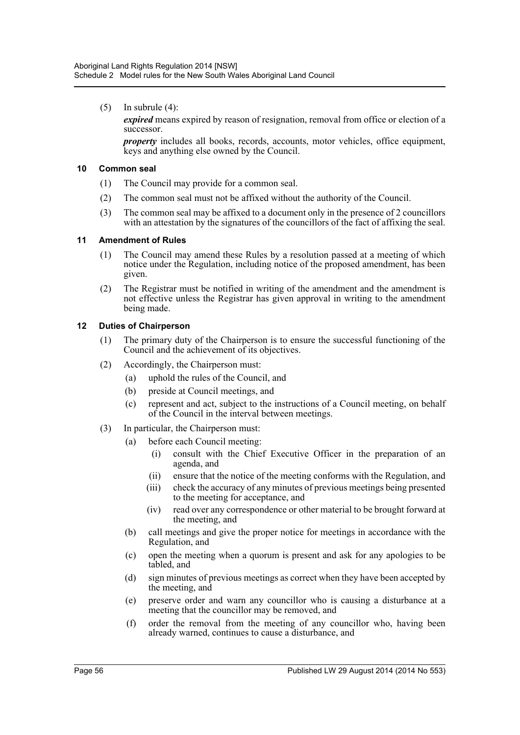(5) In subrule (4):

***expired*** means expired by reason of resignation, removal from office or election of a successor.

***property*** includes all books, records, accounts, motor vehicles, office equipment, keys and anything else owned by the Council.

### 10 Common seal

(1) The Council may provide for a common seal.

(2) The common seal must not be affixed without the authority of the Council.

(3) The common seal may be affixed to a document only in the presence of 2 councillors with an attestation by the signatures of the councillors of the fact of affixing the seal.

### 11 Amendment of Rules

(1) The Council may amend these Rules by a resolution passed at a meeting of which notice under the Regulation, including notice of the proposed amendment, has been given.

(2) The Registrar must be notified in writing of the amendment and the amendment is not effective unless the Registrar has given approval in writing to the amendment being made.

### 12 Duties of Chairperson

(1) The primary duty of the Chairperson is to ensure the successful functioning of the Council and the achievement of its objectives.

(2) Accordingly, the Chairperson must:

- (a) uphold the rules of the Council, and
- (b) preside at Council meetings, and
- (c) represent and act, subject to the instructions of a Council meeting, on behalf of the Council in the interval between meetings.

(3) In particular, the Chairperson must:

- (a) before each Council meeting:
  - (i) consult with the Chief Executive Officer in the preparation of an agenda, and
  - (ii) ensure that the notice of the meeting conforms with the Regulation, and
  - (iii) check the accuracy of any minutes of previous meetings being presented to the meeting for acceptance, and
  - (iv) read over any correspondence or other material to be brought forward at the meeting, and
- (b) call meetings and give the proper notice for meetings in accordance with the Regulation, and
- (c) open the meeting when a quorum is present and ask for any apologies to be tabled, and
- (d) sign minutes of previous meetings as correct when they have been accepted by the meeting, and
- (e) preserve order and warn any councillor who is causing a disturbance at a meeting that the councillor may be removed, and
- (f) order the removal from the meeting of any councillor who, having been already warned, continues to cause a disturbance, and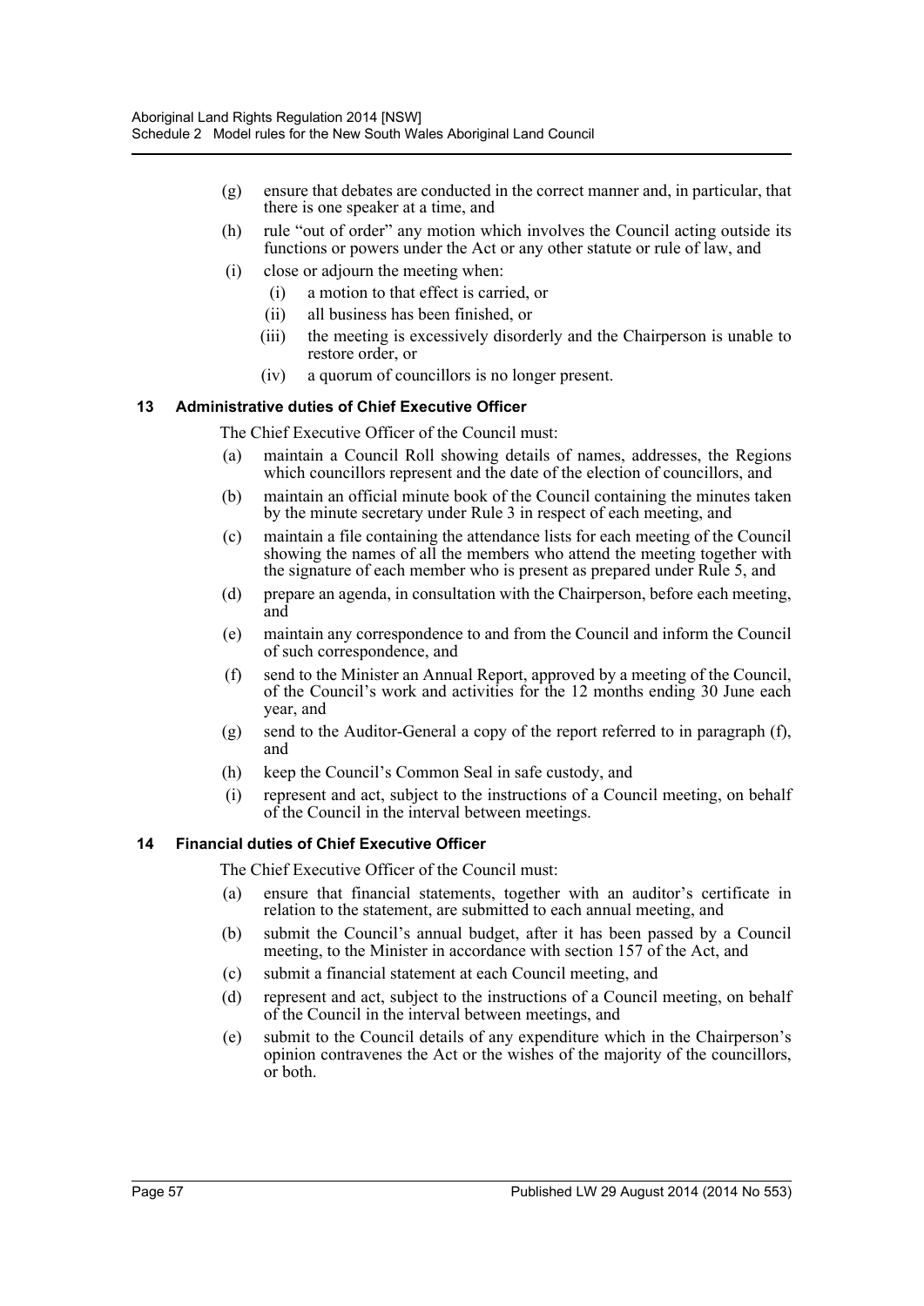- (g) ensure that debates are conducted in the correct manner and, in particular, that there is one speaker at a time, and
- (h) rule "out of order" any motion which involves the Council acting outside its functions or powers under the Act or any other statute or rule of law, and
- (i) close or adjourn the meeting when:
  - (i) a motion to that effect is carried, or
  - (ii) all business has been finished, or
  - (iii) the meeting is excessively disorderly and the Chairperson is unable to restore order, or
  - (iv) a quorum of councillors is no longer present.

### 13 Administrative duties of Chief Executive Officer

The Chief Executive Officer of the Council must:

- (a) maintain a Council Roll showing details of names, addresses, the Regions which councillors represent and the date of the election of councillors, and
- (b) maintain an official minute book of the Council containing the minutes taken by the minute secretary under Rule 3 in respect of each meeting, and
- (c) maintain a file containing the attendance lists for each meeting of the Council showing the names of all the members who attend the meeting together with the signature of each member who is present as prepared under Rule 5, and
- (d) prepare an agenda, in consultation with the Chairperson, before each meeting, and
- (e) maintain any correspondence to and from the Council and inform the Council of such correspondence, and
- (f) send to the Minister an Annual Report, approved by a meeting of the Council, of the Council's work and activities for the 12 months ending 30 June each year, and
- (g) send to the Auditor-General a copy of the report referred to in paragraph (f), and
- (h) keep the Council's Common Seal in safe custody, and
- (i) represent and act, subject to the instructions of a Council meeting, on behalf of the Council in the interval between meetings.

### 14 Financial duties of Chief Executive Officer

The Chief Executive Officer of the Council must:

- (a) ensure that financial statements, together with an auditor's certificate in relation to the statement, are submitted to each annual meeting, and
- (b) submit the Council's annual budget, after it has been passed by a Council meeting, to the Minister in accordance with section 157 of the Act, and
- (c) submit a financial statement at each Council meeting, and
- (d) represent and act, subject to the instructions of a Council meeting, on behalf of the Council in the interval between meetings, and
- (e) submit to the Council details of any expenditure which in the Chairperson's opinion contravenes the Act or the wishes of the majority of the councillors, or both.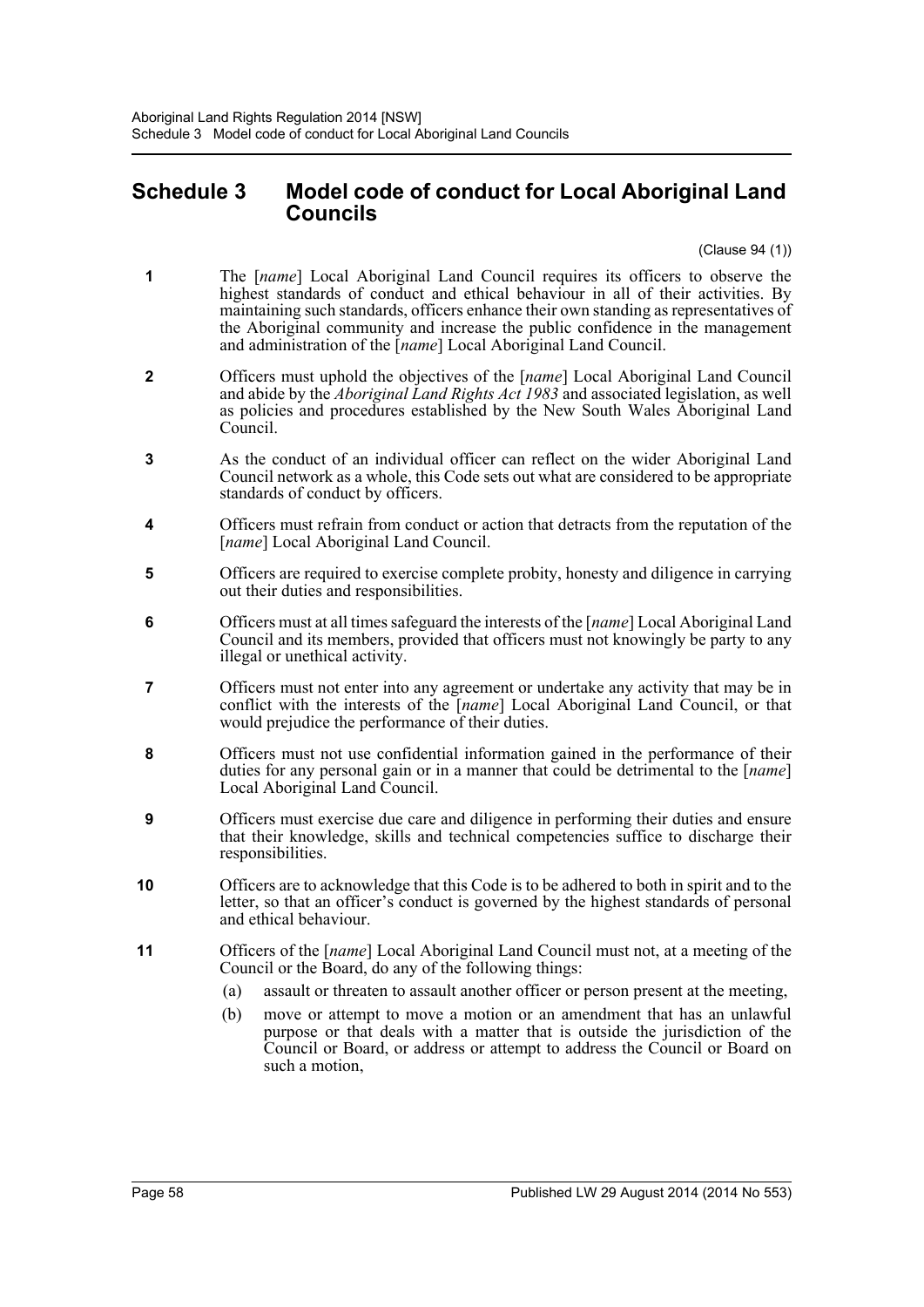# Schedule 3 Model code of conduct for Local Aboriginal Land Councils

(Clause 94 (1))

**1** The [*name*] Local Aboriginal Land Council requires its officers to observe the highest standards of conduct and ethical behaviour in all of their activities. By maintaining such standards, officers enhance their own standing as representatives of the Aboriginal community and increase the public confidence in the management and administration of the [*name*] Local Aboriginal Land Council.

**2** Officers must uphold the objectives of the [*name*] Local Aboriginal Land Council and abide by the *Aboriginal Land Rights Act 1983* and associated legislation, as well as policies and procedures established by the New South Wales Aboriginal Land Council.

**3** As the conduct of an individual officer can reflect on the wider Aboriginal Land Council network as a whole, this Code sets out what are considered to be appropriate standards of conduct by officers.

**4** Officers must refrain from conduct or action that detracts from the reputation of the [*name*] Local Aboriginal Land Council.

**5** Officers are required to exercise complete probity, honesty and diligence in carrying out their duties and responsibilities.

**6** Officers must at all times safeguard the interests of the [*name*] Local Aboriginal Land Council and its members, provided that officers must not knowingly be party to any illegal or unethical activity.

**7** Officers must not enter into any agreement or undertake any activity that may be in conflict with the interests of the [*name*] Local Aboriginal Land Council, or that would prejudice the performance of their duties.

**8** Officers must not use confidential information gained in the performance of their duties for any personal gain or in a manner that could be detrimental to the [*name*] Local Aboriginal Land Council.

**9** Officers must exercise due care and diligence in performing their duties and ensure that their knowledge, skills and technical competencies suffice to discharge their responsibilities.

**10** Officers are to acknowledge that this Code is to be adhered to both in spirit and to the letter, so that an officer's conduct is governed by the highest standards of personal and ethical behaviour.

**11** Officers of the [*name*] Local Aboriginal Land Council must not, at a meeting of the Council or the Board, do any of the following things:

(a) assault or threaten to assault another officer or person present at the meeting,

(b) move or attempt to move a motion or an amendment that has an unlawful purpose or that deals with a matter that is outside the jurisdiction of the Council or Board, or address or attempt to address the Council or Board on such a motion,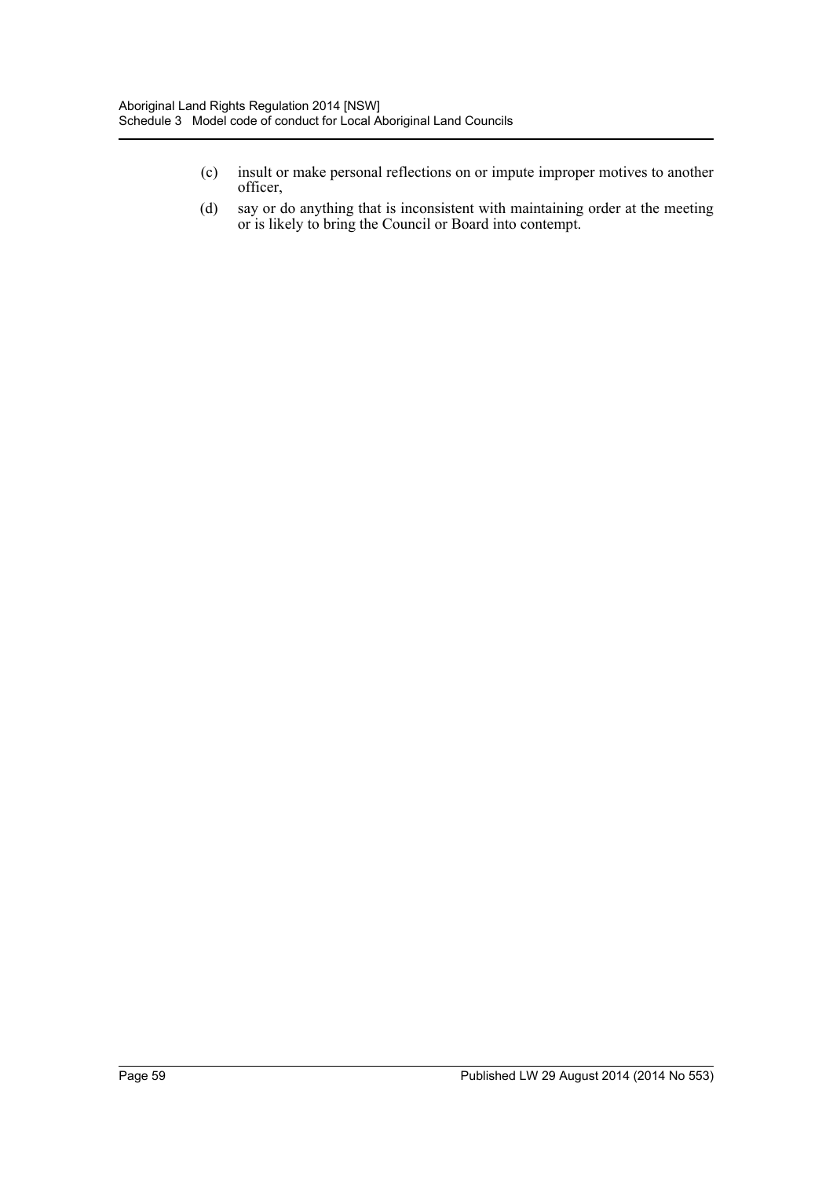(c) insult or make personal reflections on or impute improper motives to another officer,

(d) say or do anything that is inconsistent with maintaining order at the meeting or is likely to bring the Council or Board into contempt.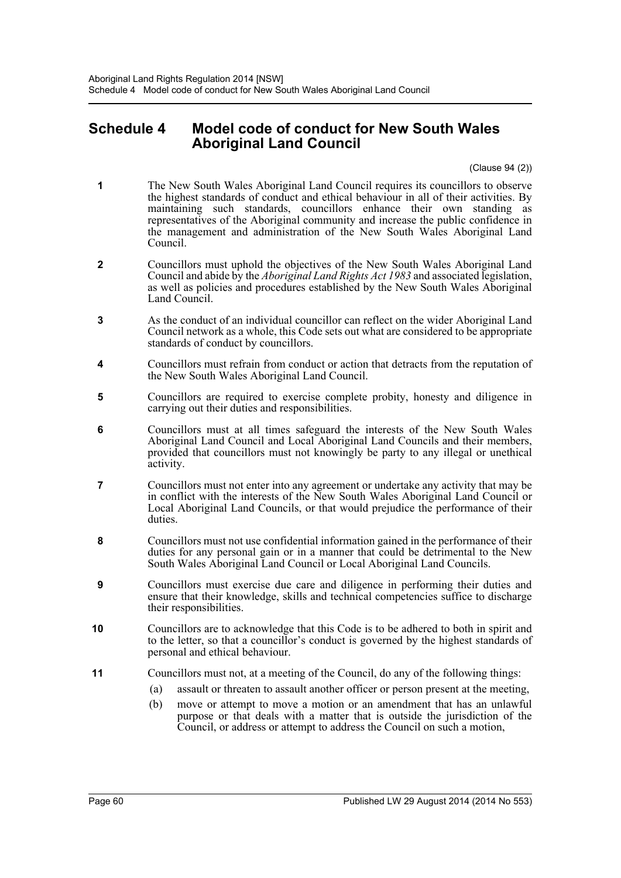# Schedule 4 Model code of conduct for New South Wales Aboriginal Land Council

(Clause 94 (2))

**1** The New South Wales Aboriginal Land Council requires its councillors to observe the highest standards of conduct and ethical behaviour in all of their activities. By maintaining such standards, councillors enhance their own standing as representatives of the Aboriginal community and increase the public confidence in the management and administration of the New South Wales Aboriginal Land Council.

**2** Councillors must uphold the objectives of the New South Wales Aboriginal Land Council and abide by the *Aboriginal Land Rights Act 1983* and associated legislation, as well as policies and procedures established by the New South Wales Aboriginal Land Council.

**3** As the conduct of an individual councillor can reflect on the wider Aboriginal Land Council network as a whole, this Code sets out what are considered to be appropriate standards of conduct by councillors.

**4** Councillors must refrain from conduct or action that detracts from the reputation of the New South Wales Aboriginal Land Council.

**5** Councillors are required to exercise complete probity, honesty and diligence in carrying out their duties and responsibilities.

**6** Councillors must at all times safeguard the interests of the New South Wales Aboriginal Land Council and Local Aboriginal Land Councils and their members, provided that councillors must not knowingly be party to any illegal or unethical activity.

**7** Councillors must not enter into any agreement or undertake any activity that may be in conflict with the interests of the New South Wales Aboriginal Land Council or Local Aboriginal Land Councils, or that would prejudice the performance of their duties.

**8** Councillors must not use confidential information gained in the performance of their duties for any personal gain or in a manner that could be detrimental to the New South Wales Aboriginal Land Council or Local Aboriginal Land Councils.

**9** Councillors must exercise due care and diligence in performing their duties and ensure that their knowledge, skills and technical competencies suffice to discharge their responsibilities.

**10** Councillors are to acknowledge that this Code is to be adhered to both in spirit and to the letter, so that a councillor's conduct is governed by the highest standards of personal and ethical behaviour.

**11** Councillors must not, at a meeting of the Council, do any of the following things:

(a) assault or threaten to assault another officer or person present at the meeting,

(b) move or attempt to move a motion or an amendment that has an unlawful purpose or that deals with a matter that is outside the jurisdiction of the Council, or address or attempt to address the Council on such a motion,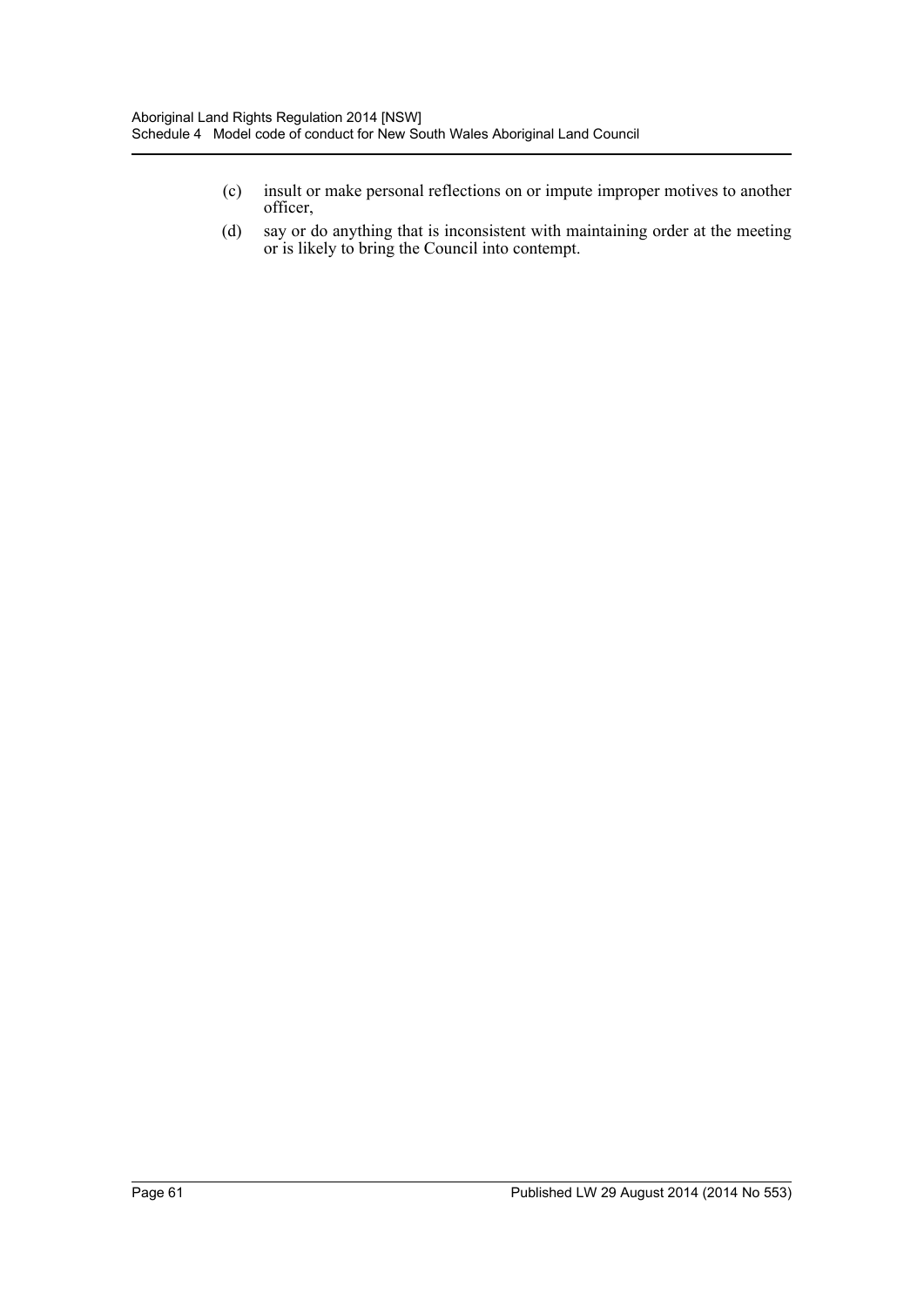(c) insult or make personal reflections on or impute improper motives to another officer,

(d) say or do anything that is inconsistent with maintaining order at the meeting or is likely to bring the Council into contempt.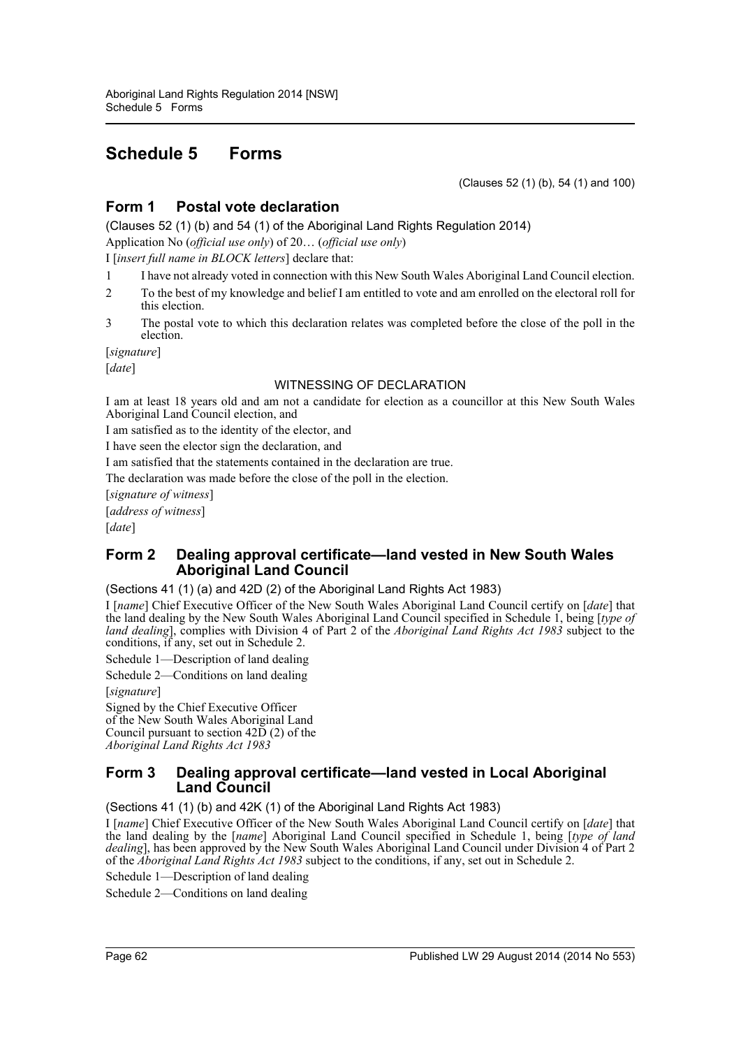# Schedule 5 Forms

(Clauses 52 (1) (b), 54 (1) and 100)

## Form 1 Postal vote declaration

(Clauses 52 (1) (b) and 54 (1) of the Aboriginal Land Rights Regulation 2014)

Application No (*official use only*) of 20… (*official use only*)

I [*insert full name in BLOCK letters*] declare that:

1 I have not already voted in connection with this New South Wales Aboriginal Land Council election.

2 To the best of my knowledge and belief I am entitled to vote and am enrolled on the electoral roll for this election.

3 The postal vote to which this declaration relates was completed before the close of the poll in the election.

[*signature*]

[*date*]

WITNESSING OF DECLARATION

I am at least 18 years old and am not a candidate for election as a councillor at this New South Wales Aboriginal Land Council election, and

I am satisfied as to the identity of the elector, and

I have seen the elector sign the declaration, and

I am satisfied that the statements contained in the declaration are true.

The declaration was made before the close of the poll in the election.

[*signature of witness*]

[*address of witness*]

[*date*]

## Form 2 Dealing approval certificate—land vested in New South Wales Aboriginal Land Council

(Sections 41 (1) (a) and 42D (2) of the Aboriginal Land Rights Act 1983)

I [*name*] Chief Executive Officer of the New South Wales Aboriginal Land Council certify on [*date*] that the land dealing by the New South Wales Aboriginal Land Council specified in Schedule 1, being [*type of land dealing*], complies with Division 4 of Part 2 of the *Aboriginal Land Rights Act 1983* subject to the conditions, if any, set out in Schedule 2.

Schedule 1—Description of land dealing

Schedule 2—Conditions on land dealing

[*signature*]

Signed by the Chief Executive Officer of the New South Wales Aboriginal Land Council pursuant to section 42D (2) of the *Aboriginal Land Rights Act 1983*

## Form 3 Dealing approval certificate—land vested in Local Aboriginal Land Council

(Sections 41 (1) (b) and 42K (1) of the Aboriginal Land Rights Act 1983)

I [*name*] Chief Executive Officer of the New South Wales Aboriginal Land Council certify on [*date*] that the land dealing by the [*name*] Aboriginal Land Council specified in Schedule 1, being [*type of land dealing*], has been approved by the New South Wales Aboriginal Land Council under Division 4 of Part 2 of the *Aboriginal Land Rights Act 1983* subject to the conditions, if any, set out in Schedule 2.

Schedule 1—Description of land dealing

Schedule 2—Conditions on land dealing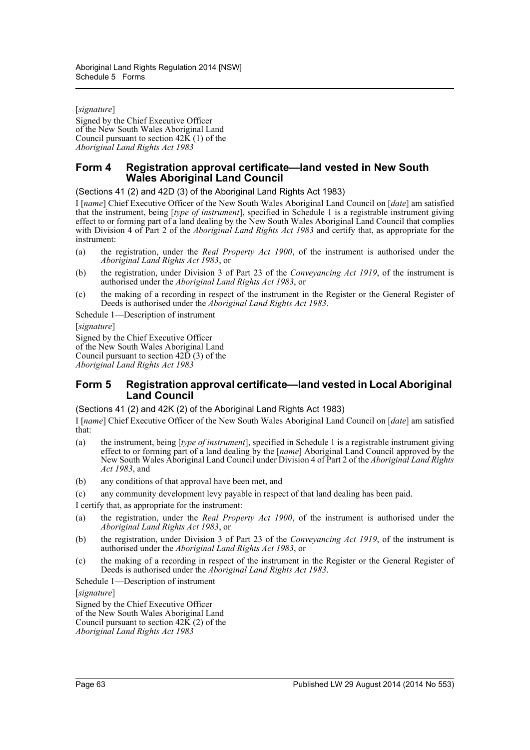[*signature*]

Signed by the Chief Executive Officer of the New South Wales Aboriginal Land Council pursuant to section 42K (1) of the *Aboriginal Land Rights Act 1983*

## Form 4 Registration approval certificate—land vested in New South Wales Aboriginal Land Council

(Sections 41 (2) and 42D (3) of the Aboriginal Land Rights Act 1983)

I [*name*] Chief Executive Officer of the New South Wales Aboriginal Land Council on [*date*] am satisfied that the instrument, being [*type of instrument*], specified in Schedule 1 is a registrable instrument giving effect to or forming part of a land dealing by the New South Wales Aboriginal Land Council that complies with Division 4 of Part 2 of the *Aboriginal Land Rights Act 1983* and certify that, as appropriate for the instrument:

(a) the registration, under the *Real Property Act 1900*, of the instrument is authorised under the *Aboriginal Land Rights Act 1983*, or

(b) the registration, under Division 3 of Part 23 of the *Conveyancing Act 1919*, of the instrument is authorised under the *Aboriginal Land Rights Act 1983*, or

(c) the making of a recording in respect of the instrument in the Register or the General Register of Deeds is authorised under the *Aboriginal Land Rights Act 1983*.

Schedule 1—Description of instrument

[*signature*]

Signed by the Chief Executive Officer of the New South Wales Aboriginal Land Council pursuant to section 42D (3) of the *Aboriginal Land Rights Act 1983*

## Form 5 Registration approval certificate—land vested in Local Aboriginal Land Council

(Sections 41 (2) and 42K (2) of the Aboriginal Land Rights Act 1983)

I [*name*] Chief Executive Officer of the New South Wales Aboriginal Land Council on [*date*] am satisfied that:

(a) the instrument, being [*type of instrument*], specified in Schedule 1 is a registrable instrument giving effect to or forming part of a land dealing by the [*name*] Aboriginal Land Council approved by the New South Wales Aboriginal Land Council under Division 4 of Part 2 of the *Aboriginal Land Rights Act 1983*, and

(b) any conditions of that approval have been met, and

(c) any community development levy payable in respect of that land dealing has been paid.

I certify that, as appropriate for the instrument:

(a) the registration, under the *Real Property Act 1900*, of the instrument is authorised under the *Aboriginal Land Rights Act 1983*, or

(b) the registration, under Division 3 of Part 23 of the *Conveyancing Act 1919*, of the instrument is authorised under the *Aboriginal Land Rights Act 1983*, or

(c) the making of a recording in respect of the instrument in the Register or the General Register of Deeds is authorised under the *Aboriginal Land Rights Act 1983*.

Schedule 1—Description of instrument

[*signature*]

Signed by the Chief Executive Officer of the New South Wales Aboriginal Land Council pursuant to section 42K (2) of the *Aboriginal Land Rights Act 1983*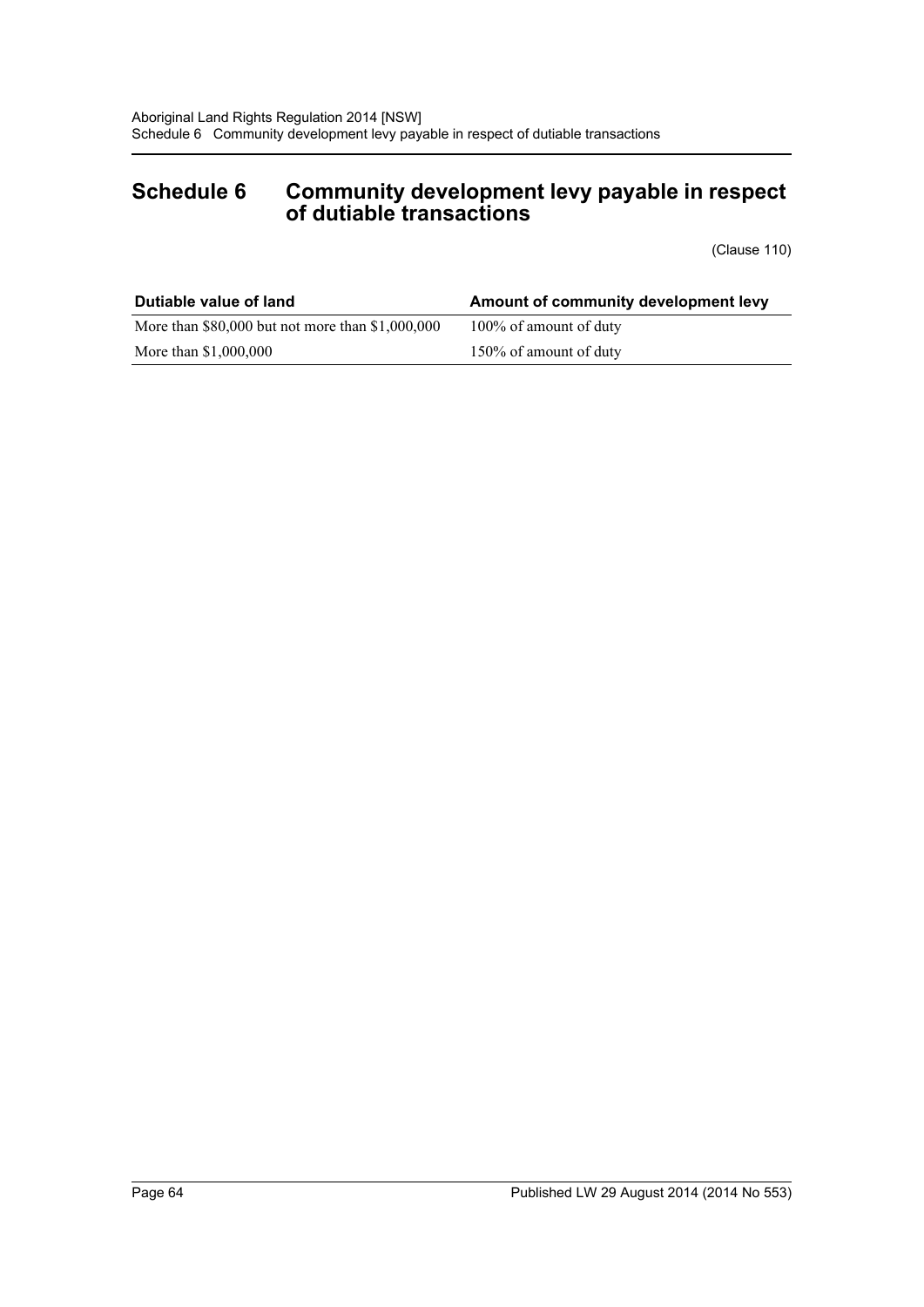# Schedule 6 Community development levy payable in respect of dutiable transactions

(Clause 110)

| Dutiable value of land | Amount of community development levy |
| --- | --- |
| More than $80,000 but not more than $1,000,000 | 100% of amount of duty |
| More than $1,000,000 | 150% of amount of duty |